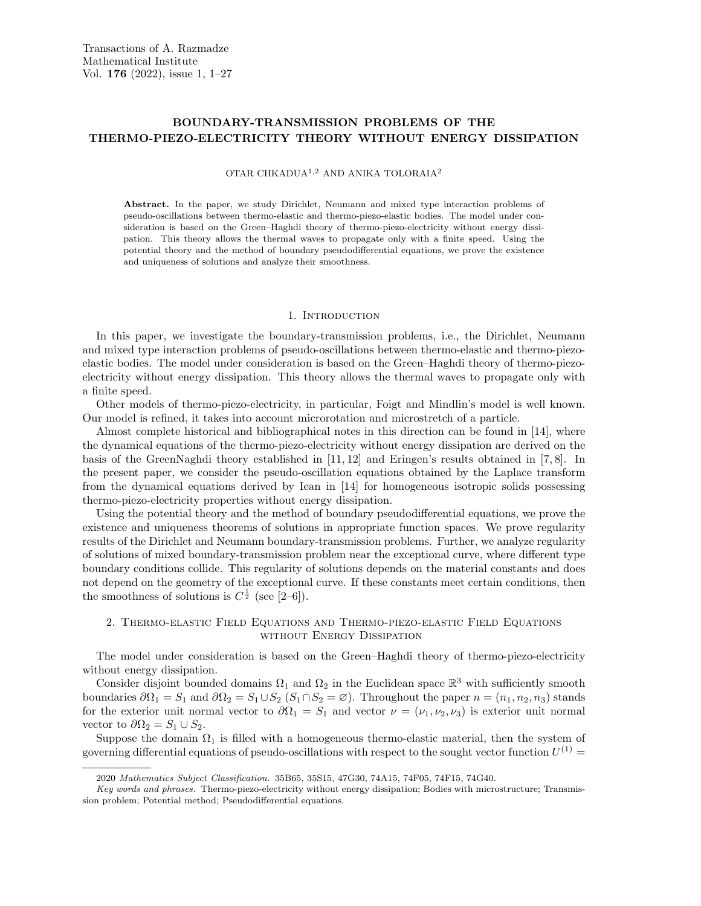Transactions of A. Razmadze Mathematical Institute
Vol. **176** (2022), issue 1, 1–27

# BOUNDARY-TRANSMISSION PROBLEMS OF THE THERMO-PIEZO-ELECTRICITY THEORY WITHOUT ENERGY DISSIPATION

OTAR CHKADUA[1,2] AND ANIKA TOLORAIA[2]

**Abstract.** In the paper, we study Dirichlet, Neumann and mixed type interaction problems of pseudo-oscillations between thermo-elastic and thermo-piezo-elastic bodies. The model under consideration is based on the Green–Haghdi theory of thermo-piezo-electricity without energy dissipation. This theory allows the thermal waves to propagate only with a finite speed. Using the potential theory and the method of boundary pseudodifferential equations, we prove the existence and uniqueness of solutions and analyze their smoothness.

## 1. Introduction

In this paper, we investigate the boundary-transmission problems, i.e., the Dirichlet, Neumann and mixed type interaction problems of pseudo-oscillations between thermo-elastic and thermo-piezo-elastic bodies. The model under consideration is based on the Green–Haghdi theory of thermo-piezo-electricity without energy dissipation. This theory allows the thermal waves to propagate only with a finite speed.

Other models of thermo-piezo-electricity, in particular, Foigt and Mindlin's model is well known. Our model is refined, it takes into account microrotation and microstretch of a particle.

Almost complete historical and bibliographical notes in this direction can be found in [14], where the dynamical equations of the thermo-piezo-electricity without energy dissipation are derived on the basis of the GreenNaghdi theory established in [11, 12] and Eringen's results obtained in [7, 8]. In the present paper, we consider the pseudo-oscillation equations obtained by the Laplace transform from the dynamical equations derived by Iean in [14] for homogeneous isotropic solids possessing thermo-piezo-electricity properties without energy dissipation.

Using the potential theory and the method of boundary pseudodifferential equations, we prove the existence and uniqueness theorems of solutions in appropriate function spaces. We prove regularity results of the Dirichlet and Neumann boundary-transmission problems. Further, we analyze regularity of solutions of mixed boundary-transmission problem near the exceptional curve, where different type boundary conditions collide. This regularity of solutions depends on the material constants and does not depend on the geometry of the exceptional curve. If these constants meet certain conditions, then the smoothness of solutions is $C^{\frac{1}{2}}$ (see [2–6]).

## 2. Thermo-elastic Field Equations and Thermo-piezo-elastic Field Equations without Energy Dissipation

The model under consideration is based on the Green–Haghdi theory of thermo-piezo-electricity without energy dissipation.

Consider disjoint bounded domains $\Omega_1$ and $\Omega_2$ in the Euclidean space $\mathbb{R}^3$ with sufficiently smooth boundaries $\partial\Omega_1 = S_1$ and $\partial\Omega_2 = S_1 \cup S_2$ ($S_1 \cap S_2 = \varnothing$). Throughout the paper $n = (n_1, n_2, n_3)$ stands for the exterior unit normal vector to $\partial\Omega_1 = S_1$ and vector $\nu = (\nu_1, \nu_2, \nu_3)$ is exterior unit normal vector to $\partial\Omega_2 = S_1 \cup S_2$.

Suppose the domain $\Omega_1$ is filled with a homogeneous thermo-elastic material, then the system of governing differential equations of pseudo-oscillations with respect to the sought vector function $U^{(1)} =$

---

2020 *Mathematics Subject Classification.* 35B65, 35S15, 47G30, 74A15, 74F05, 74F15, 74G40.

*Key words and phrases.* Thermo-piezo-electricity without energy dissipation; Bodies with microstructure; Transmission problem; Potential method; Pseudodifferential equations.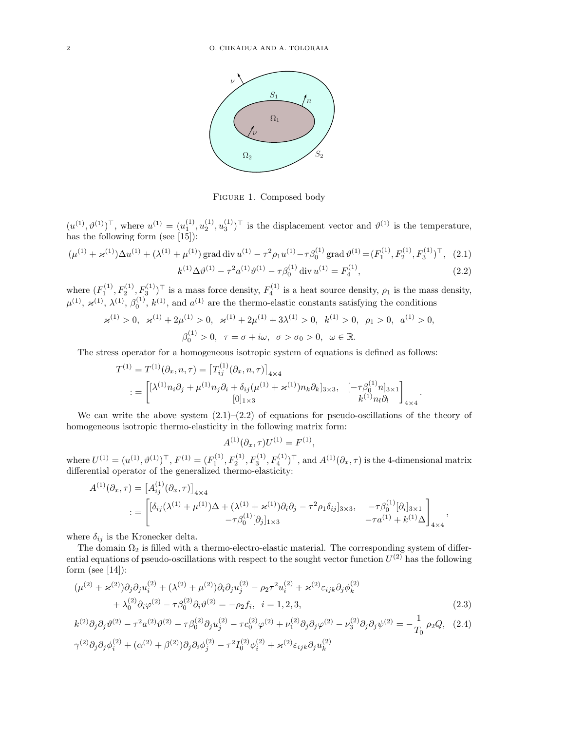FIGURE 1. Composed body

$(u^{(1)}, \vartheta^{(1)})^\top$, where $u^{(1)} = (u_1^{(1)}, u_2^{(1)}, u_3^{(1)})^\top$ is the displacement vector and $\vartheta^{(1)}$ is the temperature, has the following form (see [15]):

$$(\mu^{(1)} + \varkappa^{(1)})\Delta u^{(1)} + (\lambda^{(1)} + \mu^{(1)}) \operatorname{grad} \operatorname{div} u^{(1)} - \tau^2 \rho_1 u^{(1)} - \tau\beta_0^{(1)} \operatorname{grad} \vartheta^{(1)} = (F_1^{(1)}, F_2^{(1)}, F_3^{(1)})^\top, \quad (2.1)$$

$$k^{(1)}\Delta\vartheta^{(1)} - \tau^2 a^{(1)}\vartheta^{(1)} - \tau\beta_0^{(1)} \operatorname{div} u^{(1)} = F_4^{(1)}, \quad (2.2)$$

where $(F_1^{(1)}, F_2^{(1)}, F_3^{(1)})^\top$ is a mass force density, $F_4^{(1)}$ is a heat source density, $\rho_1$ is the mass density, $\mu^{(1)}$, $\varkappa^{(1)}$, $\lambda^{(1)}$, $\beta_0^{(1)}$, $k^{(1)}$, and $a^{(1)}$ are the thermo-elastic constants satisfying the conditions

$$\varkappa^{(1)} > 0, \quad \varkappa^{(1)} + 2\mu^{(1)} > 0, \quad \varkappa^{(1)} + 2\mu^{(1)} + 3\lambda^{(1)} > 0, \quad k^{(1)} > 0, \quad \rho_1 > 0, \quad a^{(1)} > 0,$$

$$\beta_0^{(1)} > 0, \quad \tau = \sigma + i\omega, \quad \sigma > \sigma_0 > 0, \quad \omega \in \mathbb{R}.$$

The stress operator for a homogeneous isotropic system of equations is defined as follows:

$$T^{(1)} = T^{(1)}(\partial_x, n, \tau) = \left[T_{ij}^{(1)}(\partial_x, n, \tau)\right]_{4\times 4}$$
$$:= \begin{bmatrix} [\lambda^{(1)} n_i \partial_j + \mu^{(1)} n_j \partial_i + \delta_{ij}(\mu^{(1)} + \varkappa^{(1)}) n_k \partial_k]_{3\times 3}, & [-\tau\beta_0^{(1)} n]_{3\times 1} \\ [0]_{1\times 3} & k^{(1)} n_l \partial_l \end{bmatrix}_{4\times 4}.$$

We can write the above system (2.1)–(2.2) of equations for pseudo-oscillations of the theory of homogeneous isotropic thermo-elasticity in the following matrix form:

$$A^{(1)}(\partial_x, \tau) U^{(1)} = F^{(1)},$$

where $U^{(1)} = (u^{(1)}, \vartheta^{(1)})^\top$, $F^{(1)} = (F_1^{(1)}, F_2^{(1)}, F_3^{(1)}, F_4^{(1)})^\top$, and $A^{(1)}(\partial_x, \tau)$ is the 4-dimensional matrix differential operator of the generalized thermo-elasticity:

$$A^{(1)}(\partial_x, \tau) = \left[A_{ij}^{(1)}(\partial_x, \tau)\right]_{4\times 4}$$
$$:= \begin{bmatrix} [\delta_{ij}(\lambda^{(1)} + \mu^{(1)})\Delta + (\lambda^{(1)} + \varkappa^{(1)})\partial_i\partial_j - \tau^2\rho_1\delta_{ij}]_{3\times 3}, & -\tau\beta_0^{(1)}[\partial_i]_{3\times 1} \\ -\tau\beta_0^{(1)}[\partial_j]_{1\times 3} & -\tau a^{(1)} + k^{(1)}\Delta \end{bmatrix}_{4\times 4},$$

where $\delta_{ij}$ is the Kronecker delta.

The domain $\Omega_2$ is filled with a thermo-electro-elastic material. The corresponding system of differential equations of pseudo-oscillations with respect to the sought vector function $U^{(2)}$ has the following form (see [14]):

$$(\mu^{(2)} + \varkappa^{(2)})\partial_j\partial_j u_i^{(2)} + (\lambda^{(2)} + \mu^{(2)})\partial_i\partial_j u_j^{(2)} - \rho_2\tau^2 u_i^{(2)} + \varkappa^{(2)}\varepsilon_{ijk}\partial_j\phi_k^{(2)}$$
$$+ \lambda_0^{(2)}\partial_i\varphi^{(2)} - \tau\beta_0^{(2)}\partial_i\vartheta^{(2)} = -\rho_2 f_i, \quad i = 1, 2, 3, \quad (2.3)$$

$$k^{(2)}\partial_j\partial_j\vartheta^{(2)} - \tau^2 a^{(2)}\vartheta^{(2)} - \tau\beta_0^{(2)}\partial_j u_j^{(2)} - \tau c_0^{(2)}\varphi^{(2)} + \nu_1^{(2)}\partial_j\partial_j\varphi^{(2)} - \nu_3^{(2)}\partial_j\partial_j\psi^{(2)} = -\frac{1}{T_0}\rho_2 Q, \quad (2.4)$$

$$\gamma^{(2)}\partial_j\partial_j\phi_i^{(2)} + (\alpha^{(2)} + \beta^{(2)})\partial_j\partial_i\phi_j^{(2)} - \tau^2 I_0^{(2)}\phi_i^{(2)} + \varkappa^{(2)}\varepsilon_{ijk}\partial_j u_k^{(2)}$$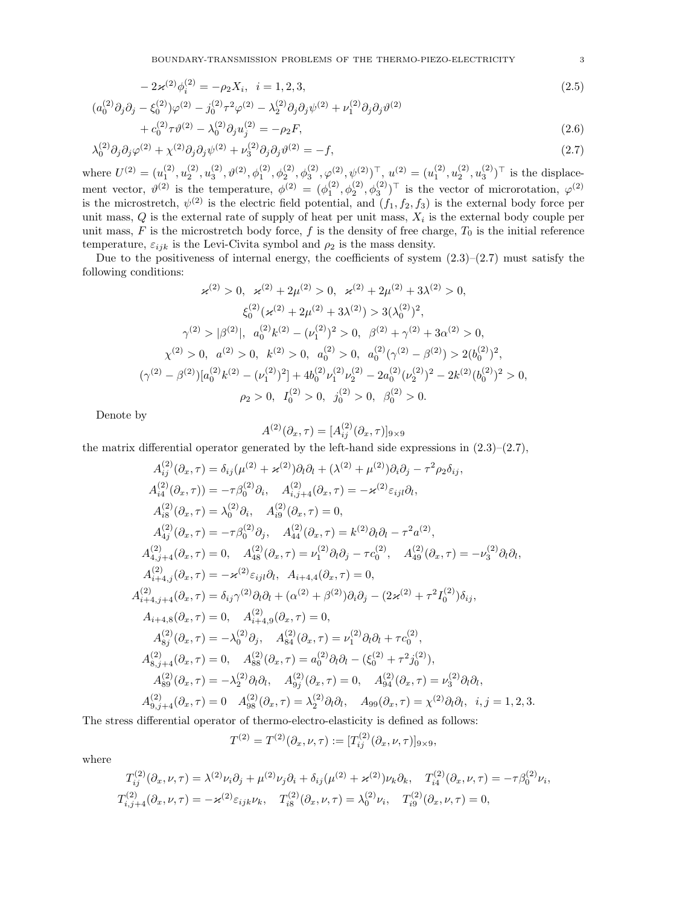$$-2\varkappa^{(2)}\phi_i^{(2)} = -\rho_2 X_i, \quad i = 1,2,3, \tag{2.5}$$

$$(a_0^{(2)}\partial_j\partial_j - \xi_0^{(2)})\varphi^{(2)} - j_0^{(2)}\tau^2\varphi^{(2)} - \lambda_2^{(2)}\partial_j\partial_j\psi^{(2)} + \nu_1^{(2)}\partial_j\partial_j\vartheta^{(2)}$$
$$+ c_0^{(2)}\tau\vartheta^{(2)} - \lambda_0^{(2)}\partial_j u_j^{(2)} = -\rho_2 F, \tag{2.6}$$

$$\lambda_0^{(2)}\partial_j\partial_j\varphi^{(2)} + \chi^{(2)}\partial_j\partial_j\psi^{(2)} + \nu_3^{(2)}\partial_j\partial_j\vartheta^{(2)} = -f, \tag{2.7}$$

where $U^{(2)} = (u_1^{(2)}, u_2^{(2)}, u_3^{(2)}, \vartheta^{(2)}, \phi_1^{(2)}, \phi_2^{(2)}, \phi_3^{(2)}, \varphi^{(2)}, \psi^{(2)})^\top$, $u^{(2)} = (u_1^{(2)}, u_2^{(2)}, u_3^{(2)})^\top$ is the displacement vector, $\vartheta^{(2)}$ is the temperature, $\phi^{(2)} = (\phi_1^{(2)}, \phi_2^{(2)}, \phi_3^{(2)})^\top$ is the vector of microrotation, $\varphi^{(2)}$ is the microstretch, $\psi^{(2)}$ is the electric field potential, and $(f_1, f_2, f_3)$ is the external body force per unit mass, $Q$ is the external rate of supply of heat per unit mass, $X_i$ is the external body couple per unit mass, $F$ is the microstretch body force, $f$ is the density of free charge, $T_0$ is the initial reference temperature, $\varepsilon_{ijk}$ is the Levi-Civita symbol and $\rho_2$ is the mass density.

Due to the positiveness of internal energy, the coefficients of system (2.3)–(2.7) must satisfy the following conditions:

$$\varkappa^{(2)} > 0, \quad \varkappa^{(2)} + 2\mu^{(2)} > 0, \quad \varkappa^{(2)} + 2\mu^{(2)} + 3\lambda^{(2)} > 0,$$
$$\xi_0^{(2)}(\varkappa^{(2)} + 2\mu^{(2)} + 3\lambda^{(2)}) > 3(\lambda_0^{(2)})^2,$$
$$\gamma^{(2)} > |\beta^{(2)}|, \quad a_0^{(2)}k^{(2)} - (\nu_1^{(2)})^2 > 0, \quad \beta^{(2)} + \gamma^{(2)} + 3\alpha^{(2)} > 0,$$
$$\chi^{(2)} > 0, \quad a^{(2)} > 0, \quad k^{(2)} > 0, \quad a_0^{(2)} > 0, \quad a_0^{(2)}(\gamma^{(2)} - \beta^{(2)}) > 2(b_0^{(2)})^2,$$
$$(\gamma^{(2)} - \beta^{(2)})[a_0^{(2)}k^{(2)} - (\nu_1^{(2)})^2] + 4b_0^{(2)}\nu_1^{(2)}\nu_2^{(2)} - 2a_0^{(2)}(\nu_2^{(2)})^2 - 2k^{(2)}(b_0^{(2)})^2 > 0,$$
$$\rho_2 > 0, \quad I_0^{(2)} > 0, \quad j_0^{(2)} > 0, \quad \beta_0^{(2)} > 0.$$

Denote by

$$A^{(2)}(\partial_x, \tau) = [A_{ij}^{(2)}(\partial_x, \tau)]_{9\times 9}$$

the matrix differential operator generated by the left-hand side expressions in (2.3)–(2.7),

$$A_{ij}^{(2)}(\partial_x, \tau) = \delta_{ij}(\mu^{(2)} + \varkappa^{(2)})\partial_l\partial_l + (\lambda^{(2)} + \mu^{(2)})\partial_i\partial_j - \tau^2\rho_2\delta_{ij},$$
$$A_{i4}^{(2)}(\partial_x, \tau)) = -\tau\beta_0^{(2)}\partial_i, \quad A_{i,j+4}^{(2)}(\partial_x, \tau) = -\varkappa^{(2)}\varepsilon_{ijl}\partial_l,$$
$$A_{i8}^{(2)}(\partial_x, \tau) = \lambda_0^{(2)}\partial_i, \quad A_{i9}^{(2)}(\partial_x, \tau) = 0,$$
$$A_{4j}^{(2)}(\partial_x, \tau) = -\tau\beta_0^{(2)}\partial_j, \quad A_{44}^{(2)}(\partial_x, \tau) = k^{(2)}\partial_l\partial_l - \tau^2 a^{(2)},$$
$$A_{4,j+4}^{(2)}(\partial_x, \tau) = 0, \quad A_{48}^{(2)}(\partial_x, \tau) = \nu_1^{(2)}\partial_l\partial_j - \tau c_0^{(2)}, \quad A_{49}^{(2)}(\partial_x, \tau) = -\nu_3^{(2)}\partial_l\partial_l,$$
$$A_{i+4,j}^{(2)}(\partial_x, \tau) = -\varkappa^{(2)}\varepsilon_{ijl}\partial_l, \quad A_{i+4,4}(\partial_x, \tau) = 0,$$
$$A_{i+4,j+4}^{(2)}(\partial_x, \tau) = \delta_{ij}\gamma^{(2)}\partial_l\partial_l + (\alpha^{(2)} + \beta^{(2)})\partial_i\partial_j - (2\varkappa^{(2)} + \tau^2 I_0^{(2)})\delta_{ij},$$
$$A_{i+4,8}(\partial_x, \tau) = 0, \quad A_{i+4,9}^{(2)}(\partial_x, \tau) = 0,$$
$$A_{8j}^{(2)}(\partial_x, \tau) = -\lambda_0^{(2)}\partial_j, \quad A_{84}^{(2)}(\partial_x, \tau) = \nu_1^{(2)}\partial_l\partial_l + \tau c_0^{(2)},$$
$$A_{8,j+4}^{(2)}(\partial_x, \tau) = 0, \quad A_{88}^{(2)}(\partial_x, \tau) = a_0^{(2)}\partial_l\partial_l - (\xi_0^{(2)} + \tau^2 j_0^{(2)}),$$
$$A_{89}^{(2)}(\partial_x, \tau) = -\lambda_2^{(2)}\partial_l\partial_l, \quad A_{9j}^{(2)}(\partial_x, \tau) = 0, \quad A_{94}^{(2)}(\partial_x, \tau) = \nu_3^{(2)}\partial_l\partial_l,$$
$$A_{9,j+4}^{(2)}(\partial_x, \tau) = 0 \quad A_{98}^{(2)}(\partial_x, \tau) = \lambda_2^{(2)}\partial_l\partial_l, \quad A_{99}(\partial_x, \tau) = \chi^{(2)}\partial_l\partial_l, \quad i,j = 1,2,3.$$

The stress differential operator of thermo-electro-elasticity is defined as follows:

$$T^{(2)} = T^{(2)}(\partial_x, \nu, \tau) := [T_{ij}^{(2)}(\partial_x, \nu, \tau)]_{9\times 9},$$

where

$$T_{ij}^{(2)}(\partial_x, \nu, \tau) = \lambda^{(2)}\nu_i\partial_j + \mu^{(2)}\nu_j\partial_i + \delta_{ij}(\mu^{(2)} + \varkappa^{(2)})\nu_k\partial_k, \quad T_{i4}^{(2)}(\partial_x, \nu, \tau) = -\tau\beta_0^{(2)}\nu_i,$$
$$T_{i,j+4}^{(2)}(\partial_x, \nu, \tau) = -\varkappa^{(2)}\varepsilon_{ijk}\nu_k, \quad T_{i8}^{(2)}(\partial_x, \nu, \tau) = \lambda_0^{(2)}\nu_i, \quad T_{i9}^{(2)}(\partial_x, \nu, \tau) = 0,$$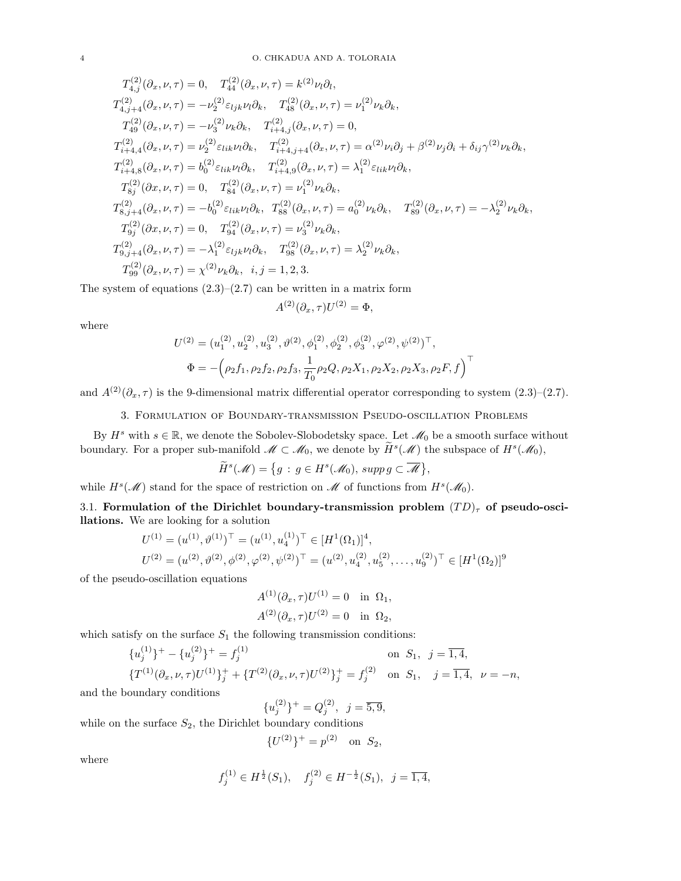$$
\begin{aligned}
&T^{(2)}_{4,j}(\partial_x,\nu,\tau)=0, \quad T^{(2)}_{44}(\partial_x,\nu,\tau)=k^{(2)}\nu_l\partial_l,\\
&T^{(2)}_{4,j+4}(\partial_x,\nu,\tau)=-\nu_2^{(2)}\varepsilon_{ljk}\nu_l\partial_k, \quad T^{(2)}_{48}(\partial_x,\nu,\tau)=\nu_1^{(2)}\nu_k\partial_k,\\
&T^{(2)}_{49}(\partial_x,\nu,\tau)=-\nu_3^{(2)}\nu_k\partial_k, \quad T^{(2)}_{i+4,j}(\partial_x,\nu,\tau)=0,\\
&T^{(2)}_{i+4,4}(\partial_x,\nu,\tau)=\nu_2^{(2)}\varepsilon_{lik}\nu_l\partial_k, \quad T^{(2)}_{i+4,j+4}(\partial_x,\nu,\tau)=\alpha^{(2)}\nu_i\partial_j+\beta^{(2)}\nu_j\partial_i+\delta_{ij}\gamma^{(2)}\nu_k\partial_k,\\
&T^{(2)}_{i+4,8}(\partial_x,\nu,\tau)=b_0^{(2)}\varepsilon_{lik}\nu_l\partial_k, \quad T^{(2)}_{i+4,9}(\partial_x,\nu,\tau)=\lambda_1^{(2)}\varepsilon_{lik}\nu_l\partial_k,\\
&T^{(2)}_{8j}(\partial x,\nu,\tau)=0, \quad T^{(2)}_{84}(\partial_x,\nu,\tau)=\nu_1^{(2)}\nu_k\partial_k,\\
&T^{(2)}_{8,j+4}(\partial_x,\nu,\tau)=-b_0^{(2)}\varepsilon_{lik}\nu_l\partial_k, \quad T^{(2)}_{88}(\partial_x,\nu,\tau)=a_0^{(2)}\nu_k\partial_k, \quad T^{(2)}_{89}(\partial_x,\nu,\tau)=-\lambda_2^{(2)}\nu_k\partial_k,\\
&T^{(2)}_{9j}(\partial x,\nu,\tau)=0, \quad T^{(2)}_{94}(\partial_x,\nu,\tau)=\nu_3^{(2)}\nu_k\partial_k,\\
&T^{(2)}_{9,j+4}(\partial_x,\nu,\tau)=-\lambda_1^{(2)}\varepsilon_{ljk}\nu_l\partial_k, \quad T^{(2)}_{98}(\partial_x,\nu,\tau)=\lambda_2^{(2)}\nu_k\partial_k,\\
&T^{(2)}_{99}(\partial_x,\nu,\tau)=\chi^{(2)}\nu_k\partial_k, \quad i,j=1,2,3.
\end{aligned}
$$

The system of equations (2.3)–(2.7) can be written in a matrix form

$$
A^{(2)}(\partial_x,\tau)U^{(2)}=\Phi,
$$

where

$$
U^{(2)}=(u_1^{(2)},u_2^{(2)},u_3^{(2)},\vartheta^{(2)},\phi_1^{(2)},\phi_2^{(2)},\phi_3^{(2)},\varphi^{(2)},\psi^{(2)})^\top,
$$
$$
\Phi=-\Big(\rho_2f_1,\rho_2f_2,\rho_2f_3,\frac{1}{T_0}\rho_2Q,\rho_2X_1,\rho_2X_2,\rho_2X_3,\rho_2F,f\Big)^\top
$$

and $A^{(2)}(\partial_x,\tau)$ is the 9-dimensional matrix differential operator corresponding to system (2.3)–(2.7).

## 3. Formulation of Boundary-transmission Pseudo-oscillation Problems

By $H^s$ with $s\in\mathbb{R}$, we denote the Sobolev-Slobodetsky space. Let $\mathscr{M}_0$ be a smooth surface without boundary. For a proper sub-manifold $\mathscr{M}\subset\mathscr{M}_0$, we denote by $\widetilde{H}^s(\mathscr{M})$ the subspace of $H^s(\mathscr{M}_0)$,

$$
\widetilde{H}^s(\mathscr{M})=\big\{g\,:\,g\in H^s(\mathscr{M}_0),\ supp\, g\subset\overline{\mathscr{M}}\big\},
$$

while $H^s(\mathscr{M})$ stand for the space of restriction on $\mathscr{M}$ of functions from $H^s(\mathscr{M}_0)$.

### 3.1. Formulation of the Dirichlet boundary-transmission problem $(TD)_\tau$ of pseudo-oscillations.

We are looking for a solution

$$
\begin{aligned}
&U^{(1)}=(u^{(1)},\vartheta^{(1)})^\top=(u^{(1)},u_4^{(1)})^\top\in[H^1(\Omega_1)]^4,\\
&U^{(2)}=(u^{(2)},\vartheta^{(2)},\phi^{(2)},\varphi^{(2)},\psi^{(2)})^\top=(u^{(2)},u_4^{(2)},u_5^{(2)},\dots,u_9^{(2)})^\top\in[H^1(\Omega_2)]^9
\end{aligned}
$$

of the pseudo-oscillation equations

$$
\begin{aligned}
&A^{(1)}(\partial_x,\tau)U^{(1)}=0 \quad \text{in } \Omega_1,\\
&A^{(2)}(\partial_x,\tau)U^{(2)}=0 \quad \text{in } \Omega_2,
\end{aligned}
$$

which satisfy on the surface $S_1$ the following transmission conditions:

$$
\begin{aligned}
&\{u_j^{(1)}\}^+-\{u_j^{(2)}\}^+=f_j^{(1)} && \text{on } S_1,\ \ j=\overline{1,4},\\
&\{T^{(1)}(\partial_x,\nu,\tau)U^{(1)}\}_j^+ +\{T^{(2)}(\partial_x,\nu,\tau)U^{(2)}\}_j^+=f_j^{(2)} && \text{on } S_1,\ \ j=\overline{1,4},\ \ \nu=-n,
\end{aligned}
$$

and the boundary conditions

$$
\{u_j^{(2)}\}^+=Q_j^{(2)},\ \ j=\overline{5,9},
$$

while on the surface $S_2$, the Dirichlet boundary conditions

$$
\{U^{(2)}\}^+=p^{(2)} \quad \text{on } S_2,
$$

where

$$
f_j^{(1)}\in H^{\frac12}(S_1),\quad f_j^{(2)}\in H^{-\frac12}(S_1),\ \ j=\overline{1,4},
$$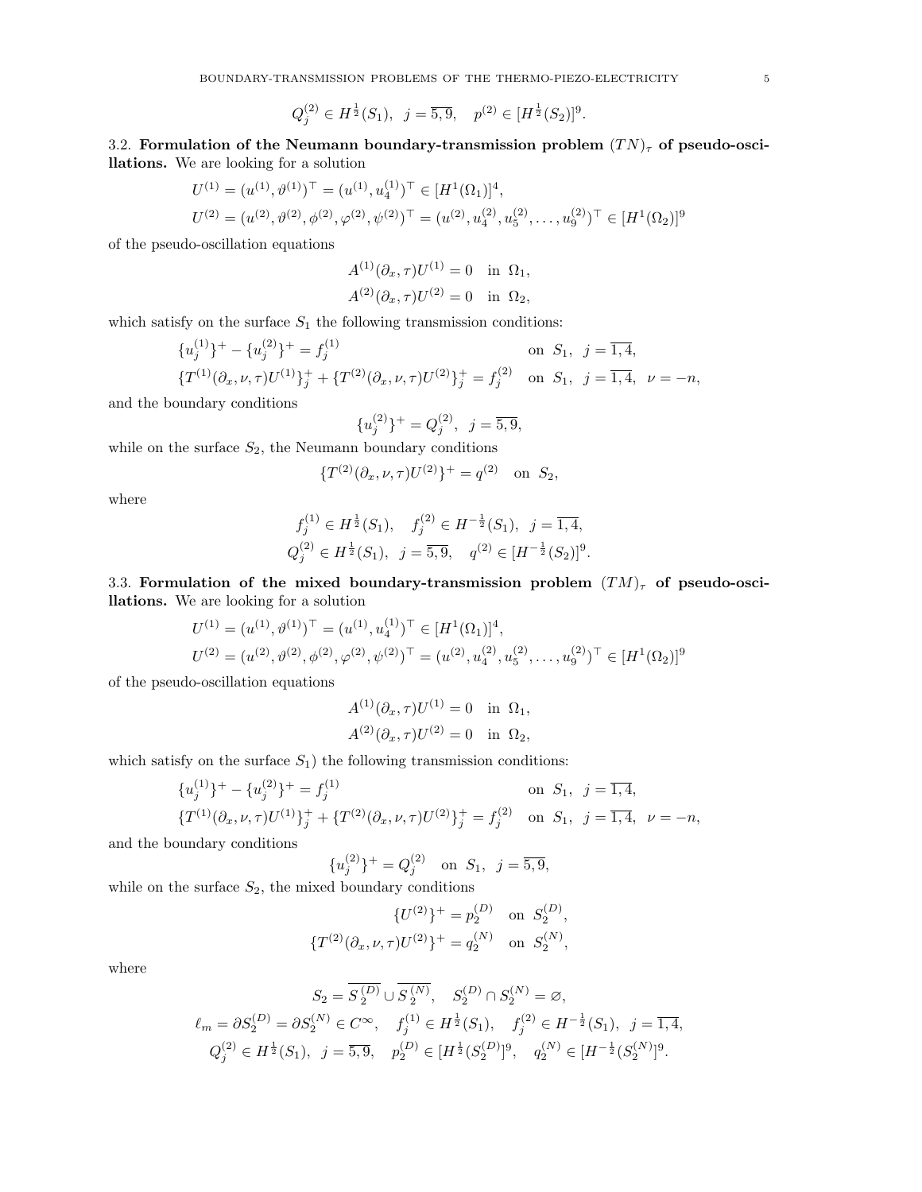$$Q_j^{(2)} \in H^{\frac{1}{2}}(S_1), \quad j = \overline{5,9}, \quad p^{(2)} \in [H^{\frac{1}{2}}(S_2)]^9.$$

3.2. **Formulation of the Neumann boundary-transmission problem $(TN)_\tau$ of pseudo-oscillations.** We are looking for a solution

$$U^{(1)} = (u^{(1)}, \vartheta^{(1)})^\top = (u^{(1)}, u_4^{(1)})^\top \in [H^1(\Omega_1)]^4,$$
$$U^{(2)} = (u^{(2)}, \vartheta^{(2)}, \phi^{(2)}, \varphi^{(2)}, \psi^{(2)})^\top = (u^{(2)}, u_4^{(2)}, u_5^{(2)}, \dots, u_9^{(2)})^\top \in [H^1(\Omega_2)]^9$$

of the pseudo-oscillation equations

$$A^{(1)}(\partial_x, \tau)U^{(1)} = 0 \quad \text{in } \Omega_1,$$
$$A^{(2)}(\partial_x, \tau)U^{(2)} = 0 \quad \text{in } \Omega_2,$$

which satisfy on the surface $S_1$ the following transmission conditions:

$$\{u_j^{(1)}\}^+ - \{u_j^{(2)}\}^+ = f_j^{(1)} \qquad \text{on } S_1, \ \ j = \overline{1,4},$$
$$\{T^{(1)}(\partial_x, \nu, \tau)U^{(1)}\}_j^+ + \{T^{(2)}(\partial_x, \nu, \tau)U^{(2)}\}_j^+ = f_j^{(2)} \quad \text{on } S_1, \ \ j = \overline{1,4}, \ \ \nu = -n,$$

and the boundary conditions

$$\{u_j^{(2)}\}^+ = Q_j^{(2)}, \ \ j = \overline{5,9},$$

while on the surface $S_2$, the Neumann boundary conditions

$$\{T^{(2)}(\partial_x, \nu, \tau)U^{(2)}\}^+ = q^{(2)} \quad \text{on } S_2,$$

where

$$f_j^{(1)} \in H^{\frac{1}{2}}(S_1), \quad f_j^{(2)} \in H^{-\frac{1}{2}}(S_1), \ \ j = \overline{1,4},$$
$$Q_j^{(2)} \in H^{\frac{1}{2}}(S_1), \ \ j = \overline{5,9}, \quad q^{(2)} \in [H^{-\frac{1}{2}}(S_2)]^9.$$

3.3. **Formulation of the mixed boundary-transmission problem $(TM)_\tau$ of pseudo-oscillations.** We are looking for a solution

$$U^{(1)} = (u^{(1)}, \vartheta^{(1)})^\top = (u^{(1)}, u_4^{(1)})^\top \in [H^1(\Omega_1)]^4,$$
$$U^{(2)} = (u^{(2)}, \vartheta^{(2)}, \phi^{(2)}, \varphi^{(2)}, \psi^{(2)})^\top = (u^{(2)}, u_4^{(2)}, u_5^{(2)}, \dots, u_9^{(2)})^\top \in [H^1(\Omega_2)]^9$$

of the pseudo-oscillation equations

$$A^{(1)}(\partial_x, \tau)U^{(1)} = 0 \quad \text{in } \Omega_1,$$
$$A^{(2)}(\partial_x, \tau)U^{(2)} = 0 \quad \text{in } \Omega_2,$$

which satisfy on the surface $S_1$) the following transmission conditions:

$$\{u_j^{(1)}\}^+ - \{u_j^{(2)}\}^+ = f_j^{(1)} \qquad \text{on } S_1, \ \ j = \overline{1,4},$$
$$\{T^{(1)}(\partial_x, \nu, \tau)U^{(1)}\}_j^+ + \{T^{(2)}(\partial_x, \nu, \tau)U^{(2)}\}_j^+ = f_j^{(2)} \quad \text{on } S_1, \ \ j = \overline{1,4}, \ \ \nu = -n,$$

and the boundary conditions

$$\{u_j^{(2)}\}^+ = Q_j^{(2)} \quad \text{on } S_1, \ \ j = \overline{5,9},$$

while on the surface $S_2$, the mixed boundary conditions

$$\{U^{(2)}\}^+ = p_2^{(D)} \quad \text{on } S_2^{(D)},$$
$$\{T^{(2)}(\partial_x, \nu, \tau)U^{(2)}\}^+ = q_2^{(N)} \quad \text{on } S_2^{(N)},$$

where

$$S_2 = \overline{S_2^{(D)}} \cup \overline{S_2^{(N)}}, \quad S_2^{(D)} \cap S_2^{(N)} = \varnothing,$$
$$\ell_m = \partial S_2^{(D)} = \partial S_2^{(N)} \in C^\infty, \quad f_j^{(1)} \in H^{\frac{1}{2}}(S_1), \quad f_j^{(2)} \in H^{-\frac{1}{2}}(S_1), \ \ j = \overline{1,4},$$
$$Q_j^{(2)} \in H^{\frac{1}{2}}(S_1), \ \ j = \overline{5,9}, \quad p_2^{(D)} \in [H^{\frac{1}{2}}(S_2^{(D)})]^9, \quad q_2^{(N)} \in [H^{-\frac{1}{2}}(S_2^{(N)})]^9.$$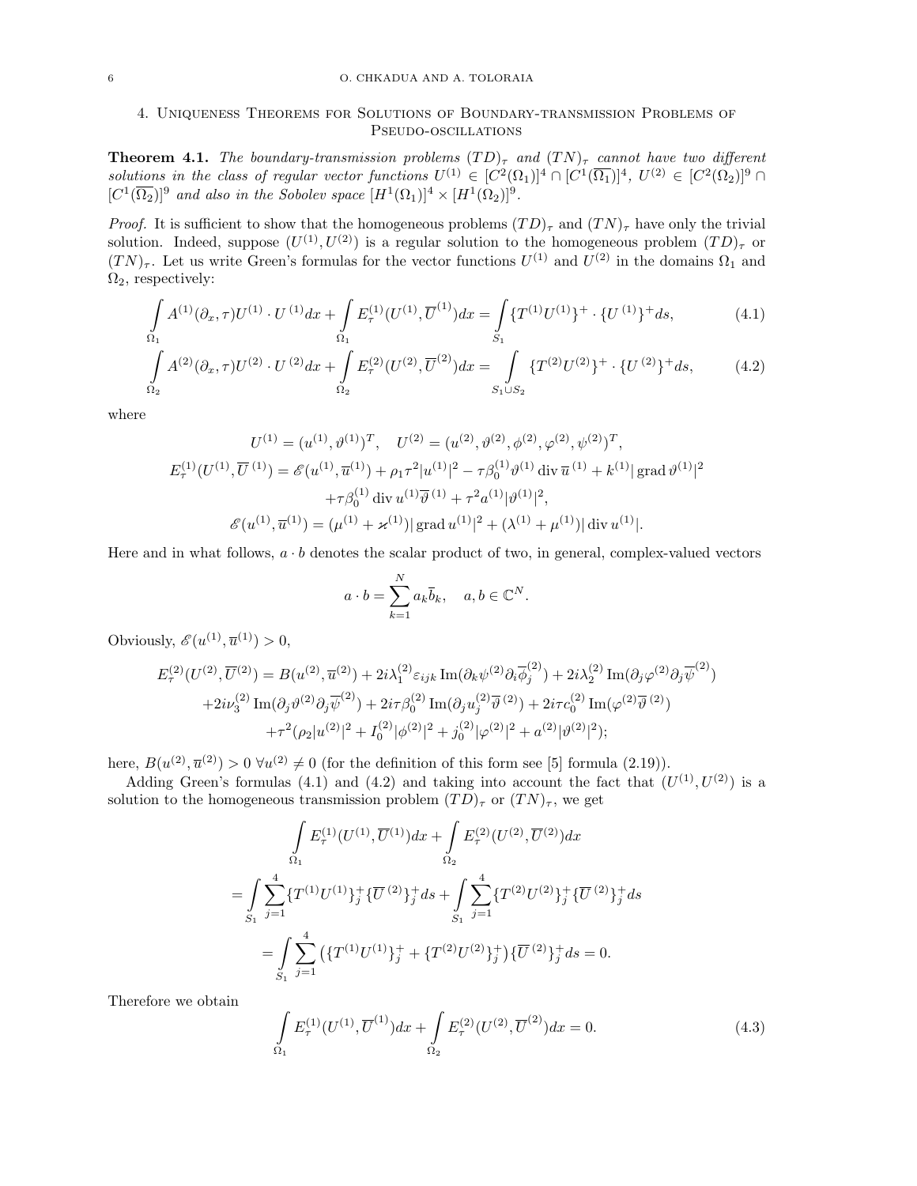## 4. Uniqueness Theorems for Solutions of Boundary-transmission Problems of Pseudo-oscillations

**Theorem 4.1.** *The boundary-transmission problems $(TD)_\tau$ and $(TN)_\tau$ cannot have two different solutions in the class of regular vector functions $U^{(1)} \in [C^2(\Omega_1)]^4 \cap [C^1(\overline{\Omega_1})]^4$, $U^{(2)} \in [C^2(\Omega_2)]^9 \cap [C^1(\overline{\Omega_2})]^9$ and also in the Sobolev space $[H^1(\Omega_1)]^4 \times [H^1(\Omega_2)]^9$.*

*Proof.* It is sufficient to show that the homogeneous problems $(TD)_\tau$ and $(TN)_\tau$ have only the trivial solution. Indeed, suppose $(U^{(1)}, U^{(2)})$ is a regular solution to the homogeneous problem $(TD)_\tau$ or $(TN)_\tau$. Let us write Green's formulas for the vector functions $U^{(1)}$ and $U^{(2)}$ in the domains $\Omega_1$ and $\Omega_2$, respectively:

$$\int_{\Omega_1} A^{(1)}(\partial_x, \tau)U^{(1)} \cdot U^{(1)} dx + \int_{\Omega_1} E_\tau^{(1)}(U^{(1)}, \overline{U}^{(1)}) dx = \int_{S_1} \{T^{(1)}U^{(1)}\}^+ \cdot \{U^{(1)}\}^+ ds, \tag{4.1}$$

$$\int_{\Omega_2} A^{(2)}(\partial_x, \tau)U^{(2)} \cdot U^{(2)} dx + \int_{\Omega_2} E_\tau^{(2)}(U^{(2)}, \overline{U}^{(2)}) dx = \int_{S_1 \cup S_2} \{T^{(2)}U^{(2)}\}^+ \cdot \{U^{(2)}\}^+ ds, \tag{4.2}$$

where

$$U^{(1)} = (u^{(1)}, \vartheta^{(1)})^T, \quad U^{(2)} = (u^{(2)}, \vartheta^{(2)}, \phi^{(2)}, \varphi^{(2)}, \psi^{(2)})^T,$$

$$E_\tau^{(1)}(U^{(1)}, \overline{U}^{(1)}) = \mathscr{E}(u^{(1)}, \overline{u}^{(1)}) + \rho_1 \tau^2 |u^{(1)}|^2 - \tau \beta_0^{(1)} \vartheta^{(1)} \operatorname{div} \overline{u}^{(1)} + k^{(1)} |\operatorname{grad} \vartheta^{(1)}|^2$$
$$+ \tau \beta_0^{(1)} \operatorname{div} u^{(1)} \overline{\vartheta}^{(1)} + \tau^2 a^{(1)} |\vartheta^{(1)}|^2,$$

$$\mathscr{E}(u^{(1)}, \overline{u}^{(1)}) = (\mu^{(1)} + \varkappa^{(1)}) |\operatorname{grad} u^{(1)}|^2 + (\lambda^{(1)} + \mu^{(1)}) |\operatorname{div} u^{(1)}|.$$

Here and in what follows, $a \cdot b$ denotes the scalar product of two, in general, complex-valued vectors

$$a \cdot b = \sum_{k=1}^N a_k \overline{b}_k, \quad a, b \in \mathbb{C}^N.$$

Obviously, $\mathscr{E}(u^{(1)}, \overline{u}^{(1)}) > 0$,

$$E_\tau^{(2)}(U^{(2)}, \overline{U}^{(2)}) = B(u^{(2)}, \overline{u}^{(2)}) + 2i\lambda_1^{(2)} \varepsilon_{ijk} \operatorname{Im}(\partial_k \psi^{(2)} \partial_i \overline{\phi}_j^{(2)}) + 2i\lambda_2^{(2)} \operatorname{Im}(\partial_j \varphi^{(2)} \partial_j \overline{\psi}^{(2)})$$
$$+ 2i\nu_3^{(2)} \operatorname{Im}(\partial_j \vartheta^{(2)} \partial_j \overline{\psi}^{(2)}) + 2i\tau \beta_0^{(2)} \operatorname{Im}(\partial_j u_j^{(2)} \overline{\vartheta}^{(2)}) + 2i\tau c_0^{(2)} \operatorname{Im}(\varphi^{(2)} \overline{\vartheta}^{(2)})$$
$$+ \tau^2 (\rho_2 |u^{(2)}|^2 + I_0^{(2)} |\phi^{(2)}|^2 + j_0^{(2)} |\varphi^{(2)}|^2 + a^{(2)} |\vartheta^{(2)}|^2);$$

here, $B(u^{(2)}, \overline{u}^{(2)}) > 0 \ \forall u^{(2)} \neq 0$ (for the definition of this form see [5] formula (2.19)).

Adding Green's formulas (4.1) and (4.2) and taking into account the fact that $(U^{(1)}, U^{(2)})$ is a solution to the homogeneous transmission problem $(TD)_\tau$ or $(TN)_\tau$, we get

$$\int_{\Omega_1} E_\tau^{(1)}(U^{(1)}, \overline{U}^{(1)}) dx + \int_{\Omega_2} E_\tau^{(2)}(U^{(2)}, \overline{U}^{(2)}) dx$$
$$= \int_{S_1} \sum_{j=1}^4 \{T^{(1)}U^{(1)}\}_j^+ \{\overline{U}^{(2)}\}_j^+ ds + \int_{S_1} \sum_{j=1}^4 \{T^{(2)}U^{(2)}\}_j^+ \{\overline{U}^{(2)}\}_j^+ ds$$
$$= \int_{S_1} \sum_{j=1}^4 \left( \{T^{(1)}U^{(1)}\}_j^+ + \{T^{(2)}U^{(2)}\}_j^+ \right) \{\overline{U}^{(2)}\}_j^+ ds = 0.$$

Therefore we obtain

$$\int_{\Omega_1} E_\tau^{(1)}(U^{(1)}, \overline{U}^{(1)}) dx + \int_{\Omega_2} E_\tau^{(2)}(U^{(2)}, \overline{U}^{(2)}) dx = 0. \tag{4.3}$$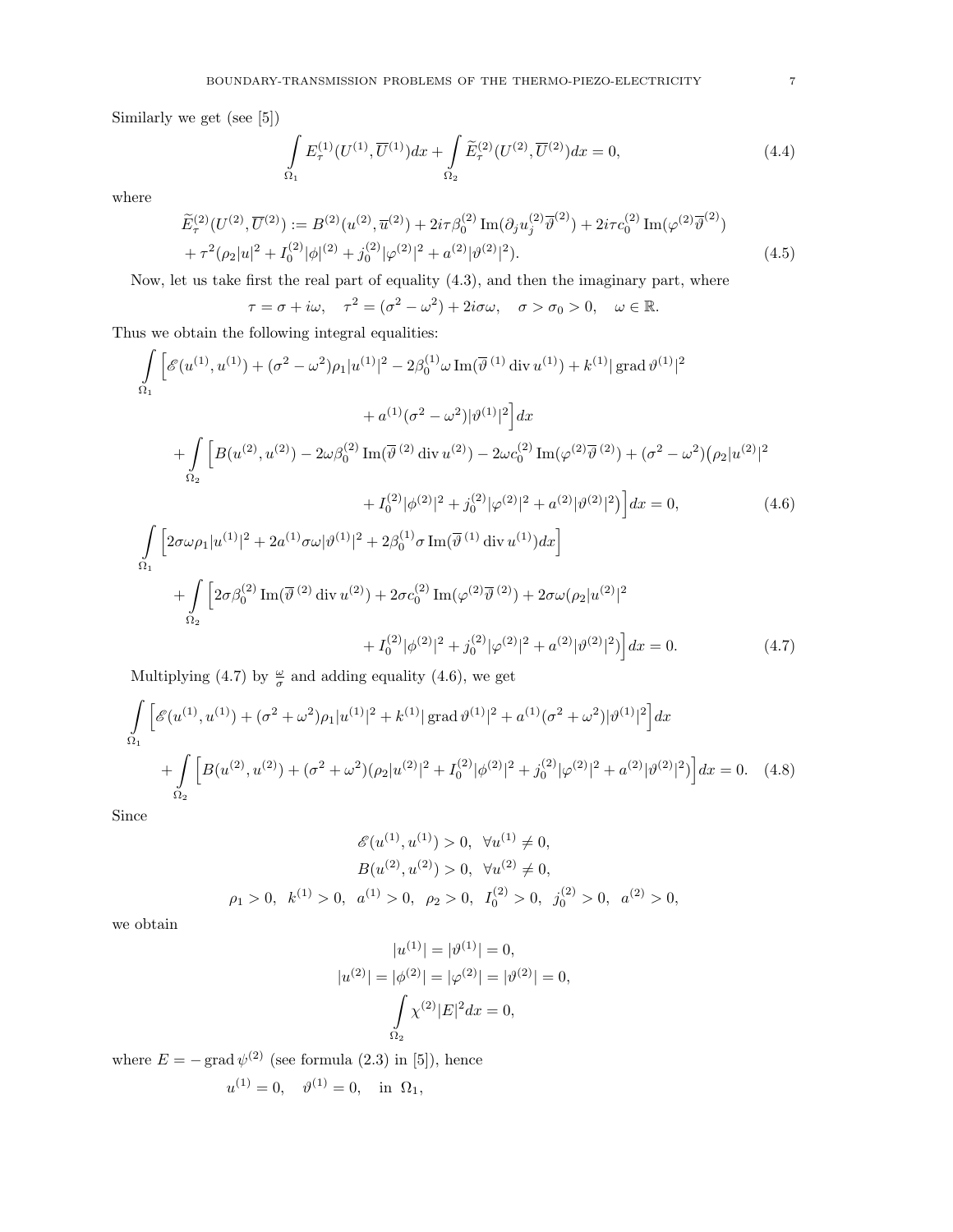Similarly we get (see [5])

$$
\int\limits_{\Omega_1} E_\tau^{(1)}(U^{(1)},\overline{U}^{(1)})dx + \int\limits_{\Omega_2} \widetilde{E}_\tau^{(2)}(U^{(2)},\overline{U}^{(2)})dx = 0, \tag{4.4}
$$

where

$$
\begin{aligned}
\widetilde{E}_\tau^{(2)}(U^{(2)},\overline{U}^{(2)}) &:= B^{(2)}(u^{(2)},\overline{u}^{(2)}) + 2i\tau\beta_0^{(2)}\operatorname{Im}(\partial_j u_j^{(2)}\overline{\vartheta}^{(2)}) + 2i\tau c_0^{(2)}\operatorname{Im}(\varphi^{(2)}\overline{\vartheta}^{(2)}) \\
&+ \tau^2(\rho_2|u|^2 + I_0^{(2)}|\phi|^{(2)} + j_0^{(2)}|\varphi^{(2)}|^2 + a^{(2)}|\vartheta^{(2)}|^2).
\end{aligned} \tag{4.5}
$$

Now, let us take first the real part of equality (4.3), and then the imaginary part, where

$$
\tau = \sigma + i\omega, \quad \tau^2 = (\sigma^2-\omega^2) + 2i\sigma\omega, \quad \sigma > \sigma_0 > 0, \quad \omega \in \mathbb{R}.
$$

Thus we obtain the following integral equalities:

$$
\begin{aligned}
&\int\limits_{\Omega_1} \Big[\mathscr{E}(u^{(1)},u^{(1)}) + (\sigma^2-\omega^2)\rho_1|u^{(1)}|^2 - 2\beta_0^{(1)}\omega\operatorname{Im}(\overline{\vartheta}^{\,(1)}\operatorname{div}u^{(1)}) + k^{(1)}|\operatorname{grad}\vartheta^{(1)}|^2 \\
&\qquad\qquad + a^{(1)}(\sigma^2-\omega^2)|\vartheta^{(1)}|^2\Big]dx \\
&\quad + \int\limits_{\Omega_2} \Big[B(u^{(2)},u^{(2)}) - 2\omega\beta_0^{(2)}\operatorname{Im}(\overline{\vartheta}^{\,(2)}\operatorname{div}u^{(2)}) - 2\omega c_0^{(2)}\operatorname{Im}(\varphi^{(2)}\overline{\vartheta}^{\,(2)}) + (\sigma^2-\omega^2)\big(\rho_2|u^{(2)}|^2 \\
&\qquad\qquad + I_0^{(2)}|\phi^{(2)}|^2 + j_0^{(2)}|\varphi^{(2)}|^2 + a^{(2)}|\vartheta^{(2)}|^2\big)\Big]dx = 0,
\end{aligned} \tag{4.6}
$$

$$
\begin{aligned}
&\int\limits_{\Omega_1} \Big[2\sigma\omega\rho_1|u^{(1)}|^2 + 2a^{(1)}\sigma\omega|\vartheta^{(1)}|^2 + 2\beta_0^{(1)}\sigma\operatorname{Im}(\overline{\vartheta}^{\,(1)}\operatorname{div}u^{(1)})dx\Big] \\
&\quad + \int\limits_{\Omega_2} \Big[2\sigma\beta_0^{(2)}\operatorname{Im}(\overline{\vartheta}^{\,(2)}\operatorname{div}u^{(2)}) + 2\sigma c_0^{(2)}\operatorname{Im}(\varphi^{(2)}\overline{\vartheta}^{\,(2)}) + 2\sigma\omega(\rho_2|u^{(2)}|^2 \\
&\qquad\qquad + I_0^{(2)}|\phi^{(2)}|^2 + j_0^{(2)}|\varphi^{(2)}|^2 + a^{(2)}|\vartheta^{(2)}|^2)\Big]dx = 0.
\end{aligned} \tag{4.7}
$$

Multiplying (4.7) by $\frac{\omega}{\sigma}$ and adding equality (4.6), we get

$$
\begin{aligned}
&\int\limits_{\Omega_1} \Big[\mathscr{E}(u^{(1)},u^{(1)}) + (\sigma^2+\omega^2)\rho_1|u^{(1)}|^2 + k^{(1)}|\operatorname{grad}\vartheta^{(1)}|^2 + a^{(1)}(\sigma^2+\omega^2)|\vartheta^{(1)}|^2\Big]dx \\
&\quad + \int\limits_{\Omega_2} \Big[B(u^{(2)},u^{(2)}) + (\sigma^2+\omega^2)(\rho_2|u^{(2)}|^2 + I_0^{(2)}|\phi^{(2)}|^2 + j_0^{(2)}|\varphi^{(2)}|^2 + a^{(2)}|\vartheta^{(2)}|^2)\Big]dx = 0.
\end{aligned} \tag{4.8}
$$

Since

$$
\mathscr{E}(u^{(1)},u^{(1)}) > 0, \ \ \forall u^{(1)} \neq 0,
$$

$$
B(u^{(2)},u^{(2)}) > 0, \ \ \forall u^{(2)} \neq 0,
$$

$$
\rho_1 > 0, \ \ k^{(1)} > 0, \ \ a^{(1)} > 0, \ \ \rho_2 > 0, \ \ I_0^{(2)} > 0, \ \ j_0^{(2)} > 0, \ \ a^{(2)} > 0,
$$

we obtain

$$
|u^{(1)}| = |\vartheta^{(1)}| = 0,
$$

$$
|u^{(2)}| = |\phi^{(2)}| = |\varphi^{(2)}| = |\vartheta^{(2)}| = 0,
$$

$$
\int\limits_{\Omega_2} \chi^{(2)}|E|^2 dx = 0,
$$

where $E = -\operatorname{grad}\psi^{(2)}$ (see formula (2.3) in [5]), hence

$$
u^{(1)} = 0, \quad \vartheta^{(1)} = 0, \quad \text{in } \ \Omega_1,
$$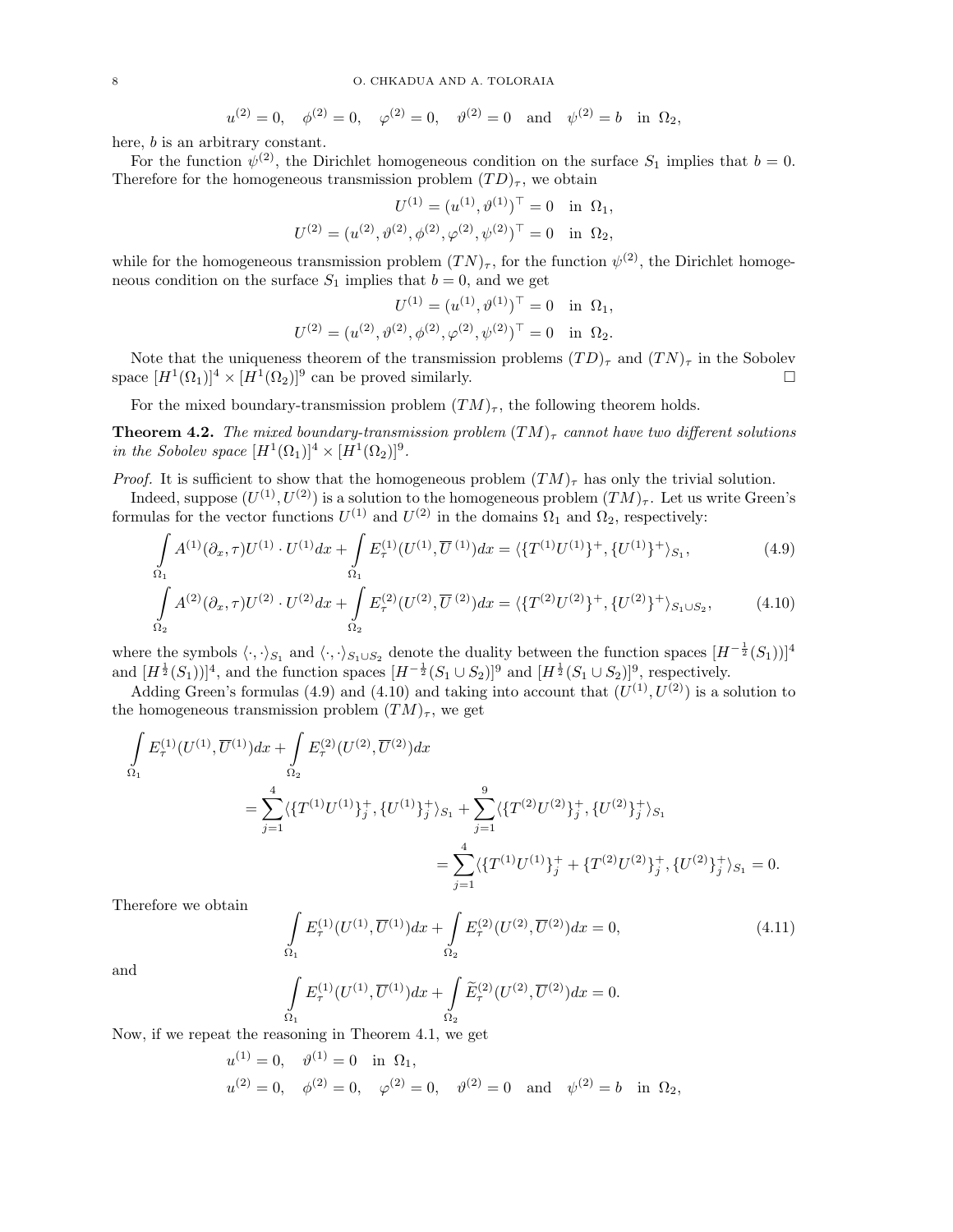$$u^{(2)} = 0, \quad \phi^{(2)} = 0, \quad \varphi^{(2)} = 0, \quad \vartheta^{(2)} = 0 \quad \text{and} \quad \psi^{(2)} = b \quad \text{in} \;\; \Omega_2,$$

here, $b$ is an arbitrary constant.

For the function $\psi^{(2)}$, the Dirichlet homogeneous condition on the surface $S_1$ implies that $b = 0$. Therefore for the homogeneous transmission problem $(TD)_\tau$, we obtain

$$U^{(1)} = (u^{(1)}, \vartheta^{(1)})^\top = 0 \quad \text{in} \;\; \Omega_1,$$
$$U^{(2)} = (u^{(2)}, \vartheta^{(2)}, \phi^{(2)}, \varphi^{(2)}, \psi^{(2)})^\top = 0 \quad \text{in} \;\; \Omega_2,$$

while for the homogeneous transmission problem $(TN)_\tau$, for the function $\psi^{(2)}$, the Dirichlet homogeneous condition on the surface $S_1$ implies that $b = 0$, and we get

$$U^{(1)} = (u^{(1)}, \vartheta^{(1)})^\top = 0 \quad \text{in} \;\; \Omega_1,$$
$$U^{(2)} = (u^{(2)}, \vartheta^{(2)}, \phi^{(2)}, \varphi^{(2)}, \psi^{(2)})^\top = 0 \quad \text{in} \;\; \Omega_2.$$

Note that the uniqueness theorem of the transmission problems $(TD)_\tau$ and $(TN)_\tau$ in the Sobolev space $[H^1(\Omega_1)]^4 \times [H^1(\Omega_2)]^9$ can be proved similarly. $\square$

For the mixed boundary-transmission problem $(TM)_\tau$, the following theorem holds.

**Theorem 4.2.** *The mixed boundary-transmission problem $(TM)_\tau$ cannot have two different solutions in the Sobolev space $[H^1(\Omega_1)]^4 \times [H^1(\Omega_2)]^9$.*

*Proof.* It is sufficient to show that the homogeneous problem $(TM)_\tau$ has only the trivial solution.

Indeed, suppose $(U^{(1)}, U^{(2)})$ is a solution to the homogeneous problem $(TM)_\tau$. Let us write Green's formulas for the vector functions $U^{(1)}$ and $U^{(2)}$ in the domains $\Omega_1$ and $\Omega_2$, respectively:

$$\int\limits_{\Omega_1} A^{(1)}(\partial_x, \tau) U^{(1)} \cdot U^{(1)} dx + \int\limits_{\Omega_1} E_\tau^{(1)}(U^{(1)}, \overline{U}^{\,(1)}) dx = \langle \{T^{(1)} U^{(1)}\}^+, \{U^{(1)}\}^+ \rangle_{S_1}, \tag{4.9}$$

$$\int\limits_{\Omega_2} A^{(2)}(\partial_x, \tau) U^{(2)} \cdot U^{(2)} dx + \int\limits_{\Omega_2} E_\tau^{(2)}(U^{(2)}, \overline{U}^{\,(2)}) dx = \langle \{T^{(2)} U^{(2)}\}^+, \{U^{(2)}\}^+ \rangle_{S_1 \cup S_2}, \tag{4.10}$$

where the symbols $\langle \cdot, \cdot \rangle_{S_1}$ and $\langle \cdot, \cdot \rangle_{S_1 \cup S_2}$ denote the duality between the function spaces $[H^{-\frac{1}{2}}(S_1))]^4$ and $[H^{\frac{1}{2}}(S_1))]^4$, and the function spaces $[H^{-\frac{1}{2}}(S_1 \cup S_2)]^9$ and $[H^{\frac{1}{2}}(S_1 \cup S_2)]^9$, respectively.

Adding Green's formulas (4.9) and (4.10) and taking into account that $(U^{(1)}, U^{(2)})$ is a solution to the homogeneous transmission problem $(TM)_\tau$, we get

$$\begin{aligned}
\int\limits_{\Omega_1} E_\tau^{(1)}(U^{(1)}, \overline{U}^{(1)}) dx &+ \int\limits_{\Omega_2} E_\tau^{(2)}(U^{(2)}, \overline{U}^{(2)}) dx \\
&= \sum_{j=1}^{4} \langle \{T^{(1)} U^{(1)}\}_j^+, \{U^{(1)}\}_j^+ \rangle_{S_1} + \sum_{j=1}^{9} \langle \{T^{(2)} U^{(2)}\}_j^+, \{U^{(2)}\}_j^+ \rangle_{S_1} \\
&= \sum_{j=1}^{4} \langle \{T^{(1)} U^{(1)}\}_j^+ + \{T^{(2)} U^{(2)}\}_j^+, \{U^{(2)}\}_j^+ \rangle_{S_1} = 0.
\end{aligned}$$

Therefore we obtain

$$\int\limits_{\Omega_1} E_\tau^{(1)}(U^{(1)}, \overline{U}^{(1)}) dx + \int\limits_{\Omega_2} E_\tau^{(2)}(U^{(2)}, \overline{U}^{(2)}) dx = 0, \tag{4.11}$$

and

$$\int\limits_{\Omega_1} E_\tau^{(1)}(U^{(1)}, \overline{U}^{(1)}) dx + \int\limits_{\Omega_2} \widetilde{E}_\tau^{(2)}(U^{(2)}, \overline{U}^{(2)}) dx = 0.$$

Now, if we repeat the reasoning in Theorem 4.1, we get

$$u^{(1)} = 0, \quad \vartheta^{(1)} = 0 \quad \text{in} \;\; \Omega_1,$$
$$u^{(2)} = 0, \quad \phi^{(2)} = 0, \quad \varphi^{(2)} = 0, \quad \vartheta^{(2)} = 0 \quad \text{and} \quad \psi^{(2)} = b \quad \text{in} \;\; \Omega_2,$$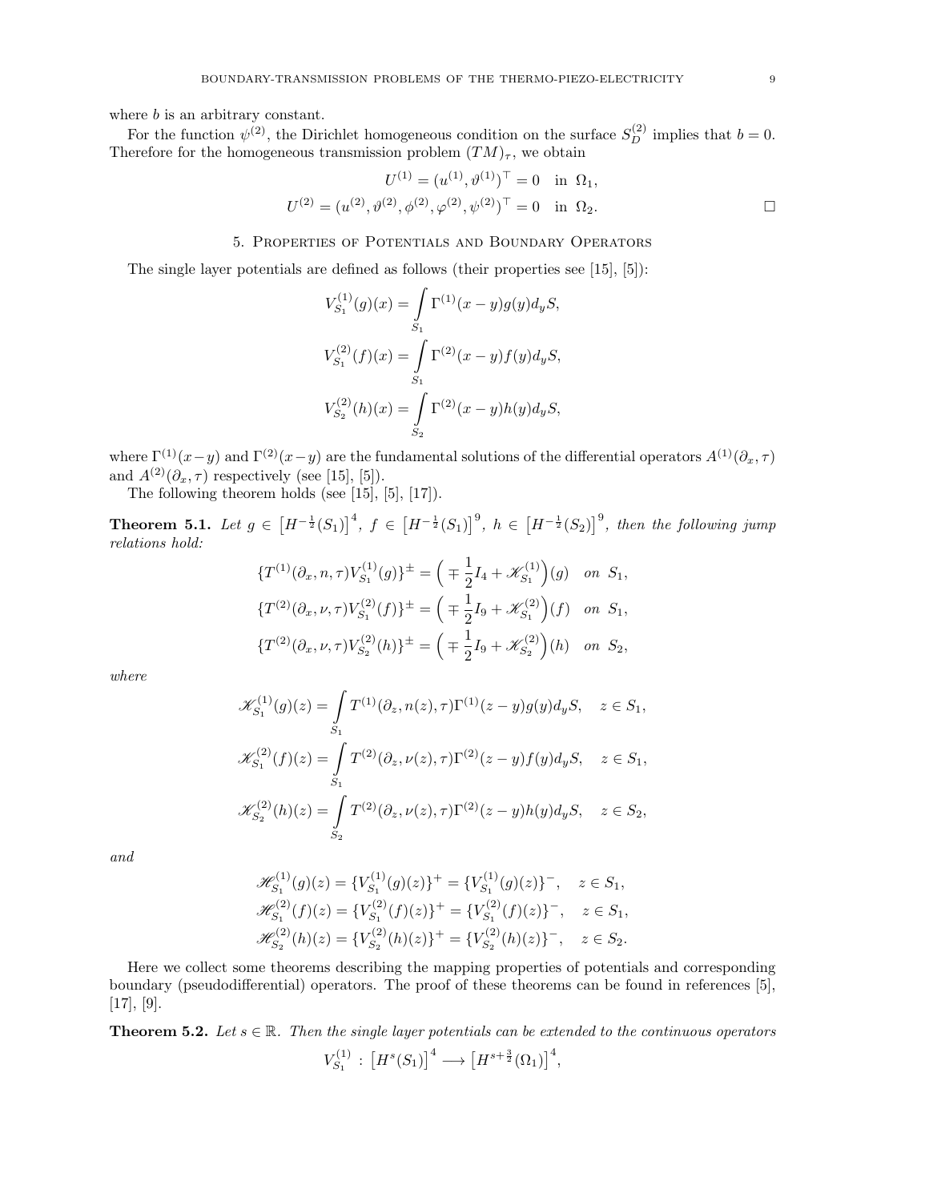where $b$ is an arbitrary constant.

For the function $\psi^{(2)}$, the Dirichlet homogeneous condition on the surface $S_D^{(2)}$ implies that $b = 0$. Therefore for the homogeneous transmission problem $(TM)_\tau$, we obtain

$$U^{(1)} = (u^{(1)}, \vartheta^{(1)})^\top = 0 \quad \text{in } \Omega_1,$$

$$U^{(2)} = (u^{(2)}, \vartheta^{(2)}, \phi^{(2)}, \varphi^{(2)}, \psi^{(2)})^\top = 0 \quad \text{in } \Omega_2. \qquad \square$$

## 5. Properties of Potentials and Boundary Operators

The single layer potentials are defined as follows (their properties see [15], [5]):

$$V_{S_1}^{(1)}(g)(x) = \int_{S_1} \Gamma^{(1)}(x-y) g(y) d_y S,$$

$$V_{S_1}^{(2)}(f)(x) = \int_{S_1} \Gamma^{(2)}(x-y) f(y) d_y S,$$

$$V_{S_2}^{(2)}(h)(x) = \int_{S_2} \Gamma^{(2)}(x-y) h(y) d_y S,$$

where $\Gamma^{(1)}(x-y)$ and $\Gamma^{(2)}(x-y)$ are the fundamental solutions of the differential operators $A^{(1)}(\partial_x, \tau)$ and $A^{(2)}(\partial_x, \tau)$ respectively (see [15], [5]).

The following theorem holds (see [15], [5], [17]).

**Theorem 5.1.** *Let* $g \in \left[H^{-\frac{1}{2}}(S_1)\right]^4$, $f \in \left[H^{-\frac{1}{2}}(S_1)\right]^9$, $h \in \left[H^{-\frac{1}{2}}(S_2)\right]^9$, *then the following jump relations hold:*

$$\{T^{(1)}(\partial_x, n, \tau) V_{S_1}^{(1)}(g)\}^\pm = \Big( \mp \frac{1}{2} I_4 + \mathscr{K}_{S_1}^{(1)} \Big)(g) \quad on \ S_1,$$

$$\{T^{(2)}(\partial_x, \nu, \tau) V_{S_1}^{(2)}(f)\}^\pm = \Big( \mp \frac{1}{2} I_9 + \mathscr{K}_{S_1}^{(2)} \Big)(f) \quad on \ S_1,$$

$$\{T^{(2)}(\partial_x, \nu, \tau) V_{S_2}^{(2)}(h)\}^\pm = \Big( \mp \frac{1}{2} I_9 + \mathscr{K}_{S_2}^{(2)} \Big)(h) \quad on \ S_2,$$

*where*

$$\mathscr{K}_{S_1}^{(1)}(g)(z) = \int_{S_1} T^{(1)}(\partial_z, n(z), \tau) \Gamma^{(1)}(z-y) g(y) d_y S, \quad z \in S_1,$$

$$\mathscr{K}_{S_1}^{(2)}(f)(z) = \int_{S_1} T^{(2)}(\partial_z, \nu(z), \tau) \Gamma^{(2)}(z-y) f(y) d_y S, \quad z \in S_1,$$

$$\mathscr{K}_{S_2}^{(2)}(h)(z) = \int_{S_2} T^{(2)}(\partial_z, \nu(z), \tau) \Gamma^{(2)}(z-y) h(y) d_y S, \quad z \in S_2,$$

*and*

$$\mathscr{H}_{S_1}^{(1)}(g)(z) = \{V_{S_1}^{(1)}(g)(z)\}^+ = \{V_{S_1}^{(1)}(g)(z)\}^-, \quad z \in S_1,$$

$$\mathscr{H}_{S_1}^{(2)}(f)(z) = \{V_{S_1}^{(2)}(f)(z)\}^+ = \{V_{S_1}^{(2)}(f)(z)\}^-, \quad z \in S_1,$$

$$\mathscr{H}_{S_2}^{(2)}(h)(z) = \{V_{S_2}^{(2)}(h)(z)\}^+ = \{V_{S_2}^{(2)}(h)(z)\}^-, \quad z \in S_2.$$

Here we collect some theorems describing the mapping properties of potentials and corresponding boundary (pseudodifferential) operators. The proof of these theorems can be found in references [5], [17], [9].

**Theorem 5.2.** *Let* $s \in \mathbb{R}$. *Then the single layer potentials can be extended to the continuous operators*

$$V_{S_1}^{(1)} : \left[H^s(S_1)\right]^4 \longrightarrow \left[H^{s+\frac{3}{2}}(\Omega_1)\right]^4,$$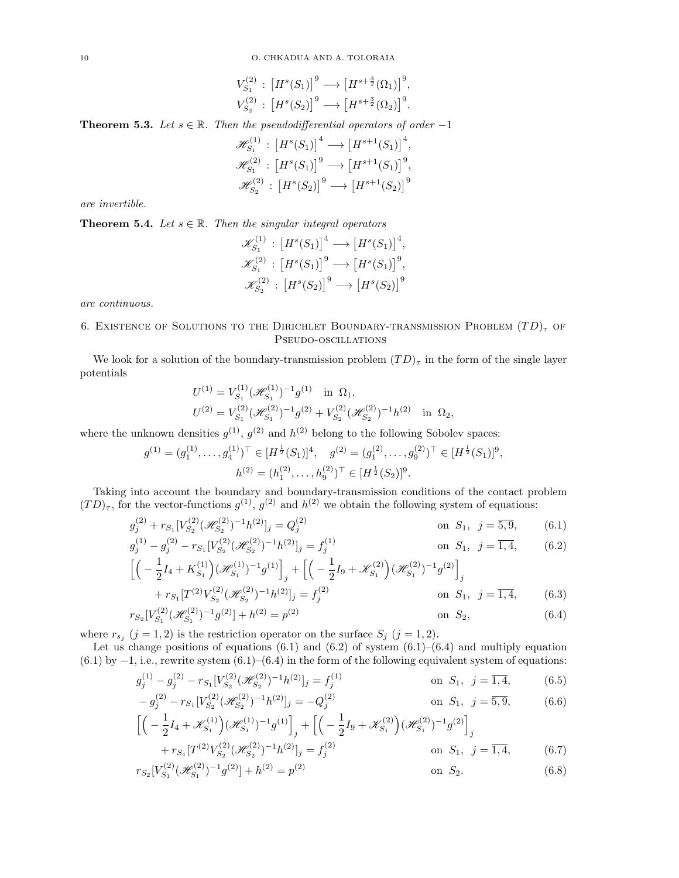$$V_{S_1}^{(2)} : \left[H^s(S_1)\right]^9 \longrightarrow \left[H^{s+\frac{3}{2}}(\Omega_1)\right]^9,$$
$$V_{S_2}^{(2)} : \left[H^s(S_2)\right]^9 \longrightarrow \left[H^{s+\frac{3}{2}}(\Omega_2)\right]^9.$$

**Theorem 5.3.** *Let $s \in \mathbb{R}$. Then the pseudodifferential operators of order $-1$*

$$\mathscr{H}_{S_1}^{(1)} : \left[H^s(S_1)\right]^4 \longrightarrow \left[H^{s+1}(S_1)\right]^4,$$
$$\mathscr{H}_{S_1}^{(2)} : \left[H^s(S_1)\right]^9 \longrightarrow \left[H^{s+1}(S_1)\right]^9,$$
$$\mathscr{H}_{S_2}^{(2)} : \left[H^s(S_2)\right]^9 \longrightarrow \left[H^{s+1}(S_2)\right]^9$$

*are invertible.*

**Theorem 5.4.** *Let $s \in \mathbb{R}$. Then the singular integral operators*

$$\mathscr{K}_{S_1}^{(1)} : \left[H^s(S_1)\right]^4 \longrightarrow \left[H^s(S_1)\right]^4,$$
$$\mathscr{K}_{S_1}^{(2)} : \left[H^s(S_1)\right]^9 \longrightarrow \left[H^s(S_1)\right]^9,$$
$$\mathscr{K}_{S_2}^{(2)} : \left[H^s(S_2)\right]^9 \longrightarrow \left[H^s(S_2)\right]^9$$

*are continuous.*

## 6. Existence of Solutions to the Dirichlet Boundary-transmission Problem $(TD)_\tau$ of Pseudo-oscillations

We look for a solution of the boundary-transmission problem $(TD)_\tau$ in the form of the single layer potentials

$$U^{(1)} = V_{S_1}^{(1)}(\mathscr{H}_{S_1}^{(1)})^{-1}g^{(1)} \quad \text{in } \Omega_1,$$
$$U^{(2)} = V_{S_1}^{(2)}(\mathscr{H}_{S_1}^{(2)})^{-1}g^{(2)} + V_{S_2}^{(2)}(\mathscr{H}_{S_2}^{(2)})^{-1}h^{(2)} \quad \text{in } \Omega_2,$$

where the unknown densities $g^{(1)}$, $g^{(2)}$ and $h^{(2)}$ belong to the following Sobolev spaces:

$$g^{(1)} = (g_1^{(1)}, \dots, g_4^{(1)})^\top \in [H^{\frac{1}{2}}(S_1)]^4, \quad g^{(2)} = (g_1^{(2)}, \dots, g_9^{(2)})^\top \in [H^{\frac{1}{2}}(S_1)]^9,$$
$$h^{(2)} = (h_1^{(2)}, \dots, h_9^{(2)})^\top \in [H^{\frac{1}{2}}(S_2)]^9.$$

Taking into account the boundary and boundary-transmission conditions of the contact problem $(TD)_\tau$, for the vector-functions $g^{(1)}$, $g^{(2)}$ and $h^{(2)}$ we obtain the following system of equations:

$$g_j^{(2)} + r_{S_1}[V_{S_2}^{(2)}(\mathscr{H}_{S_2}^{(2)})^{-1}h^{(2)}]_j = Q_j^{(2)} \qquad \text{on } S_1, \ \ j = \overline{5,9}, \tag{6.1}$$

$$g_j^{(1)} - g_j^{(2)} - r_{S_1}[V_{S_2}^{(2)}(\mathscr{H}_{S_2}^{(2)})^{-1}h^{(2)}]_j = f_j^{(1)} \qquad \text{on } S_1, \ \ j = \overline{1,4}, \tag{6.2}$$

$$\Big[\Big(-\frac{1}{2}I_4 + K_{S_1}^{(1)}\Big)(\mathscr{H}_{S_1}^{(1)})^{-1}g^{(1)}\Big]_j + \Big[\Big(-\frac{1}{2}I_9 + \mathscr{K}_{S_1}^{(2)}\Big)(\mathscr{H}_{S_1}^{(2)})^{-1}g^{(2)}\Big]_j$$
$$+ r_{S_1}[T^{(2)}V_{S_2}^{(2)}(\mathscr{H}_{S_2}^{(2)})^{-1}h^{(2)}]_j = f_j^{(2)} \qquad \text{on } S_1, \ \ j = \overline{1,4}, \tag{6.3}$$

$$r_{S_2}[V_{S_1}^{(2)}(\mathscr{H}_{S_1}^{(2)})^{-1}g^{(2)}] + h^{(2)} = p^{(2)} \qquad \text{on } S_2, \tag{6.4}$$

where $r_{s_j}$ $(j = 1, 2)$ is the restriction operator on the surface $S_j$ $(j = 1, 2)$.

Let us change positions of equations (6.1) and (6.2) of system (6.1)–(6.4) and multiply equation (6.1) by $-1$, i.e., rewrite system (6.1)–(6.4) in the form of the following equivalent system of equations:

$$g_j^{(1)} - g_j^{(2)} - r_{S_1}[V_{S_2}^{(2)}(\mathscr{H}_{S_2}^{(2)})^{-1}h^{(2)}]_j = f_j^{(1)} \qquad \text{on } S_1, \ \ j = \overline{1,4}, \tag{6.5}$$

$$-g_j^{(2)} - r_{S_1}[V_{S_2}^{(2)}(\mathscr{H}_{S_2}^{(2)})^{-1}h^{(2)}]_j = -Q_j^{(2)} \qquad \text{on } S_1, \ \ j = \overline{5,9}, \tag{6.6}$$

$$\Big[\Big(-\frac{1}{2}I_4 + \mathscr{K}_{S_1}^{(1)}\Big)(\mathscr{H}_{S_1}^{(1)})^{-1}g^{(1)}\Big]_j + \Big[\Big(-\frac{1}{2}I_9 + \mathscr{K}_{S_1}^{(2)}\Big)(\mathscr{H}_{S_1}^{(2)})^{-1}g^{(2)}\Big]_j$$
$$+ r_{S_1}[T^{(2)}V_{S_2}^{(2)}(\mathscr{H}_{S_2}^{(2)})^{-1}h^{(2)}]_j = f_j^{(2)} \qquad \text{on } S_1, \ \ j = \overline{1,4}, \tag{6.7}$$

$$r_{S_2}[V_{S_1}^{(2)}(\mathscr{H}_{S_1}^{(2)})^{-1}g^{(2)}] + h^{(2)} = p^{(2)} \qquad \text{on } S_2. \tag{6.8}$$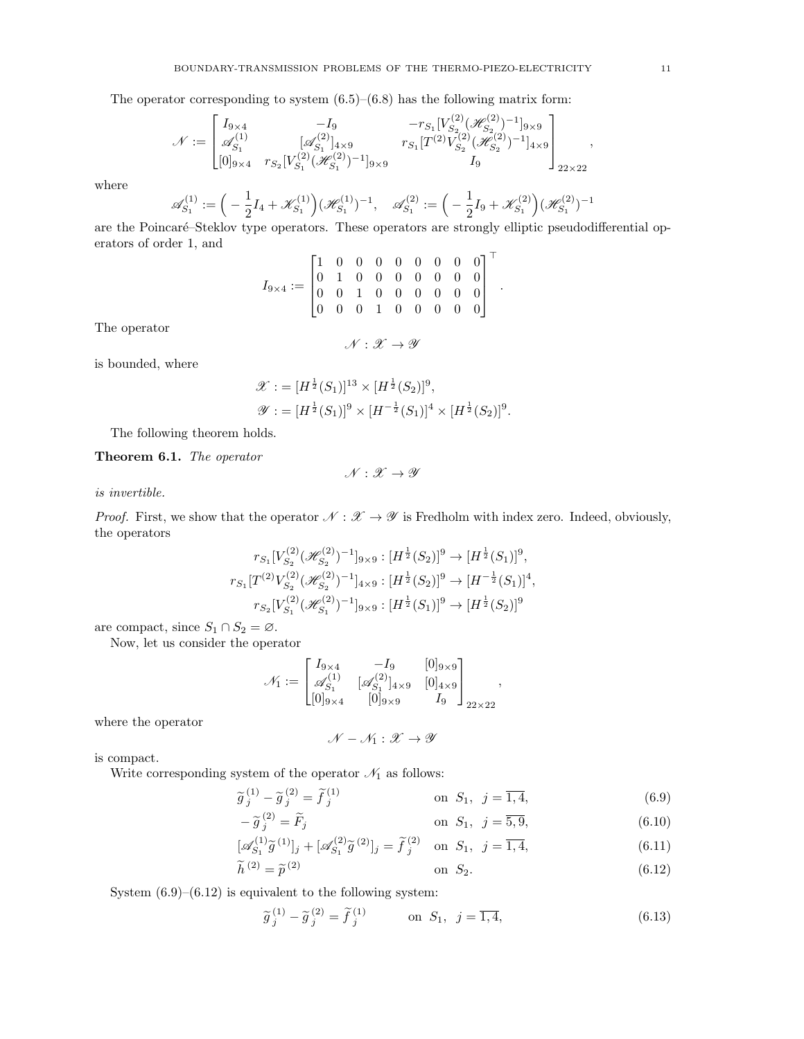The operator corresponding to system (6.5)–(6.8) has the following matrix form:

$$
\mathscr{N} := \begin{bmatrix} I_{9\times 4} & -I_9 & -r_{S_1}[V_{S_2}^{(2)}(\mathscr{H}_{S_2}^{(2)})^{-1}]_{9\times 9} \\ \mathscr{A}_{S_1}^{(1)} & [\mathscr{A}_{S_1}^{(2)}]_{4\times 9} & r_{S_1}[T^{(2)}V_{S_2}^{(2)}(\mathscr{H}_{S_2}^{(2)})^{-1}]_{4\times 9} \\ [0]_{9\times 4} & r_{S_2}[V_{S_1}^{(2)}(\mathscr{H}_{S_1}^{(2)})^{-1}]_{9\times 9} & I_9 \end{bmatrix}_{22\times 22},
$$

where

$$
\mathscr{A}_{S_1}^{(1)} := \Big(-\frac{1}{2}I_4 + \mathscr{K}_{S_1}^{(1)}\Big)(\mathscr{H}_{S_1}^{(1)})^{-1}, \quad \mathscr{A}_{S_1}^{(2)} := \Big(-\frac{1}{2}I_9 + \mathscr{K}_{S_1}^{(2)}\Big)(\mathscr{H}_{S_1}^{(2)})^{-1}
$$

are the Poincaré–Steklov type operators. These operators are strongly elliptic pseudodifferential operators of order 1, and

$$
I_{9\times 4} := \begin{bmatrix} 1 & 0 & 0 & 0 & 0 & 0 & 0 & 0 & 0 \\ 0 & 1 & 0 & 0 & 0 & 0 & 0 & 0 & 0 \\ 0 & 0 & 1 & 0 & 0 & 0 & 0 & 0 & 0 \\ 0 & 0 & 0 & 1 & 0 & 0 & 0 & 0 & 0 \end{bmatrix}^{\top}.
$$

The operator

$$
\mathscr{N} : \mathscr{X} \to \mathscr{Y}
$$

is bounded, where

$$
\mathscr{X} := [H^{\frac{1}{2}}(S_1)]^{13} \times [H^{\frac{1}{2}}(S_2)]^{9},
$$

$$
\mathscr{Y} := [H^{\frac{1}{2}}(S_1)]^{9} \times [H^{-\frac{1}{2}}(S_1)]^{4} \times [H^{\frac{1}{2}}(S_2)]^{9}.
$$

The following theorem holds.

**Theorem 6.1.** *The operator*

$$
\mathscr{N} : \mathscr{X} \to \mathscr{Y}
$$

*is invertible.*

*Proof.* First, we show that the operator $\mathscr{N} : \mathscr{X} \to \mathscr{Y}$ is Fredholm with index zero. Indeed, obviously, the operators

$$
r_{S_1}[V_{S_2}^{(2)}(\mathscr{H}_{S_2}^{(2)})^{-1}]_{9\times 9} : [H^{\frac{1}{2}}(S_2)]^{9} \to [H^{\frac{1}{2}}(S_1)]^{9},
$$

$$
r_{S_1}[T^{(2)}V_{S_2}^{(2)}(\mathscr{H}_{S_2}^{(2)})^{-1}]_{4\times 9} : [H^{\frac{1}{2}}(S_2)]^{9} \to [H^{-\frac{1}{2}}(S_1)]^{4},
$$

$$
r_{S_2}[V_{S_1}^{(2)}(\mathscr{H}_{S_1}^{(2)})^{-1}]_{9\times 9} : [H^{\frac{1}{2}}(S_1)]^{9} \to [H^{\frac{1}{2}}(S_2)]^{9}
$$

are compact, since $S_1 \cap S_2 = \varnothing$.

Now, let us consider the operator

$$
\mathscr{N}_1 := \begin{bmatrix} I_{9\times 4} & -I_9 & [0]_{9\times 9} \\ \mathscr{A}_{S_1}^{(1)} & [\mathscr{A}_{S_1}^{(2)}]_{4\times 9} & [0]_{4\times 9} \\ [0]_{9\times 4} & [0]_{9\times 9} & I_9 \end{bmatrix}_{22\times 22},
$$

where the operator

$$
\mathscr{N} - \mathscr{N}_1 : \mathscr{X} \to \mathscr{Y}
$$

is compact.

Write corresponding system of the operator $\mathscr{N}_1$ as follows:

$$
\widetilde{g}_j^{\,(1)} - \widetilde{g}_j^{\,(2)} = \widetilde{f}_j^{\,(1)} \qquad \text{on } S_1, \ \ j = \overline{1,4}, \tag{6.9}
$$

$$
-\widetilde{g}_j^{\,(2)} = \widetilde{F}_j \qquad \text{on } S_1, \ \ j = \overline{5,9}, \tag{6.10}
$$

$$
[\mathscr{A}_{S_1}^{(1)}\widetilde{g}^{\,(1)}]_j + [\mathscr{A}_{S_1}^{(2)}\widetilde{g}^{\,(2)}]_j = \widetilde{f}_j^{\,(2)} \quad \text{on } S_1, \ \ j = \overline{1,4}, \tag{6.11}
$$

$$
\widetilde{h}^{\,(2)} = \widetilde{p}^{\,(2)} \qquad \text{on } S_2. \tag{6.12}
$$

System (6.9)–(6.12) is equivalent to the following system:

$$
\widetilde{g}_j^{\,(1)} - \widetilde{g}_j^{\,(2)} = \widetilde{f}_j^{\,(1)} \qquad \text{on } S_1, \ \ j = \overline{1,4}, \tag{6.13}
$$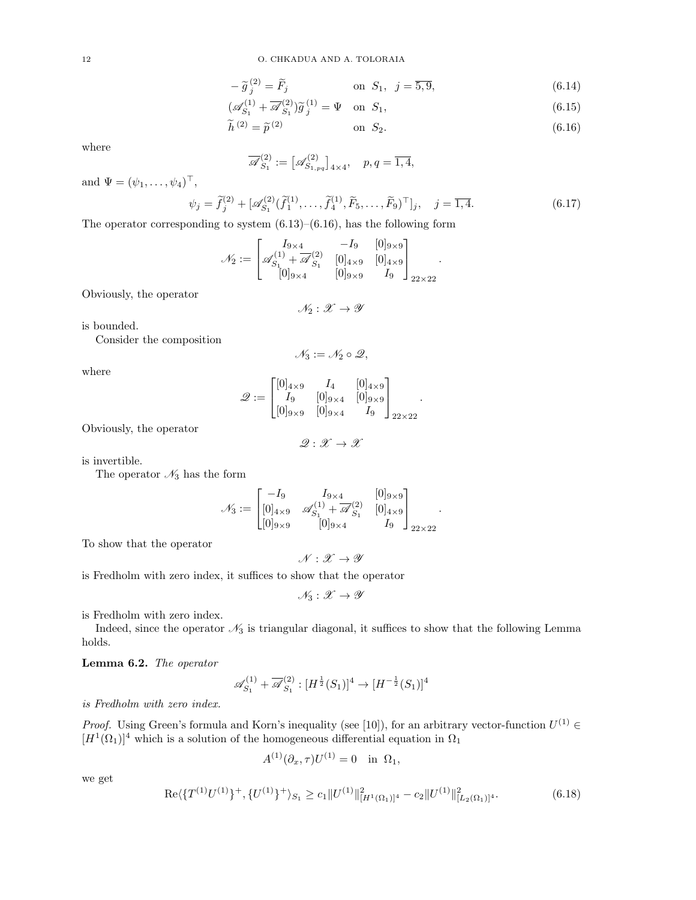$$-\widetilde{g}_j^{(2)} = \widetilde{F}_j \qquad \text{on } S_1, \quad j=\overline{5,9}, \tag{6.14}$$

$$(\mathscr{A}_{S_1}^{(1)} + \overline{\mathscr{A}}_{S_1}^{(2)})\widetilde{g}_j^{(1)} = \Psi \quad \text{on } S_1, \tag{6.15}$$

$$\widetilde{h}^{(2)} = \widetilde{p}^{(2)} \qquad \text{on } S_2. \tag{6.16}$$

where

$$\overline{\mathscr{A}}_{S_1}^{(2)} := \big[\mathscr{A}_{S_{1,pq}}^{(2)}\big]_{4\times 4}, \quad p,q=\overline{1,4},$$

and $\Psi = (\psi_1, \dots, \psi_4)^\top$,

$$\psi_j = \widetilde{f}_j^{(2)} + [\mathscr{A}_{S_1}^{(2)}(\widetilde{f}_1^{(1)}, \dots, \widetilde{f}_4^{(1)}, \widetilde{F}_5, \dots, \widetilde{F}_9)^\top]_j, \quad j=\overline{1,4}. \tag{6.17}$$

The operator corresponding to system (6.13)–(6.16), has the following form

$$\mathscr{N}_2 := \begin{bmatrix} I_{9\times 4} & -I_9 & [0]_{9\times 9} \\ \mathscr{A}_{S_1}^{(1)} + \overline{\mathscr{A}}_{S_1}^{(2)} & [0]_{4\times 9} & [0]_{4\times 9} \\ [0]_{9\times 4} & [0]_{9\times 9} & I_9 \end{bmatrix}_{22\times 22}.$$

Obviously, the operator

$$\mathscr{N}_2 : \mathscr{X} \to \mathscr{Y}$$

is bounded.

Consider the composition

$$\mathscr{N}_3 := \mathscr{N}_2 \circ \mathscr{Q},$$

where

$$\mathscr{Q} := \begin{bmatrix} [0]_{4\times 9} & I_4 & [0]_{4\times 9} \\ I_9 & [0]_{9\times 4} & [0]_{9\times 9} \\ [0]_{9\times 9} & [0]_{9\times 4} & I_9 \end{bmatrix}_{22\times 22}.$$

Obviously, the operator

$$\mathscr{Q} : \mathscr{X} \to \mathscr{X}$$

is invertible.

The operator $\mathscr{N}_3$ has the form

$$\mathscr{N}_3 := \begin{bmatrix} -I_9 & I_{9\times 4} & [0]_{9\times 9} \\ [0]_{4\times 9} & \mathscr{A}_{S_1}^{(1)} + \overline{\mathscr{A}}_{S_1}^{(2)} & [0]_{4\times 9} \\ [0]_{9\times 9} & [0]_{9\times 4} & I_9 \end{bmatrix}_{22\times 22}.$$

To show that the operator

$$\mathscr{N} : \mathscr{X} \to \mathscr{Y}$$

is Fredholm with zero index, it suffices to show that the operator

$$\mathscr{N}_3 : \mathscr{X} \to \mathscr{Y}$$

is Fredholm with zero index.

Indeed, since the operator $\mathscr{N}_3$ is triangular diagonal, it suffices to show that the following Lemma holds.

**Lemma 6.2.** *The operator*

$$\mathscr{A}_{S_1}^{(1)} + \overline{\mathscr{A}}_{S_1}^{(2)} : [H^{\frac{1}{2}}(S_1)]^4 \to [H^{-\frac{1}{2}}(S_1)]^4$$

*is Fredholm with zero index.*

*Proof.* Using Green's formula and Korn's inequality (see [10]), for an arbitrary vector-function $U^{(1)} \in [H^1(\Omega_1)]^4$ which is a solution of the homogeneous differential equation in $\Omega_1$

$$A^{(1)}(\partial_x, \tau) U^{(1)} = 0 \quad \text{in } \Omega_1,$$

we get

$$\mathrm{Re}\langle \{T^{(1)}U^{(1)}\}^+, \{U^{(1)}\}^+\rangle_{S_1} \geq c_1 \|U^{(1)}\|^2_{[H^1(\Omega_1)]^4} - c_2 \|U^{(1)}\|^2_{[L_2(\Omega_1)]^4}. \tag{6.18}$$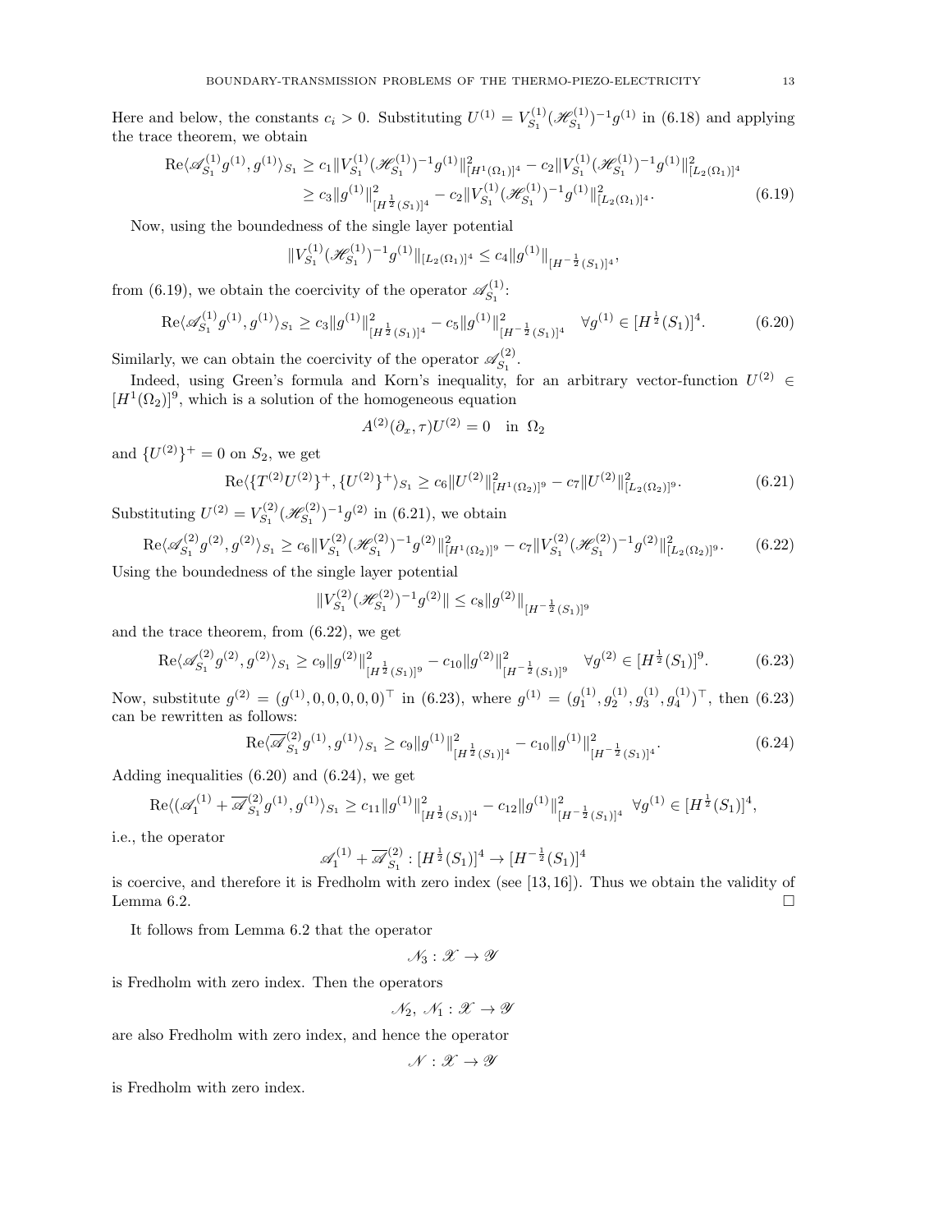Here and below, the constants $c_i > 0$. Substituting $U^{(1)} = V^{(1)}_{S_1}(\mathscr{H}^{(1)}_{S_1})^{-1}g^{(1)}$ in (6.18) and applying the trace theorem, we obtain

$$
\begin{aligned}
\operatorname{Re}\langle \mathscr{A}^{(1)}_{S_1} g^{(1)}, g^{(1)}\rangle_{S_1} &\geq c_1 \| V^{(1)}_{S_1}(\mathscr{H}^{(1)}_{S_1})^{-1}g^{(1)}\|^2_{[H^1(\Omega_1)]^4} - c_2 \| V^{(1)}_{S_1}(\mathscr{H}^{(1)}_{S_1})^{-1}g^{(1)}\|^2_{[L_2(\Omega_1)]^4} \\
&\geq c_3 \|g^{(1)}\|^2_{[H^{\frac{1}{2}}(S_1)]^4} - c_2 \| V^{(1)}_{S_1}(\mathscr{H}^{(1)}_{S_1})^{-1}g^{(1)}\|^2_{[L_2(\Omega_1)]^4}. 
\end{aligned} \tag{6.19}
$$

Now, using the boundedness of the single layer potential

$$
\| V^{(1)}_{S_1}(\mathscr{H}^{(1)}_{S_1})^{-1}g^{(1)}\|_{[L_2(\Omega_1)]^4} \leq c_4 \|g^{(1)}\|_{[H^{-\frac{1}{2}}(S_1)]^4},
$$

from (6.19), we obtain the coercivity of the operator $\mathscr{A}^{(1)}_{S_1}$:

$$
\operatorname{Re}\langle \mathscr{A}^{(1)}_{S_1} g^{(1)}, g^{(1)}\rangle_{S_1} \geq c_3 \|g^{(1)}\|^2_{[H^{\frac{1}{2}}(S_1)]^4} - c_5 \|g^{(1)}\|^2_{[H^{-\frac{1}{2}}(S_1)]^4} \quad \forall g^{(1)} \in [H^{\frac{1}{2}}(S_1)]^4. \tag{6.20}
$$

Similarly, we can obtain the coercivity of the operator $\mathscr{A}^{(2)}_{S_1}$.

Indeed, using Green's formula and Korn's inequality, for an arbitrary vector-function $U^{(2)} \in [H^1(\Omega_2)]^9$, which is a solution of the homogeneous equation

$$
A^{(2)}(\partial_x, \tau)U^{(2)} = 0 \quad \text{in } \Omega_2
$$

and $\{U^{(2)}\}^+ = 0$ on $S_2$, we get

$$
\operatorname{Re}\langle \{T^{(2)}U^{(2)}\}^+, \{U^{(2)}\}^+\rangle_{S_1} \geq c_6 \|U^{(2)}\|^2_{[H^1(\Omega_2)]^9} - c_7 \|U^{(2)}\|^2_{[L_2(\Omega_2)]^9}. \tag{6.21}
$$

Substituting $U^{(2)} = V^{(2)}_{S_1}(\mathscr{H}^{(2)}_{S_1})^{-1}g^{(2)}$ in (6.21), we obtain

$$
\operatorname{Re}\langle \mathscr{A}^{(2)}_{S_1} g^{(2)}, g^{(2)}\rangle_{S_1} \geq c_6 \| V^{(2)}_{S_1}(\mathscr{H}^{(2)}_{S_1})^{-1}g^{(2)}\|^2_{[H^1(\Omega_2)]^9} - c_7 \| V^{(2)}_{S_1}(\mathscr{H}^{(2)}_{S_1})^{-1}g^{(2)}\|^2_{[L_2(\Omega_2)]^9}. \tag{6.22}
$$

Using the boundedness of the single layer potential

$$
\| V^{(2)}_{S_1}(\mathscr{H}^{(2)}_{S_1})^{-1}g^{(2)}\| \leq c_8 \|g^{(2)}\|_{[H^{-\frac{1}{2}}(S_1)]^9}
$$

and the trace theorem, from (6.22), we get

$$
\operatorname{Re}\langle \mathscr{A}^{(2)}_{S_1} g^{(2)}, g^{(2)}\rangle_{S_1} \geq c_9 \|g^{(2)}\|^2_{[H^{\frac{1}{2}}(S_1)]^9} - c_{10} \|g^{(2)}\|^2_{[H^{-\frac{1}{2}}(S_1)]^9} \quad \forall g^{(2)} \in [H^{\frac{1}{2}}(S_1)]^9. \tag{6.23}
$$

Now, substitute $g^{(2)} = (g^{(1)}, 0, 0, 0, 0, 0)^\top$ in (6.23), where $g^{(1)} = (g^{(1)}_1, g^{(1)}_2, g^{(1)}_3, g^{(1)}_4)^\top$, then (6.23) can be rewritten as follows:

$$
\operatorname{Re}\langle \overline{\mathscr{A}}^{(2)}_{S_1} g^{(1)}, g^{(1)}\rangle_{S_1} \geq c_9 \|g^{(1)}\|^2_{[H^{\frac{1}{2}}(S_1)]^4} - c_{10} \|g^{(1)}\|^2_{[H^{-\frac{1}{2}}(S_1)]^4}. \tag{6.24}
$$

Adding inequalities (6.20) and (6.24), we get

$$
\operatorname{Re}\langle (\mathscr{A}^{(1)}_1 + \overline{\mathscr{A}}^{(2)}_{S_1} g^{(1)}, g^{(1)}\rangle_{S_1} \geq c_{11} \|g^{(1)}\|^2_{[H^{\frac{1}{2}}(S_1)]^4} - c_{12} \|g^{(1)}\|^2_{[H^{-\frac{1}{2}}(S_1)]^4} \quad \forall g^{(1)} \in [H^{\frac{1}{2}}(S_1)]^4,
$$

i.e., the operator

$$
\mathscr{A}^{(1)}_1 + \overline{\mathscr{A}}^{(2)}_{S_1} : [H^{\frac{1}{2}}(S_1)]^4 \to [H^{-\frac{1}{2}}(S_1)]^4
$$

is coercive, and therefore it is Fredholm with zero index (see [13, 16]). Thus we obtain the validity of Lemma 6.2. $\square$

It follows from Lemma 6.2 that the operator

$$
\mathscr{N}_3 : \mathscr{X} \to \mathscr{Y}
$$

is Fredholm with zero index. Then the operators

$$
\mathscr{N}_2, \ \mathscr{N}_1 : \mathscr{X} \to \mathscr{Y}
$$

are also Fredholm with zero index, and hence the operator

$$
\mathscr{N} : \mathscr{X} \to \mathscr{Y}
$$

is Fredholm with zero index.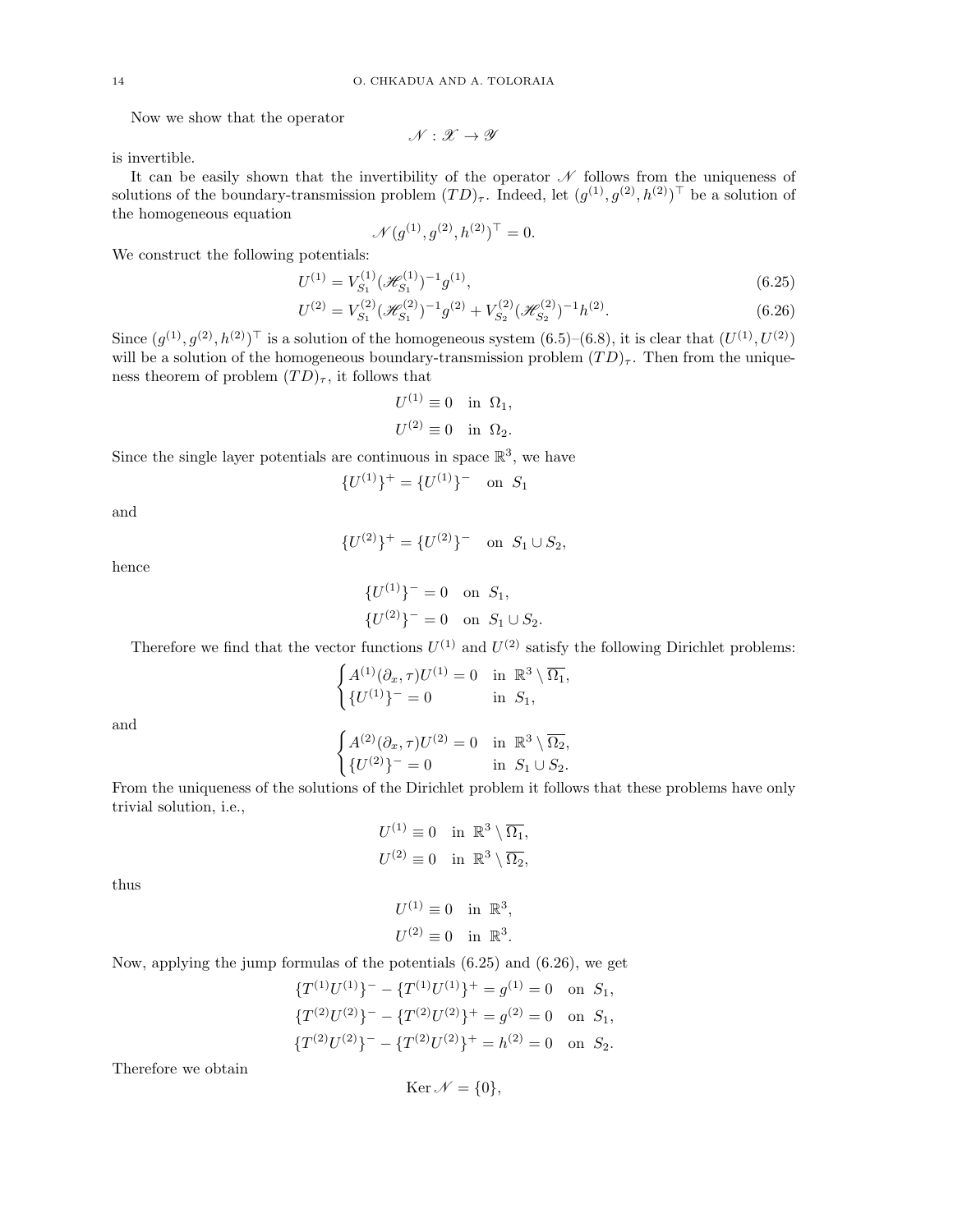Now we show that the operator

$$\mathscr{N} : \mathscr{X} \to \mathscr{Y}$$

is invertible.

It can be easily shown that the invertibility of the operator $\mathscr{N}$ follows from the uniqueness of solutions of the boundary-transmission problem $(TD)_\tau$. Indeed, let $(g^{(1)}, g^{(2)}, h^{(2)})^\top$ be a solution of the homogeneous equation

$$\mathscr{N}(g^{(1)}, g^{(2)}, h^{(2)})^\top = 0.$$

We construct the following potentials:

$$U^{(1)} = V^{(1)}_{S_1} (\mathscr{H}^{(1)}_{S_1})^{-1} g^{(1)}, \tag{6.25}$$

$$U^{(2)} = V^{(2)}_{S_1} (\mathscr{H}^{(2)}_{S_1})^{-1} g^{(2)} + V^{(2)}_{S_2} (\mathscr{H}^{(2)}_{S_2})^{-1} h^{(2)}. \tag{6.26}$$

Since $(g^{(1)}, g^{(2)}, h^{(2)})^\top$ is a solution of the homogeneous system (6.5)–(6.8), it is clear that $(U^{(1)}, U^{(2)})$ will be a solution of the homogeneous boundary-transmission problem $(TD)_\tau$. Then from the uniqueness theorem of problem $(TD)_\tau$, it follows that

$$U^{(1)} \equiv 0 \quad \text{in } \Omega_1,$$

$$U^{(2)} \equiv 0 \quad \text{in } \Omega_2.$$

Since the single layer potentials are continuous in space $\mathbb{R}^3$, we have

$$\{U^{(1)}\}^+ = \{U^{(1)}\}^- \quad \text{on } S_1$$

and

$$\{U^{(2)}\}^+ = \{U^{(2)}\}^- \quad \text{on } S_1 \cup S_2,$$

hence

$$\{U^{(1)}\}^- = 0 \quad \text{on } S_1,$$

$$\{U^{(2)}\}^- = 0 \quad \text{on } S_1 \cup S_2.$$

Therefore we find that the vector functions $U^{(1)}$ and $U^{(2)}$ satisfy the following Dirichlet problems:

$$\begin{cases} A^{(1)}(\partial_x, \tau) U^{(1)} = 0 & \text{in } \mathbb{R}^3 \setminus \overline{\Omega_1}, \\ \{U^{(1)}\}^- = 0 & \text{in } S_1, \end{cases}$$

and

$$\begin{cases} A^{(2)}(\partial_x, \tau) U^{(2)} = 0 & \text{in } \mathbb{R}^3 \setminus \overline{\Omega_2}, \\ \{U^{(2)}\}^- = 0 & \text{in } S_1 \cup S_2. \end{cases}$$

From the uniqueness of the solutions of the Dirichlet problem it follows that these problems have only trivial solution, i.e.,

$$U^{(1)} \equiv 0 \quad \text{in } \mathbb{R}^3 \setminus \overline{\Omega_1},$$

$$U^{(2)} \equiv 0 \quad \text{in } \mathbb{R}^3 \setminus \overline{\Omega_2},$$

thus

$$U^{(1)} \equiv 0 \quad \text{in } \mathbb{R}^3,$$

$$U^{(2)} \equiv 0 \quad \text{in } \mathbb{R}^3.$$

Now, applying the jump formulas of the potentials (6.25) and (6.26), we get

$$\{T^{(1)} U^{(1)}\}^- - \{T^{(1)} U^{(1)}\}^+ = g^{(1)} = 0 \quad \text{on } S_1,$$

$$\{T^{(2)} U^{(2)}\}^- - \{T^{(2)} U^{(2)}\}^+ = g^{(2)} = 0 \quad \text{on } S_1,$$

$$\{T^{(2)} U^{(2)}\}^- - \{T^{(2)} U^{(2)}\}^+ = h^{(2)} = 0 \quad \text{on } S_2.$$

Therefore we obtain

$$\operatorname{Ker} \mathscr{N} = \{0\},$$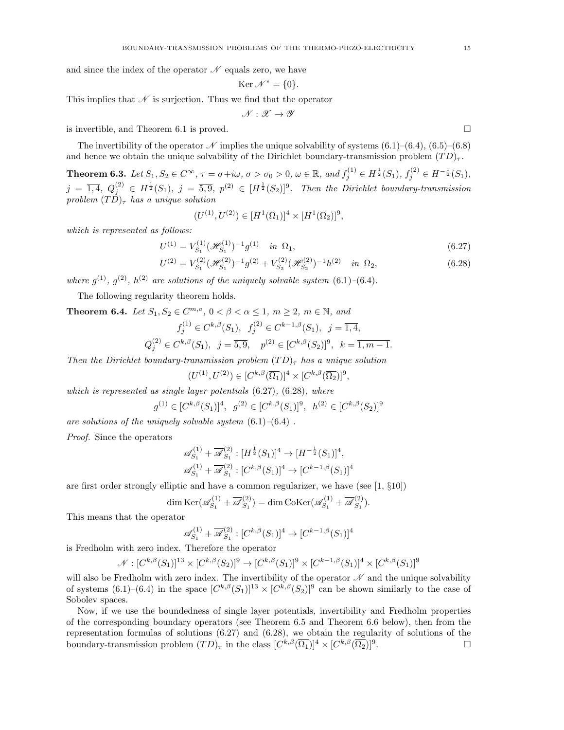and since the index of the operator $\mathscr{N}$ equals zero, we have

$$\operatorname{Ker} \mathscr{N}^* = \{0\}.$$

This implies that $\mathscr{N}$ is surjection. Thus we find that the operator

$$\mathscr{N} : \mathscr{X} \to \mathscr{Y}$$

is invertible, and Theorem 6.1 is proved. $\square$

The invertibility of the operator $\mathscr{N}$ implies the unique solvability of systems (6.1)–(6.4), (6.5)–(6.8) and hence we obtain the unique solvability of the Dirichlet boundary-transmission problem $(TD)_\tau$.

**Theorem 6.3.** *Let $S_1, S_2 \in C^\infty$, $\tau = \sigma + i\omega$, $\sigma > \sigma_0 > 0$, $\omega \in \mathbb{R}$, and $f_j^{(1)} \in H^{\frac{1}{2}}(S_1)$, $f_j^{(2)} \in H^{-\frac{1}{2}}(S_1)$, $j = \overline{1,4}$, $Q_j^{(2)} \in H^{\frac{1}{2}}(S_1)$, $j = \overline{5,9}$, $p^{(2)} \in [H^{\frac{1}{2}}(S_2)]^9$. Then the Dirichlet boundary-transmission problem $(TD)_\tau$ has a unique solution*

$$(U^{(1)}, U^{(2)}) \in [H^1(\Omega_1)]^4 \times [H^1(\Omega_2)]^9,$$

*which is represented as follows:*

$$U^{(1)} = V_{S_1}^{(1)} (\mathscr{H}_{S_1}^{(1)})^{-1} g^{(1)} \quad \text{in } \Omega_1, \tag{6.27}$$

$$U^{(2)} = V_{S_1}^{(2)} (\mathscr{H}_{S_1}^{(2)})^{-1} g^{(2)} + V_{S_2}^{(2)} (\mathscr{H}_{S_2}^{(2)})^{-1} h^{(2)} \quad \text{in } \Omega_2, \tag{6.28}$$

*where $g^{(1)}$, $g^{(2)}$, $h^{(2)}$ are solutions of the uniquely solvable system (6.1)–(6.4).*

The following regularity theorem holds.

**Theorem 6.4.** *Let $S_1, S_2 \in C^{m,a}$, $0 < \beta < \alpha \leq 1$, $m \geq 2$, $m \in \mathbb{N}$, and*

$$f_j^{(1)} \in C^{k,\beta}(S_1), \quad f_j^{(2)} \in C^{k-1,\beta}(S_1), \quad j = \overline{1,4},$$

$$Q_j^{(2)} \in C^{k,\beta}(S_1), \quad j = \overline{5,9}, \quad p^{(2)} \in [C^{k,\beta}(S_2)]^9, \quad k = \overline{1, m-1}.$$

*Then the Dirichlet boundary-transmission problem $(TD)_\tau$ has a unique solution*

$$(U^{(1)}, U^{(2)}) \in [C^{k,\beta}(\overline{\Omega_1})]^4 \times [C^{k,\beta}(\overline{\Omega_2})]^9,$$

*which is represented as single layer potentials (6.27), (6.28), where*

$$g^{(1)} \in [C^{k,\beta}(S_1)]^4, \quad g^{(2)} \in [C^{k,\beta}(S_1)]^9, \quad h^{(2)} \in [C^{k,\beta}(S_2)]^9$$

*are solutions of the uniquely solvable system (6.1)–(6.4) .*

*Proof.* Since the operators

$$\mathscr{A}_{S_1}^{(1)} + \overline{\mathscr{A}}_{S_1}^{(2)} : [H^{\frac{1}{2}}(S_1)]^4 \to [H^{-\frac{1}{2}}(S_1)]^4,$$

$$\mathscr{A}_{S_1}^{(1)} + \overline{\mathscr{A}}_{S_1}^{(2)} : [C^{k,\beta}(S_1)]^4 \to [C^{k-1,\beta}(S_1)]^4$$

are first order strongly elliptic and have a common regularizer, we have (see [1, §10])

$$\dim \operatorname{Ker}(\mathscr{A}_{S_1}^{(1)} + \overline{\mathscr{A}}_{S_1}^{(2)}) = \dim \operatorname{CoKer}(\mathscr{A}_{S_1}^{(1)} + \overline{\mathscr{A}}_{S_1}^{(2)}).$$

This means that the operator

$$\mathscr{A}_{S_1}^{(1)} + \overline{\mathscr{A}}_{S_1}^{(2)} : [C^{k,\beta}(S_1)]^4 \to [C^{k-1,\beta}(S_1)]^4$$

is Fredholm with zero index. Therefore the operator

$$\mathscr{N} : [C^{k,\beta}(S_1)]^{13} \times [C^{k,\beta}(S_2)]^9 \to [C^{k,\beta}(S_1)]^9 \times [C^{k-1,\beta}(S_1)]^4 \times [C^{k,\beta}(S_1)]^9$$

will also be Fredholm with zero index. The invertibility of the operator $\mathscr{N}$ and the unique solvability of systems (6.1)–(6.4) in the space $[C^{k,\beta}(S_1)]^{13} \times [C^{k,\beta}(S_2)]^9$ can be shown similarly to the case of Sobolev spaces.

Now, if we use the boundedness of single layer potentials, invertibility and Fredholm properties of the corresponding boundary operators (see Theorem 6.5 and Theorem 6.6 below), then from the representation formulas of solutions (6.27) and (6.28), we obtain the regularity of solutions of the boundary-transmission problem $(TD)_\tau$ in the class $[C^{k,\beta}(\overline{\Omega_1})]^4 \times [C^{k,\beta}(\overline{\Omega_2})]^9$. $\square$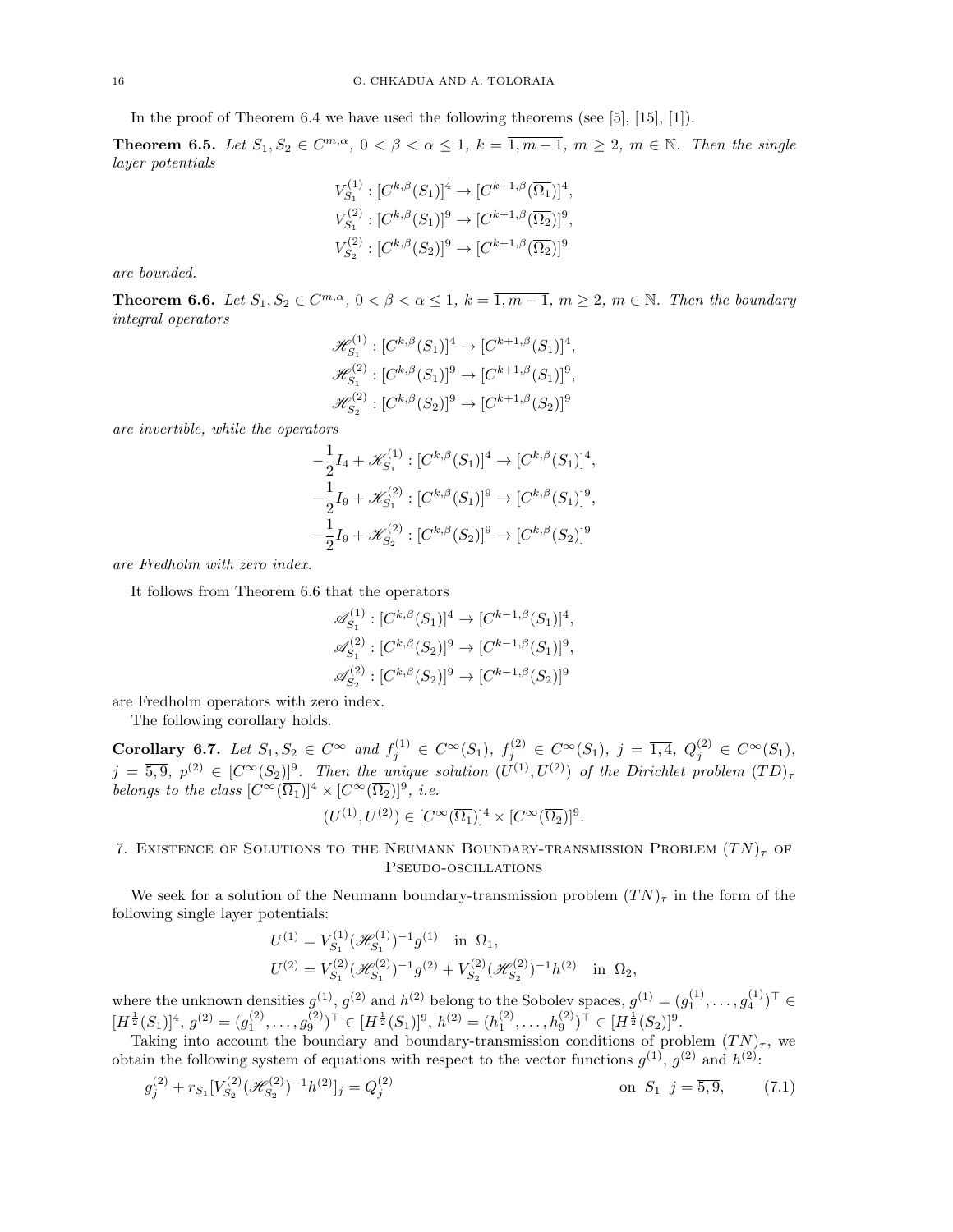In the proof of Theorem 6.4 we have used the following theorems (see [5], [15], [1]).

**Theorem 6.5.** *Let $S_1, S_2 \in C^{m,\alpha}$, $0 < \beta < \alpha \leq 1$, $k = \overline{1, m-1}$, $m \geq 2$, $m \in \mathbb{N}$. Then the single layer potentials*

$$
\begin{aligned}
V_{S_1}^{(1)} &: [C^{k,\beta}(S_1)]^4 \to [C^{k+1,\beta}(\overline{\Omega_1})]^4, \\
V_{S_1}^{(2)} &: [C^{k,\beta}(S_1)]^9 \to [C^{k+1,\beta}(\overline{\Omega_2})]^9, \\
V_{S_2}^{(2)} &: [C^{k,\beta}(S_2)]^9 \to [C^{k+1,\beta}(\overline{\Omega_2})]^9
\end{aligned}
$$

*are bounded.*

**Theorem 6.6.** *Let $S_1, S_2 \in C^{m,\alpha}$, $0 < \beta < \alpha \leq 1$, $k = \overline{1, m-1}$, $m \geq 2$, $m \in \mathbb{N}$. Then the boundary integral operators*

$$
\begin{aligned}
\mathscr{H}_{S_1}^{(1)} &: [C^{k,\beta}(S_1)]^4 \to [C^{k+1,\beta}(S_1)]^4, \\
\mathscr{H}_{S_1}^{(2)} &: [C^{k,\beta}(S_1)]^9 \to [C^{k+1,\beta}(S_1)]^9, \\
\mathscr{H}_{S_2}^{(2)} &: [C^{k,\beta}(S_2)]^9 \to [C^{k+1,\beta}(S_2)]^9
\end{aligned}
$$

*are invertible, while the operators*

$$
\begin{aligned}
-\frac{1}{2}I_4 + \mathscr{K}_{S_1}^{(1)} &: [C^{k,\beta}(S_1)]^4 \to [C^{k,\beta}(S_1)]^4, \\
-\frac{1}{2}I_9 + \mathscr{K}_{S_1}^{(2)} &: [C^{k,\beta}(S_1)]^9 \to [C^{k,\beta}(S_1)]^9, \\
-\frac{1}{2}I_9 + \mathscr{K}_{S_2}^{(2)} &: [C^{k,\beta}(S_2)]^9 \to [C^{k,\beta}(S_2)]^9
\end{aligned}
$$

*are Fredholm with zero index.*

It follows from Theorem 6.6 that the operators

$$
\begin{aligned}
\mathscr{A}_{S_1}^{(1)} &: [C^{k,\beta}(S_1)]^4 \to [C^{k-1,\beta}(S_1)]^4, \\
\mathscr{A}_{S_1}^{(2)} &: [C^{k,\beta}(S_2)]^9 \to [C^{k-1,\beta}(S_1)]^9, \\
\mathscr{A}_{S_2}^{(2)} &: [C^{k,\beta}(S_2)]^9 \to [C^{k-1,\beta}(S_2)]^9
\end{aligned}
$$

are Fredholm operators with zero index.

The following corollary holds.

**Corollary 6.7.** *Let $S_1, S_2 \in C^\infty$ and $f_j^{(1)} \in C^\infty(S_1)$, $f_j^{(2)} \in C^\infty(S_1)$, $j = \overline{1,4}$, $Q_j^{(2)} \in C^\infty(S_1)$, $j = \overline{5,9}$, $p^{(2)} \in [C^\infty(S_2)]^9$. Then the unique solution $(U^{(1)}, U^{(2)})$ of the Dirichlet problem $(TD)_\tau$ belongs to the class $[C^\infty(\overline{\Omega_1})]^4 \times [C^\infty(\overline{\Omega_2})]^9$, i.e.*

$$
(U^{(1)}, U^{(2)}) \in [C^\infty(\overline{\Omega_1})]^4 \times [C^\infty(\overline{\Omega_2})]^9.
$$

## 7. Existence of Solutions to the Neumann Boundary-transmission Problem $(TN)_\tau$ of Pseudo-oscillations

We seek for a solution of the Neumann boundary-transmission problem $(TN)_\tau$ in the form of the following single layer potentials:

$$
\begin{aligned}
U^{(1)} &= V_{S_1}^{(1)} (\mathscr{H}_{S_1}^{(1)})^{-1} g^{(1)} \quad \text{in } \Omega_1, \\
U^{(2)} &= V_{S_1}^{(2)} (\mathscr{H}_{S_1}^{(2)})^{-1} g^{(2)} + V_{S_2}^{(2)} (\mathscr{H}_{S_2}^{(2)})^{-1} h^{(2)} \quad \text{in } \Omega_2,
\end{aligned}
$$

where the unknown densities $g^{(1)}$, $g^{(2)}$ and $h^{(2)}$ belong to the Sobolev spaces, $g^{(1)} = (g_1^{(1)}, \ldots, g_4^{(1)})^\top \in [H^{\frac{1}{2}}(S_1)]^4$, $g^{(2)} = (g_1^{(2)}, \ldots, g_9^{(2)})^\top \in [H^{\frac{1}{2}}(S_1)]^9$, $h^{(2)} = (h_1^{(2)}, \ldots, h_9^{(2)})^\top \in [H^{\frac{1}{2}}(S_2)]^9$.

Taking into account the boundary and boundary-transmission conditions of problem $(TN)_\tau$, we obtain the following system of equations with respect to the vector functions $g^{(1)}$, $g^{(2)}$ and $h^{(2)}$:

$$
g_j^{(2)} + r_{S_1} [V_{S_2}^{(2)} (\mathscr{H}_{S_2}^{(2)})^{-1} h^{(2)}]_j = Q_j^{(2)} \quad \text{on } S_1 \;\; j = \overline{5,9}, \tag{7.1}
$$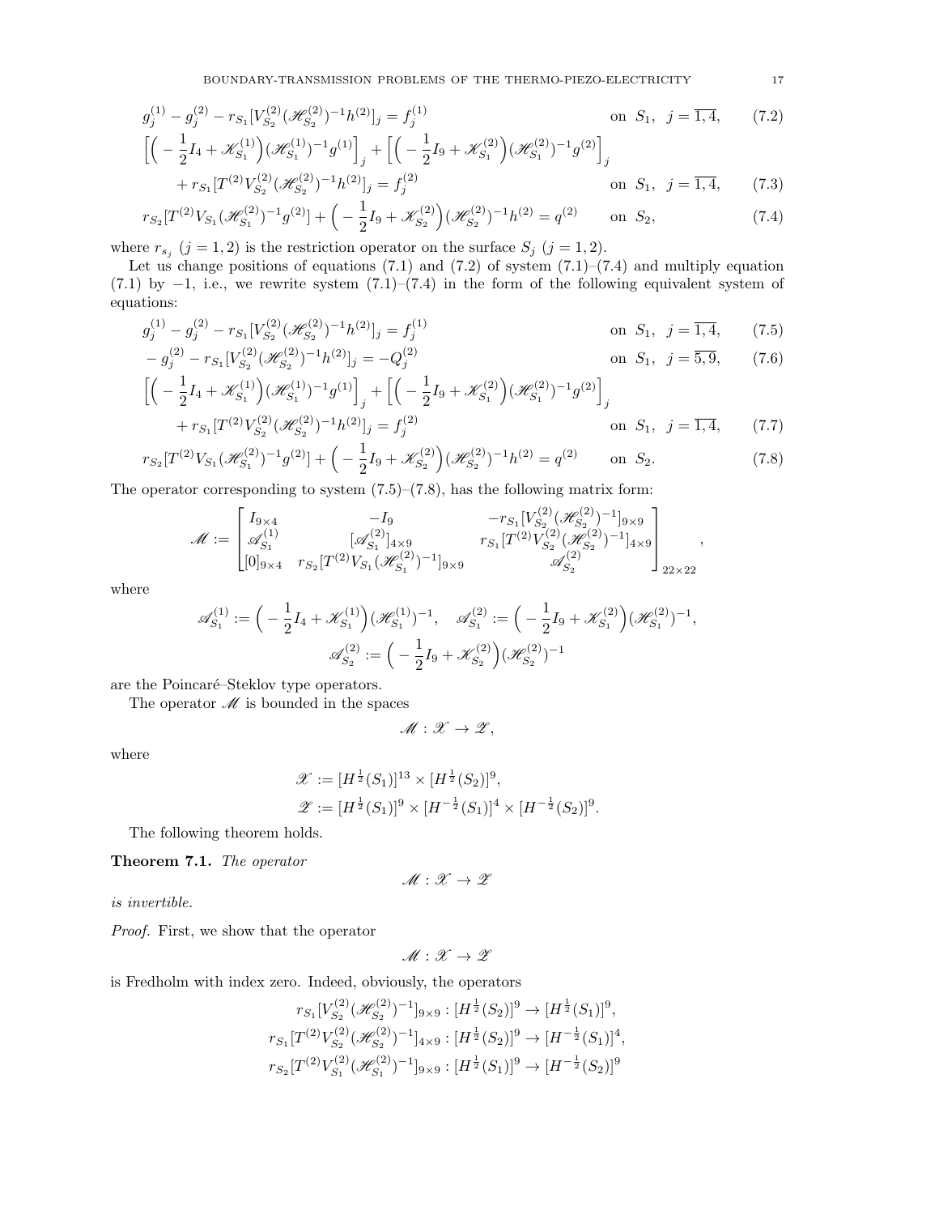$$g_j^{(1)} - g_j^{(2)} - r_{S_1}[V_{S_2}^{(2)}(\mathscr{H}_{S_2}^{(2)})^{-1}h^{(2)}]_j = f_j^{(1)} \qquad \text{on } S_1, \ \ j = \overline{1,4}, \tag{7.2}$$

$$\Big[\Big(-\frac{1}{2}I_4 + \mathscr{K}_{S_1}^{(1)}\Big)(\mathscr{H}_{S_1}^{(1)})^{-1}g^{(1)}\Big]_j + \Big[\Big(-\frac{1}{2}I_9 + \mathscr{K}_{S_1}^{(2)}\Big)(\mathscr{H}_{S_1}^{(2)})^{-1}g^{(2)}\Big]_j$$
$$+ r_{S_1}[T^{(2)}V_{S_2}^{(2)}(\mathscr{H}_{S_2}^{(2)})^{-1}h^{(2)}]_j = f_j^{(2)} \qquad \text{on } S_1, \ \ j = \overline{1,4}, \tag{7.3}$$

$$r_{S_2}[T^{(2)}V_{S_1}(\mathscr{H}_{S_1}^{(2)})^{-1}g^{(2)}] + \Big(-\frac{1}{2}I_9 + \mathscr{K}_{S_2}^{(2)}\Big)(\mathscr{H}_{S_2}^{(2)})^{-1}h^{(2)} = q^{(2)} \qquad \text{on } S_2, \tag{7.4}$$

where $r_{s_j}$ $(j = 1, 2)$ is the restriction operator on the surface $S_j$ $(j = 1, 2)$.

Let us change positions of equations (7.1) and (7.2) of system (7.1)–(7.4) and multiply equation (7.1) by $-1$, i.e., we rewrite system (7.1)–(7.4) in the form of the following equivalent system of equations:

$$g_j^{(1)} - g_j^{(2)} - r_{S_1}[V_{S_2}^{(2)}(\mathscr{H}_{S_2}^{(2)})^{-1}h^{(2)}]_j = f_j^{(1)} \qquad \text{on } S_1, \ \ j = \overline{1,4}, \tag{7.5}$$

$$-g_j^{(2)} - r_{S_1}[V_{S_2}^{(2)}(\mathscr{H}_{S_2}^{(2)})^{-1}h^{(2)}]_j = -Q_j^{(2)} \qquad \text{on } S_1, \ \ j = \overline{5,9}, \tag{7.6}$$

$$\Big[\Big(-\frac{1}{2}I_4 + \mathscr{K}_{S_1}^{(1)}\Big)(\mathscr{H}_{S_1}^{(1)})^{-1}g^{(1)}\Big]_j + \Big[\Big(-\frac{1}{2}I_9 + \mathscr{K}_{S_1}^{(2)}\Big)(\mathscr{H}_{S_1}^{(2)})^{-1}g^{(2)}\Big]_j$$
$$+ r_{S_1}[T^{(2)}V_{S_2}^{(2)}(\mathscr{H}_{S_2}^{(2)})^{-1}h^{(2)}]_j = f_j^{(2)} \qquad \text{on } S_1, \ \ j = \overline{1,4}, \tag{7.7}$$

$$r_{S_2}[T^{(2)}V_{S_1}(\mathscr{H}_{S_1}^{(2)})^{-1}g^{(2)}] + \Big(-\frac{1}{2}I_9 + \mathscr{K}_{S_2}^{(2)}\Big)(\mathscr{H}_{S_2}^{(2)})^{-1}h^{(2)} = q^{(2)} \qquad \text{on } S_2. \tag{7.8}$$

The operator corresponding to system (7.5)–(7.8), has the following matrix form:

$$\mathscr{M} := \begin{bmatrix} I_{9\times 4} & -I_9 & -r_{S_1}[V_{S_2}^{(2)}(\mathscr{H}_{S_2}^{(2)})^{-1}]_{9\times 9} \\ \mathscr{A}_{S_1}^{(1)} & [\mathscr{A}_{S_1}^{(2)}]_{4\times 9} & r_{S_1}[T^{(2)}V_{S_2}^{(2)}(\mathscr{H}_{S_2}^{(2)})^{-1}]_{4\times 9} \\ [0]_{9\times 4} & r_{S_2}[T^{(2)}V_{S_1}(\mathscr{H}_{S_1}^{(2)})^{-1}]_{9\times 9} & \mathscr{A}_{S_2}^{(2)} \end{bmatrix}_{22\times 22},$$

where

$$\mathscr{A}_{S_1}^{(1)} := \Big(-\frac{1}{2}I_4 + \mathscr{K}_{S_1}^{(1)}\Big)(\mathscr{H}_{S_1}^{(1)})^{-1}, \quad \mathscr{A}_{S_1}^{(2)} := \Big(-\frac{1}{2}I_9 + \mathscr{K}_{S_1}^{(2)}\Big)(\mathscr{H}_{S_1}^{(2)})^{-1},$$
$$\mathscr{A}_{S_2}^{(2)} := \Big(-\frac{1}{2}I_9 + \mathscr{K}_{S_2}^{(2)}\Big)(\mathscr{H}_{S_2}^{(2)})^{-1}$$

are the Poincaré–Steklov type operators.

The operator $\mathscr{M}$ is bounded in the spaces

$$\mathscr{M} : \mathscr{X} \to \mathscr{Z},$$

where

$$\mathscr{X} := [H^{\frac{1}{2}}(S_1)]^{13} \times [H^{\frac{1}{2}}(S_2)]^9,$$
$$\mathscr{Z} := [H^{\frac{1}{2}}(S_1)]^9 \times [H^{-\frac{1}{2}}(S_1)]^4 \times [H^{-\frac{1}{2}}(S_2)]^9.$$

The following theorem holds.

**Theorem 7.1.** *The operator*

$$\mathscr{M} : \mathscr{X} \to \mathscr{Z}$$

*is invertible.*

*Proof.* First, we show that the operator

$$\mathscr{M} : \mathscr{X} \to \mathscr{Z}$$

is Fredholm with index zero. Indeed, obviously, the operators

$$r_{S_1}[V_{S_2}^{(2)}(\mathscr{H}_{S_2}^{(2)})^{-1}]_{9\times 9} : [H^{\frac{1}{2}}(S_2)]^9 \to [H^{\frac{1}{2}}(S_1)]^9,$$
$$r_{S_1}[T^{(2)}V_{S_2}^{(2)}(\mathscr{H}_{S_2}^{(2)})^{-1}]_{4\times 9} : [H^{\frac{1}{2}}(S_2)]^9 \to [H^{-\frac{1}{2}}(S_1)]^4,$$
$$r_{S_2}[T^{(2)}V_{S_1}^{(2)}(\mathscr{H}_{S_1}^{(2)})^{-1}]_{9\times 9} : [H^{\frac{1}{2}}(S_1)]^9 \to [H^{-\frac{1}{2}}(S_2)]^9$$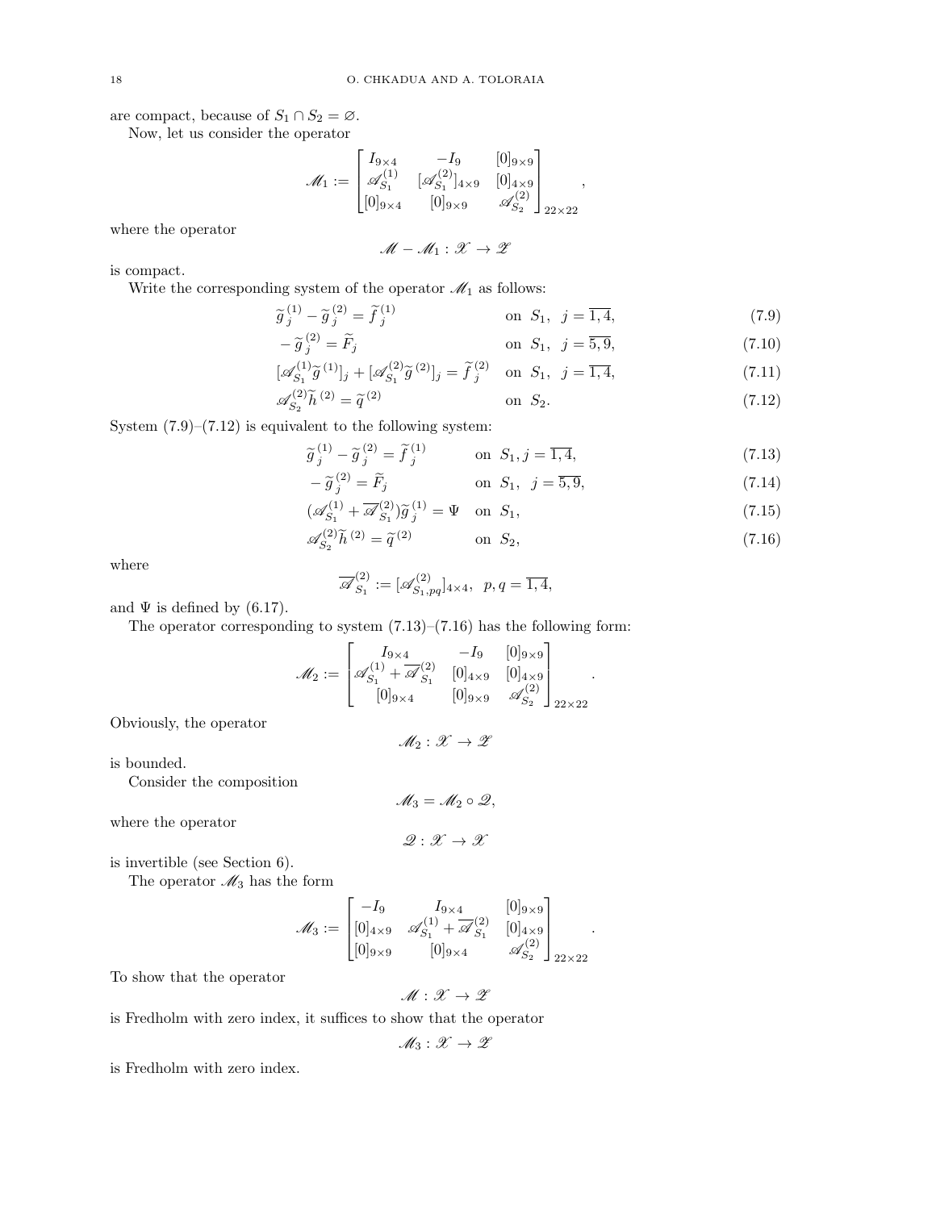are compact, because of $S_1 \cap S_2 = \varnothing$.

Now, let us consider the operator

$$
\mathscr{M}_1 := \begin{bmatrix} I_{9\times 4} & -I_9 & [0]_{9\times 9} \\ \mathscr{A}^{(1)}_{S_1} & [\mathscr{A}^{(2)}_{S_1}]_{4\times 9} & [0]_{4\times 9} \\ [0]_{9\times 4} & [0]_{9\times 9} & \mathscr{A}^{(2)}_{S_2} \end{bmatrix}_{22\times 22},
$$

where the operator

$$
\mathscr{M} - \mathscr{M}_1 : \mathscr{X} \to \mathscr{Z}
$$

is compact.

Write the corresponding system of the operator $\mathscr{M}_1$ as follows:

$$
\widetilde{g}^{\,(1)}_j - \widetilde{g}^{\,(2)}_j = \widetilde{f}^{\,(1)}_j \quad \text{on } S_1, \;\; j = \overline{1,4}, \tag{7.9}
$$

$$
-\widetilde{g}^{\,(2)}_j = \widetilde{F}_j \quad \text{on } S_1, \;\; j = \overline{5,9}, \tag{7.10}
$$

$$
[\mathscr{A}^{(1)}_{S_1} \widetilde{g}^{\,(1)}]_j + [\mathscr{A}^{(2)}_{S_1} \widetilde{g}^{\,(2)}]_j = \widetilde{f}^{\,(2)}_j \quad \text{on } S_1, \;\; j = \overline{1,4}, \tag{7.11}
$$

$$
\mathscr{A}^{(2)}_{S_2} \widetilde{h}^{\,(2)} = \widetilde{q}^{\,(2)} \quad \text{on } S_2. \tag{7.12}
$$

System (7.9)–(7.12) is equivalent to the following system:

$$
\widetilde{g}^{\,(1)}_j - \widetilde{g}^{\,(2)}_j = \widetilde{f}^{\,(1)}_j \quad \text{on } S_1, j = \overline{1,4}, \tag{7.13}
$$

$$
-\widetilde{g}^{\,(2)}_j = \widetilde{F}_j \quad \text{on } S_1, \;\; j = \overline{5,9}, \tag{7.14}
$$

$$
(\mathscr{A}^{(1)}_{S_1} + \overline{\mathscr{A}}^{(2)}_{S_1}) \widetilde{g}^{\,(1)}_j = \Psi \quad \text{on } S_1, \tag{7.15}
$$

$$
\mathscr{A}^{(2)}_{S_2} \widetilde{h}^{\,(2)} = \widetilde{q}^{\,(2)} \quad \text{on } S_2, \tag{7.16}
$$

where

$$
\overline{\mathscr{A}}^{(2)}_{S_1} := [\mathscr{A}^{(2)}_{S_1,pq}]_{4\times 4}, \;\; p, q = \overline{1,4},
$$

and $\Psi$ is defined by (6.17).

The operator corresponding to system (7.13)–(7.16) has the following form:

$$
\mathscr{M}_2 := \begin{bmatrix} I_{9\times 4} & -I_9 & [0]_{9\times 9} \\ \mathscr{A}^{(1)}_{S_1} + \overline{\mathscr{A}}^{(2)}_{S_1} & [0]_{4\times 9} & [0]_{4\times 9} \\ [0]_{9\times 4} & [0]_{9\times 9} & \mathscr{A}^{(2)}_{S_2} \end{bmatrix}_{22\times 22}.
$$

Obviously, the operator

$$
\mathscr{M}_2 : \mathscr{X} \to \mathscr{Z}
$$

is bounded.

Consider the composition

$$
\mathscr{M}_3 = \mathscr{M}_2 \circ \mathscr{Q},
$$

where the operator

$$
\mathscr{Q} : \mathscr{X} \to \mathscr{X}
$$

is invertible (see Section 6).

The operator $\mathscr{M}_3$ has the form

$$
\mathscr{M}_3 := \begin{bmatrix} -I_9 & I_{9\times 4} & [0]_{9\times 9} \\ [0]_{4\times 9} & \mathscr{A}^{(1)}_{S_1} + \overline{\mathscr{A}}^{(2)}_{S_1} & [0]_{4\times 9} \\ [0]_{9\times 9} & [0]_{9\times 4} & \mathscr{A}^{(2)}_{S_2} \end{bmatrix}_{22\times 22}.
$$

To show that the operator

$$
\mathscr{M} : \mathscr{X} \to \mathscr{Z}
$$

is Fredholm with zero index, it suffices to show that the operator

$$
\mathscr{M}_3 : \mathscr{X} \to \mathscr{Z}
$$

is Fredholm with zero index.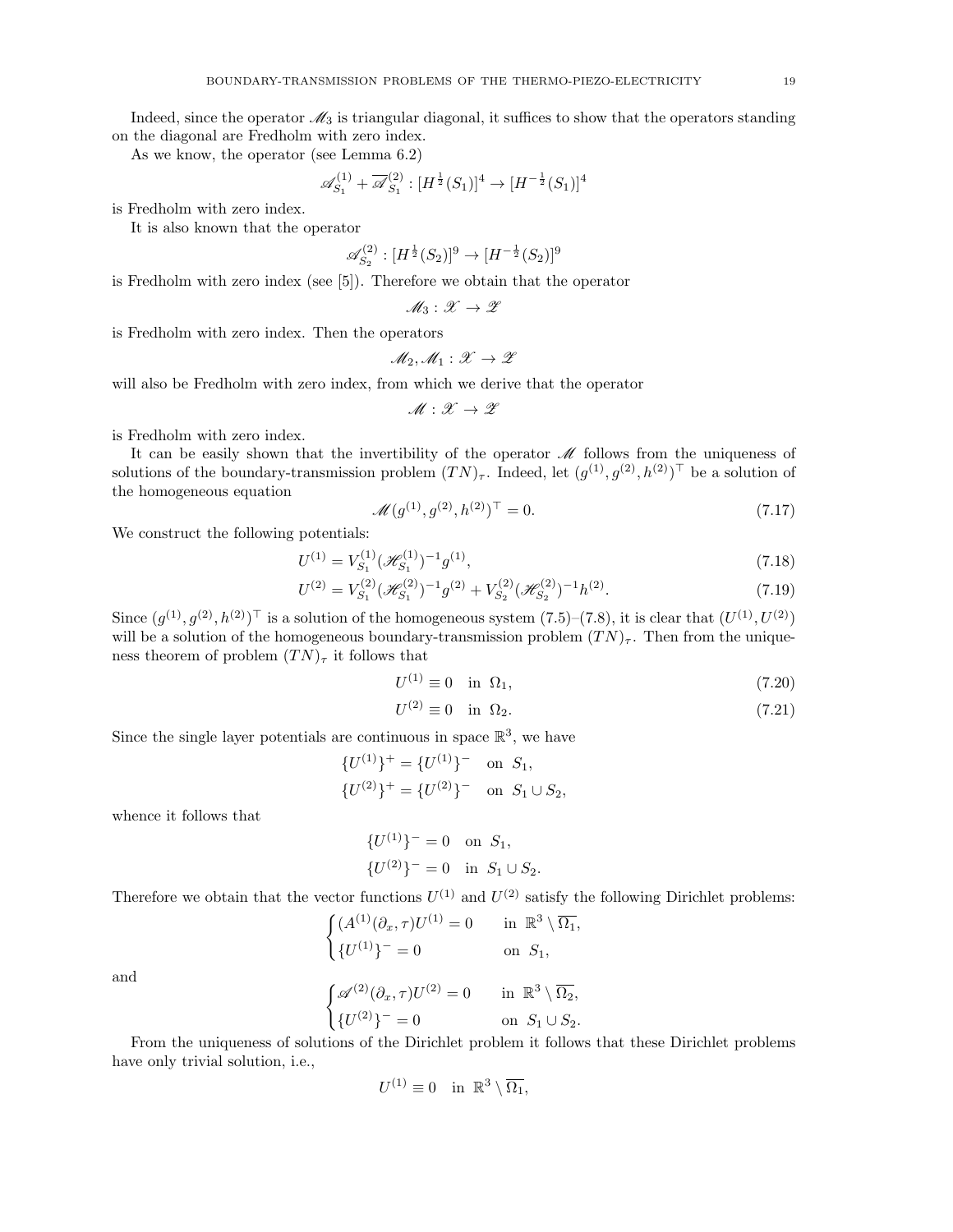Indeed, since the operator $\mathscr{M}_3$ is triangular diagonal, it suffices to show that the operators standing on the diagonal are Fredholm with zero index.

As we know, the operator (see Lemma 6.2)

$$\mathscr{A}^{(1)}_{S_1} + \overline{\mathscr{A}}^{(2)}_{S_1} : [H^{\frac{1}{2}}(S_1)]^4 \to [H^{-\frac{1}{2}}(S_1)]^4$$

is Fredholm with zero index.

It is also known that the operator

$$\mathscr{A}^{(2)}_{S_2} : [H^{\frac{1}{2}}(S_2)]^9 \to [H^{-\frac{1}{2}}(S_2)]^9$$

is Fredholm with zero index (see [5]). Therefore we obtain that the operator

$$\mathscr{M}_3 : \mathscr{X} \to \mathscr{Z}$$

is Fredholm with zero index. Then the operators

$$\mathscr{M}_2, \mathscr{M}_1 : \mathscr{X} \to \mathscr{Z}$$

will also be Fredholm with zero index, from which we derive that the operator

$$\mathscr{M} : \mathscr{X} \to \mathscr{Z}$$

is Fredholm with zero index.

It can be easily shown that the invertibility of the operator $\mathscr{M}$ follows from the uniqueness of solutions of the boundary-transmission problem $(TN)_\tau$. Indeed, let $(g^{(1)}, g^{(2)}, h^{(2)})^\top$ be a solution of the homogeneous equation

$$\mathscr{M}(g^{(1)}, g^{(2)}, h^{(2)})^\top = 0. \tag{7.17}$$

We construct the following potentials:

$$U^{(1)} = V^{(1)}_{S_1} (\mathscr{H}^{(1)}_{S_1})^{-1} g^{(1)}, \tag{7.18}$$

$$U^{(2)} = V^{(2)}_{S_1} (\mathscr{H}^{(2)}_{S_1})^{-1} g^{(2)} + V^{(2)}_{S_2} (\mathscr{H}^{(2)}_{S_2})^{-1} h^{(2)}. \tag{7.19}$$

Since $(g^{(1)}, g^{(2)}, h^{(2)})^\top$ is a solution of the homogeneous system (7.5)–(7.8), it is clear that $(U^{(1)}, U^{(2)})$ will be a solution of the homogeneous boundary-transmission problem $(TN)_\tau$. Then from the uniqueness theorem of problem $(TN)_\tau$ it follows that

$$U^{(1)} \equiv 0 \quad \text{in } \Omega_1, \tag{7.20}$$

$$U^{(2)} \equiv 0 \quad \text{in } \Omega_2. \tag{7.21}$$

Since the single layer potentials are continuous in space $\mathbb{R}^3$, we have

$$\{U^{(1)}\}^+ = \{U^{(1)}\}^- \quad \text{on } S_1,$$
$$\{U^{(2)}\}^+ = \{U^{(2)}\}^- \quad \text{on } S_1 \cup S_2,$$

whence it follows that

$$\{U^{(1)}\}^- = 0 \quad \text{on } S_1,$$
$$\{U^{(2)}\}^- = 0 \quad \text{in } S_1 \cup S_2.$$

Therefore we obtain that the vector functions $U^{(1)}$ and $U^{(2)}$ satisfy the following Dirichlet problems:

$$\begin{cases} (A^{(1)}(\partial_x, \tau) U^{(1)} = 0 & \text{in } \mathbb{R}^3 \setminus \overline{\Omega_1}, \\ \{U^{(1)}\}^- = 0 & \text{on } S_1, \end{cases}$$

and

$$\begin{cases} \mathscr{A}^{(2)}(\partial_x, \tau) U^{(2)} = 0 & \text{in } \mathbb{R}^3 \setminus \overline{\Omega_2}, \\ \{U^{(2)}\}^- = 0 & \text{on } S_1 \cup S_2. \end{cases}$$

From the uniqueness of solutions of the Dirichlet problem it follows that these Dirichlet problems have only trivial solution, i.e.,

$$U^{(1)} \equiv 0 \quad \text{in } \mathbb{R}^3 \setminus \overline{\Omega_1},$$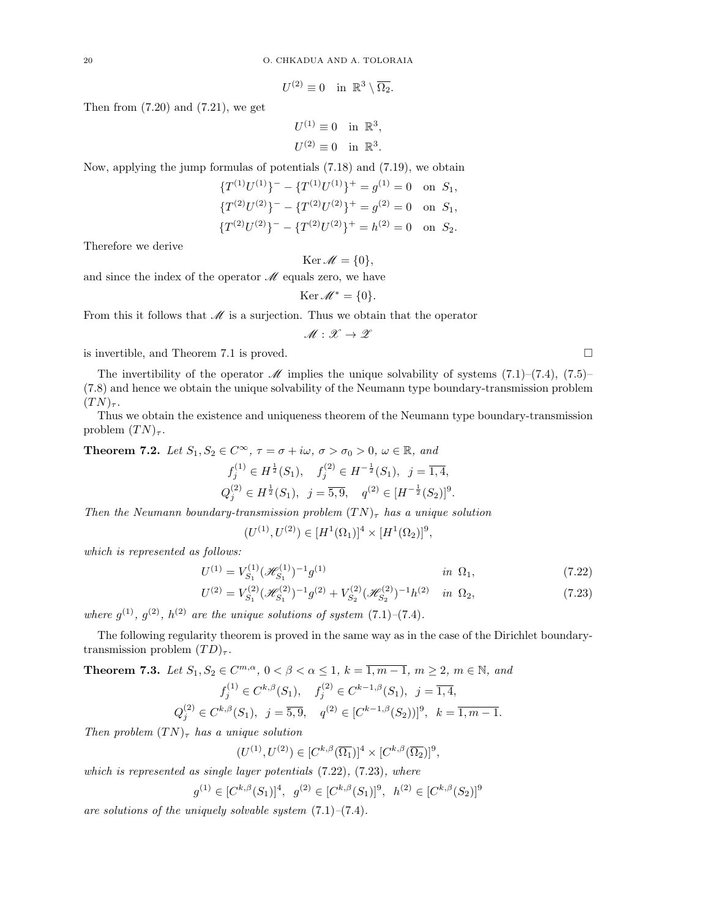$$U^{(2)} \equiv 0 \quad \text{in } \mathbb{R}^3 \setminus \overline{\Omega_2}.$$

Then from (7.20) and (7.21), we get

$$U^{(1)} \equiv 0 \quad \text{in } \mathbb{R}^3,$$
$$U^{(2)} \equiv 0 \quad \text{in } \mathbb{R}^3.$$

Now, applying the jump formulas of potentials (7.18) and (7.19), we obtain

$$\{T^{(1)}U^{(1)}\}^- - \{T^{(1)}U^{(1)}\}^+ = g^{(1)} = 0 \quad \text{on } S_1,$$
$$\{T^{(2)}U^{(2)}\}^- - \{T^{(2)}U^{(2)}\}^+ = g^{(2)} = 0 \quad \text{on } S_1,$$
$$\{T^{(2)}U^{(2)}\}^- - \{T^{(2)}U^{(2)}\}^+ = h^{(2)} = 0 \quad \text{on } S_2.$$

Therefore we derive

$$\operatorname{Ker} \mathscr{M} = \{0\},$$

and since the index of the operator $\mathscr{M}$ equals zero, we have

$$\operatorname{Ker} \mathscr{M}^* = \{0\}.$$

From this it follows that $\mathscr{M}$ is a surjection. Thus we obtain that the operator

$$\mathscr{M} : \mathscr{X} \to \mathscr{Z}$$

is invertible, and Theorem 7.1 is proved. □

The invertibility of the operator $\mathscr{M}$ implies the unique solvability of systems (7.1)–(7.4), (7.5)–(7.8) and hence we obtain the unique solvability of the Neumann type boundary-transmission problem $(TN)_\tau$.

Thus we obtain the existence and uniqueness theorem of the Neumann type boundary-transmission problem $(TN)_\tau$.

**Theorem 7.2.** *Let $S_1, S_2 \in C^\infty$, $\tau = \sigma + i\omega$, $\sigma > \sigma_0 > 0$, $\omega \in \mathbb{R}$, and*

$$f_j^{(1)} \in H^{\frac{1}{2}}(S_1), \quad f_j^{(2)} \in H^{-\frac{1}{2}}(S_1), \quad j = \overline{1,4},$$
$$Q_j^{(2)} \in H^{\frac{1}{2}}(S_1), \quad j = \overline{5,9}, \quad q^{(2)} \in [H^{-\frac{1}{2}}(S_2)]^9.$$

*Then the Neumann boundary-transmission problem $(TN)_\tau$ has a unique solution*

$$(U^{(1)}, U^{(2)}) \in [H^1(\Omega_1)]^4 \times [H^1(\Omega_2)]^9,$$

*which is represented as follows:*

$$U^{(1)} = V_{S_1}^{(1)} (\mathscr{H}_{S_1}^{(1)})^{-1} g^{(1)} \qquad \text{in } \Omega_1, \tag{7.22}$$
$$U^{(2)} = V_{S_1}^{(2)} (\mathscr{H}_{S_1}^{(2)})^{-1} g^{(2)} + V_{S_2}^{(2)} (\mathscr{H}_{S_2}^{(2)})^{-1} h^{(2)} \quad \text{in } \Omega_2, \tag{7.23}$$

*where $g^{(1)}$, $g^{(2)}$, $h^{(2)}$ are the unique solutions of system (7.1)–(7.4).*

The following regularity theorem is proved in the same way as in the case of the Dirichlet boundary-transmission problem $(TD)_\tau$.

**Theorem 7.3.** *Let $S_1, S_2 \in C^{m,\alpha}$, $0 < \beta < \alpha \le 1$, $k = \overline{1, m-1}$, $m \ge 2$, $m \in \mathbb{N}$, and*

$$f_j^{(1)} \in C^{k,\beta}(S_1), \quad f_j^{(2)} \in C^{k-1,\beta}(S_1), \quad j = \overline{1,4},$$
$$Q_j^{(2)} \in C^{k,\beta}(S_1), \quad j = \overline{5,9}, \quad q^{(2)} \in [C^{k-1,\beta}(S_2))]^9, \quad k = \overline{1, m-1}.$$

*Then problem $(TN)_\tau$ has a unique solution*

$$(U^{(1)}, U^{(2)}) \in [C^{k,\beta}(\overline{\Omega_1})]^4 \times [C^{k,\beta}(\overline{\Omega_2})]^9,$$

*which is represented as single layer potentials (7.22), (7.23), where*

$$g^{(1)} \in [C^{k,\beta}(S_1)]^4, \quad g^{(2)} \in [C^{k,\beta}(S_1)]^9, \quad h^{(2)} \in [C^{k,\beta}(S_2)]^9$$

*are solutions of the uniquely solvable system (7.1)–(7.4).*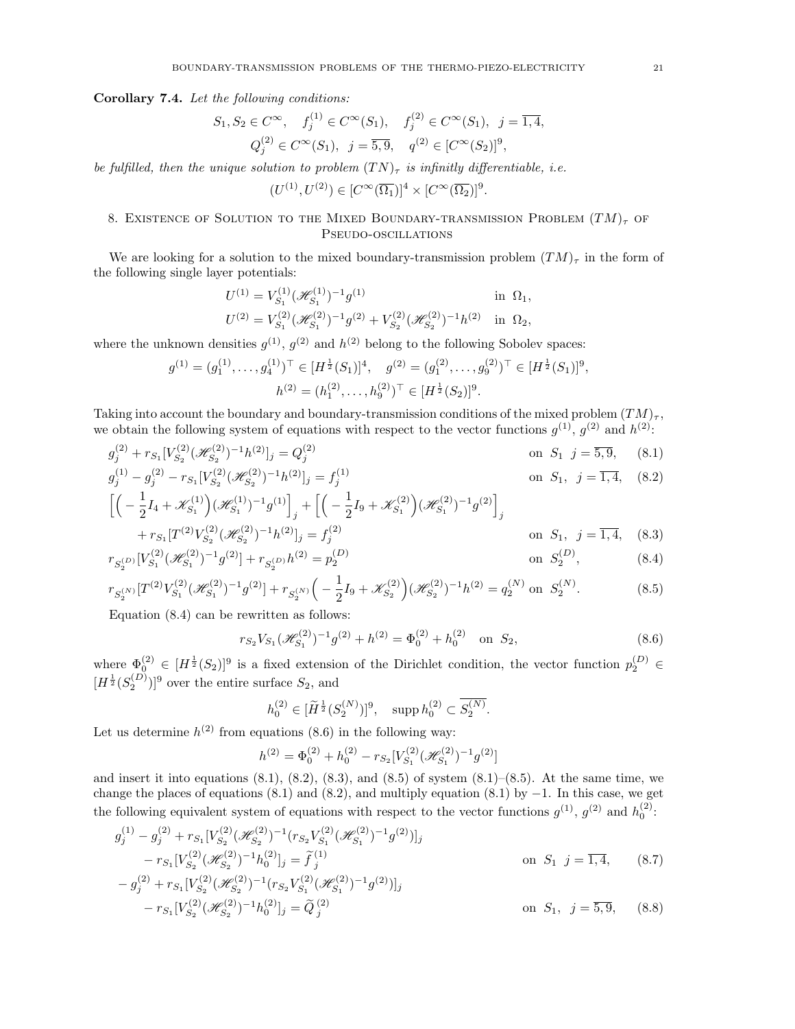**Corollary 7.4.** *Let the following conditions:*

$$S_1, S_2 \in C^\infty, \quad f_j^{(1)} \in C^\infty(S_1), \quad f_j^{(2)} \in C^\infty(S_1), \;\; j = \overline{1,4},$$
$$Q_j^{(2)} \in C^\infty(S_1), \;\; j = \overline{5,9}, \quad q^{(2)} \in [C^\infty(S_2)]^9,$$

*be fulfilled, then the unique solution to problem $(TN)_\tau$ is infinitly differentiable, i.e.*

$$(U^{(1)}, U^{(2)}) \in [C^\infty(\overline{\Omega_1})]^4 \times [C^\infty(\overline{\Omega_2})]^9.$$

## 8. Existence of Solution to the Mixed Boundary-transmission Problem $(TM)_\tau$ of Pseudo-oscillations

We are looking for a solution to the mixed boundary-transmission problem $(TM)_\tau$ in the form of the following single layer potentials:

$$U^{(1)} = V_{S_1}^{(1)}(\mathscr{H}_{S_1}^{(1)})^{-1} g^{(1)} \qquad \text{in } \Omega_1,$$
$$U^{(2)} = V_{S_1}^{(2)}(\mathscr{H}_{S_1}^{(2)})^{-1} g^{(2)} + V_{S_2}^{(2)}(\mathscr{H}_{S_2}^{(2)})^{-1} h^{(2)} \quad \text{in } \Omega_2,$$

where the unknown densities $g^{(1)}$, $g^{(2)}$ and $h^{(2)}$ belong to the following Sobolev spaces:

$$g^{(1)} = (g_1^{(1)}, \dots, g_4^{(1)})^\top \in [H^{\frac{1}{2}}(S_1)]^4, \quad g^{(2)} = (g_1^{(2)}, \dots, g_9^{(2)})^\top \in [H^{\frac{1}{2}}(S_1)]^9,$$
$$h^{(2)} = (h_1^{(2)}, \dots, h_9^{(2)})^\top \in [H^{\frac{1}{2}}(S_2)]^9.$$

Taking into account the boundary and boundary-transmission conditions of the mixed problem $(TM)_\tau$, we obtain the following system of equations with respect to the vector functions $g^{(1)}$, $g^{(2)}$ and $h^{(2)}$:

$$g_j^{(2)} + r_{S_1}[V_{S_2}^{(2)}(\mathscr{H}_{S_2}^{(2)})^{-1} h^{(2)}]_j = Q_j^{(2)} \qquad \text{on } S_1 \;\; j = \overline{5,9}, \tag{8.1}$$

$$g_j^{(1)} - g_j^{(2)} - r_{S_1}[V_{S_2}^{(2)}(\mathscr{H}_{S_2}^{(2)})^{-1} h^{(2)}]_j = f_j^{(1)} \qquad \text{on } S_1, \;\; j = \overline{1,4}, \tag{8.2}$$

$$\begin{aligned}
&\Big[\Big(-\frac{1}{2} I_4 + \mathscr{K}_{S_1}^{(1)}\Big)(\mathscr{H}_{S_1}^{(1)})^{-1} g^{(1)}\Big]_j + \Big[\Big(-\frac{1}{2} I_9 + \mathscr{K}_{S_1}^{(2)}\Big)(\mathscr{H}_{S_1}^{(2)})^{-1} g^{(2)}\Big]_j \\
&\quad + r_{S_1}[T^{(2)} V_{S_2}^{(2)}(\mathscr{H}_{S_2}^{(2)})^{-1} h^{(2)}]_j = f_j^{(2)} \qquad \text{on } S_1, \;\; j = \overline{1,4},
\end{aligned} \tag{8.3}$$

$$r_{S_2^{(D)}}[V_{S_1}^{(2)}(\mathscr{H}_{S_1}^{(2)})^{-1} g^{(2)}] + r_{S_2^{(D)}} h^{(2)} = p_2^{(D)} \qquad \text{on } S_2^{(D)}, \tag{8.4}$$

$$r_{S_2^{(N)}}[T^{(2)} V_{S_1}^{(2)}(\mathscr{H}_{S_1}^{(2)})^{-1} g^{(2)}] + r_{S_2^{(N)}}\Big(-\frac{1}{2} I_9 + \mathscr{K}_{S_2}^{(2)}\Big)(\mathscr{H}_{S_2}^{(2)})^{-1} h^{(2)} = q_2^{(N)} \text{ on } S_2^{(N)}. \tag{8.5}$$

Equation (8.4) can be rewritten as follows:

$$r_{S_2} V_{S_1}(\mathscr{H}_{S_1}^{(2)})^{-1} g^{(2)} + h^{(2)} = \Phi_0^{(2)} + h_0^{(2)} \quad \text{on } S_2, \tag{8.6}$$

where $\Phi_0^{(2)} \in [H^{\frac{1}{2}}(S_2)]^9$ is a fixed extension of the Dirichlet condition, the vector function $p_2^{(D)} \in [H^{\frac{1}{2}}(S_2^{(D)})]^9$ over the entire surface $S_2$, and

$$h_0^{(2)} \in [\widetilde{H}^{\frac{1}{2}}(S_2^{(N)})]^9, \quad \operatorname{supp} h_0^{(2)} \subset \overline{S_2^{(N)}}.$$

Let us determine $h^{(2)}$ from equations (8.6) in the following way:

$$h^{(2)} = \Phi_0^{(2)} + h_0^{(2)} - r_{S_2}[V_{S_1}^{(2)}(\mathscr{H}_{S_1}^{(2)})^{-1} g^{(2)}]$$

and insert it into equations (8.1), (8.2), (8.3), and (8.5) of system (8.1)–(8.5). At the same time, we change the places of equations (8.1) and (8.2), and multiply equation (8.1) by $-1$. In this case, we get the following equivalent system of equations with respect to the vector functions $g^{(1)}$, $g^{(2)}$ and $h_0^{(2)}$:

$$\begin{aligned}
&g_j^{(1)} - g_j^{(2)} + r_{S_1}[V_{S_2}^{(2)}(\mathscr{H}_{S_2}^{(2)})^{-1}(r_{S_2} V_{S_1}^{(2)}(\mathscr{H}_{S_1}^{(2)})^{-1} g^{(2)})]_j \\
&\quad - r_{S_1}[V_{S_2}^{(2)}(\mathscr{H}_{S_2}^{(2)})^{-1} h_0^{(2)}]_j = \widetilde{f}_j^{\,(1)} \qquad \text{on } S_1 \;\; j = \overline{1,4},
\end{aligned} \tag{8.7}$$

$$\begin{aligned}
&-g_j^{(2)} + r_{S_1}[V_{S_2}^{(2)}(\mathscr{H}_{S_2}^{(2)})^{-1}(r_{S_2} V_{S_1}^{(2)}(\mathscr{H}_{S_1}^{(2)})^{-1} g^{(2)})]_j \\
&\quad - r_{S_1}[V_{S_2}^{(2)}(\mathscr{H}_{S_2}^{(2)})^{-1} h_0^{(2)}]_j = \widetilde{Q}_j^{\,(2)} \qquad \text{on } S_1, \;\; j = \overline{5,9},
\end{aligned} \tag{8.8}$$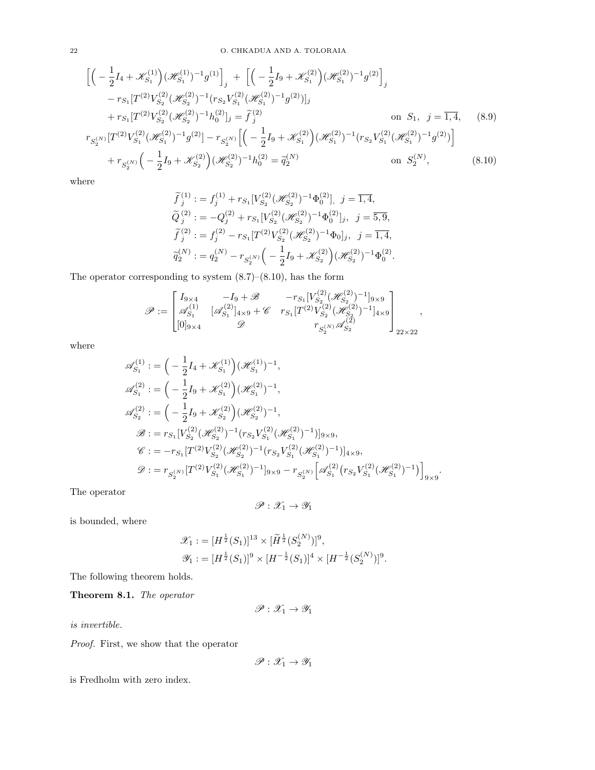$$
\begin{aligned}
&\Big[\Big(-\frac{1}{2}I_4+\mathscr{K}^{(1)}_{S_1}\Big)(\mathscr{H}^{(1)}_{S_1})^{-1}g^{(1)}\Big]_j + \Big[\Big(-\frac{1}{2}I_9+\mathscr{K}^{(2)}_{S_1}\Big)(\mathscr{H}^{(2)}_{S_1})^{-1}g^{(2)}\Big]_j\\
&\quad - r_{S_1}[T^{(2)}V^{(2)}_{S_2}(\mathscr{H}^{(2)}_{S_2})^{-1}(r_{S_2}V^{(2)}_{S_1}(\mathscr{H}^{(2)}_{S_1})^{-1}g^{(2)})]_j\\
&\quad + r_{S_1}[T^{(2)}V^{(2)}_{S_2}(\mathscr{H}^{(2)}_{S_2})^{-1}h^{(2)}_0]_j = \widetilde{f}^{\,(2)}_j \qquad \text{on } S_1,\ j=\overline{1,4}, \qquad (8.9)\\
&r_{S_2^{(N)}}[T^{(2)}V^{(2)}_{S_1}(\mathscr{H}^{(2)}_{S_1})^{-1}g^{(2)}] - r_{S_2^{(N)}}\Big[\Big(-\frac{1}{2}I_9+\mathscr{K}^{(2)}_{S_1}\Big)(\mathscr{H}^{(2)}_{S_1})^{-1}(r_{S_2}V^{(2)}_{S_1}(\mathscr{H}^{(2)}_{S_1})^{-1}g^{(2)})\Big]\\
&\quad + r_{S_2^{(N)}}\Big(-\frac{1}{2}I_9+\mathscr{K}^{(2)}_{S_2}\Big)(\mathscr{H}^{(2)}_{S_2})^{-1}h^{(2)}_0 = \widetilde{q}^{(N)}_2 \qquad \text{on } S_2^{(N)}, \qquad (8.10)
\end{aligned}
$$

where

$$
\begin{aligned}
\widetilde{f}^{\,(1)}_j &:= f^{(1)}_j + r_{S_1}[V^{(2)}_{S_2}(\mathscr{H}^{(2)}_{S_2})^{-1}\Phi^{(2)}_0],\ \ j=\overline{1,4},\\
\widetilde{Q}^{\,(2)}_j &:= -Q^{(2)}_j + r_{S_1}[V^{(2)}_{S_2}(\mathscr{H}^{(2)}_{S_2})^{-1}\Phi^{(2)}_0]_j,\ \ j=\overline{5,9},\\
\widetilde{f}^{\,(2)}_j &:= f^{(2)}_j - r_{S_1}[T^{(2)}V^{(2)}_{S_2}(\mathscr{H}^{(2)}_{S_2})^{-1}\Phi_0]_j,\ \ j=\overline{1,4},\\
\widetilde{q}^{(N)}_2 &:= q^{(N)}_2 - r_{S_2^{(N)}}\Big(-\frac{1}{2}I_9+\mathscr{K}^{(2)}_{S_2}\Big)(\mathscr{H}^{(2)}_{S_2})^{-1}\Phi^{(2)}_0.
\end{aligned}
$$

The operator corresponding to system (8.7)–(8.10), has the form

$$
\mathscr{P} := \begin{bmatrix}
I_{9\times 4} & -I_9+\mathscr{B} & -r_{S_1}[V^{(2)}_{S_2}(\mathscr{H}^{(2)}_{S_2})^{-1}]_{9\times 9}\\
\mathscr{A}^{(1)}_{S_1} & [\mathscr{A}^{(2)}_{S_1}]_{4\times 9}+\mathscr{C} & r_{S_1}[T^{(2)}V^{(2)}_{S_2}(\mathscr{H}^{(2)}_{S_2})^{-1}]_{4\times 9}\\
[0]_{9\times 4} & \mathscr{D} & r_{S_2^{(N)}}\mathscr{A}^{(2)}_{S_2}
\end{bmatrix}_{22\times 22},
$$

where

$$
\begin{aligned}
\mathscr{A}^{(1)}_{S_1} &:= \Big(-\frac{1}{2}I_4+\mathscr{K}^{(1)}_{S_1}\Big)(\mathscr{H}^{(1)}_{S_1})^{-1},\\
\mathscr{A}^{(2)}_{S_1} &:= \Big(-\frac{1}{2}I_9+\mathscr{K}^{(2)}_{S_1}\Big)(\mathscr{H}^{(2)}_{S_1})^{-1},\\
\mathscr{A}^{(2)}_{S_2} &:= \Big(-\frac{1}{2}I_9+\mathscr{K}^{(2)}_{S_2}\Big)(\mathscr{H}^{(2)}_{S_2})^{-1},\\
\mathscr{B} &:= r_{S_1}[V^{(2)}_{S_2}(\mathscr{H}^{(2)}_{S_2})^{-1}(r_{S_2}V^{(2)}_{S_1}(\mathscr{H}^{(2)}_{S_1})^{-1})]_{9\times 9},\\
\mathscr{C} &:= -r_{S_1}[T^{(2)}V^{(2)}_{S_2}(\mathscr{H}^{(2)}_{S_2})^{-1}(r_{S_2}V^{(2)}_{S_1}(\mathscr{H}^{(2)}_{S_1})^{-1})]_{4\times 9},\\
\mathscr{D} &:= r_{S_2^{(N)}}[T^{(2)}V^{(2)}_{S_1}(\mathscr{H}^{(2)}_{S_1})^{-1}]_{9\times 9} - r_{S_2^{(N)}}\Big[\mathscr{A}^{(2)}_{S_1}\big(r_{S_2}V^{(2)}_{S_1}(\mathscr{H}^{(2)}_{S_1})^{-1}\big)\Big]_{9\times 9}.
\end{aligned}
$$

The operator

$$
\mathscr{P}:\mathscr{X}_1\to\mathscr{Y}_1
$$

is bounded, where

$$
\begin{aligned}
\mathscr{X}_1 &:= [H^{\frac{1}{2}}(S_1)]^{13}\times[\widetilde{H}^{\frac{1}{2}}(S_2^{(N)})]^{9},\\
\mathscr{Y}_1 &:= [H^{\frac{1}{2}}(S_1)]^{9}\times[H^{-\frac{1}{2}}(S_1)]^{4}\times[H^{-\frac{1}{2}}(S_2^{(N)})]^{9}.
\end{aligned}
$$

The following theorem holds.

**Theorem 8.1.** *The operator*

$$
\mathscr{P}:\mathscr{X}_1\to\mathscr{Y}_1
$$

*is invertible.*

*Proof.* First, we show that the operator

$$
\mathscr{P}:\mathscr{X}_1\to\mathscr{Y}_1
$$

is Fredholm with zero index.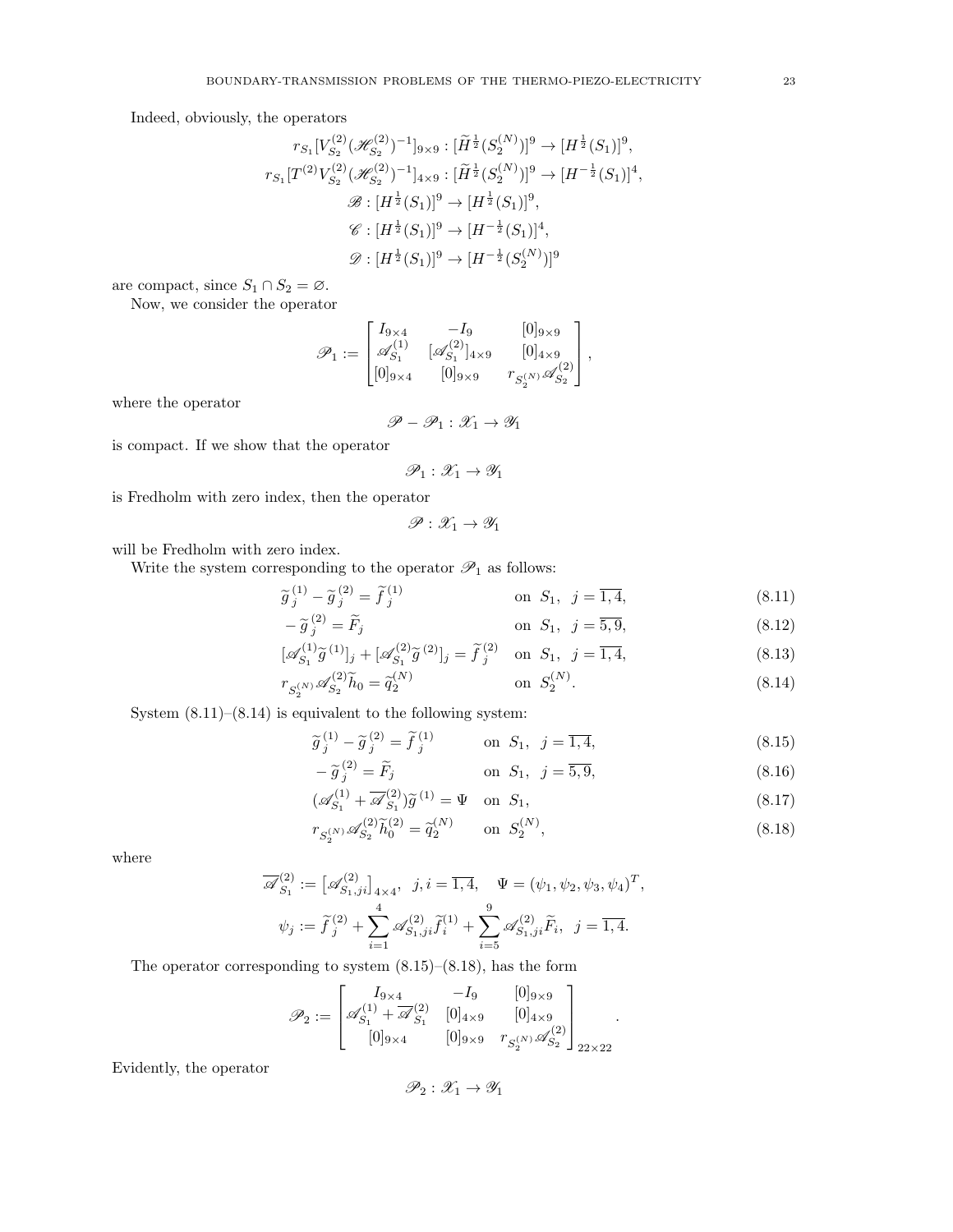Indeed, obviously, the operators

$$r_{S_1}[V_{S_2}^{(2)}(\mathscr{H}_{S_2}^{(2)})^{-1}]_{9\times 9} : [\widetilde{H}^{\frac{1}{2}}(S_2^{(N)})]^9 \to [H^{\frac{1}{2}}(S_1)]^9,$$

$$r_{S_1}[T^{(2)}V_{S_2}^{(2)}(\mathscr{H}_{S_2}^{(2)})^{-1}]_{4\times 9} : [\widetilde{H}^{\frac{1}{2}}(S_2^{(N)})]^9 \to [H^{-\frac{1}{2}}(S_1)]^4,$$

$$\mathscr{B} : [H^{\frac{1}{2}}(S_1)]^9 \to [H^{\frac{1}{2}}(S_1)]^9,$$

$$\mathscr{C} : [H^{\frac{1}{2}}(S_1)]^9 \to [H^{-\frac{1}{2}}(S_1)]^4,$$

$$\mathscr{D} : [H^{\frac{1}{2}}(S_1)]^9 \to [H^{-\frac{1}{2}}(S_2^{(N)})]^9$$

are compact, since $S_1 \cap S_2 = \varnothing$.

Now, we consider the operator

$$\mathscr{P}_1 := \begin{bmatrix} I_{9\times 4} & -I_9 & [0]_{9\times 9} \\ \mathscr{A}_{S_1}^{(1)} & [\mathscr{A}_{S_1}^{(2)}]_{4\times 9} & [0]_{4\times 9} \\ [0]_{9\times 4} & [0]_{9\times 9} & r_{S_2^{(N)}}\mathscr{A}_{S_2}^{(2)} \end{bmatrix},$$

where the operator

$$\mathscr{P} - \mathscr{P}_1 : \mathscr{X}_1 \to \mathscr{Y}_1$$

is compact. If we show that the operator

$$\mathscr{P}_1 : \mathscr{X}_1 \to \mathscr{Y}_1$$

is Fredholm with zero index, then the operator

$$\mathscr{P} : \mathscr{X}_1 \to \mathscr{Y}_1$$

will be Fredholm with zero index.

Write the system corresponding to the operator $\mathscr{P}_1$ as follows:

$$\widetilde{g}_j^{(1)} - \widetilde{g}_j^{(2)} = \widetilde{f}_j^{(1)} \quad \text{on } S_1, \ \ j = \overline{1,4}, \tag{8.11}$$

$$-\widetilde{g}_j^{(2)} = \widetilde{F}_j \quad \text{on } S_1, \ \ j = \overline{5,9}, \tag{8.12}$$

$$[\mathscr{A}_{S_1}^{(1)}\widetilde{g}^{(1)}]_j + [\mathscr{A}_{S_1}^{(2)}\widetilde{g}^{(2)}]_j = \widetilde{f}_j^{(2)} \quad \text{on } S_1, \ \ j = \overline{1,4}, \tag{8.13}$$

$$r_{S_2^{(N)}}\mathscr{A}_{S_2}^{(2)}\widetilde{h}_0 = \widetilde{q}_2^{(N)} \quad \text{on } S_2^{(N)}. \tag{8.14}$$

System (8.11)–(8.14) is equivalent to the following system:

$$\widetilde{g}_j^{(1)} - \widetilde{g}_j^{(2)} = \widetilde{f}_j^{(1)} \quad \text{on } S_1, \ \ j = \overline{1,4}, \tag{8.15}$$

$$-\widetilde{g}_j^{(2)} = \widetilde{F}_j \quad \text{on } S_1, \ \ j = \overline{5,9}, \tag{8.16}$$

$$(\mathscr{A}_{S_1}^{(1)} + \overline{\mathscr{A}}_{S_1}^{(2)})\widetilde{g}^{(1)} = \Psi \quad \text{on } S_1, \tag{8.17}$$

$$r_{S_2^{(N)}}\mathscr{A}_{S_2}^{(2)}\widetilde{h}_0^{(2)} = \widetilde{q}_2^{(N)} \quad \text{on } S_2^{(N)}, \tag{8.18}$$

where

$$\overline{\mathscr{A}}_{S_1}^{(2)} := \left[\mathscr{A}_{S_1,ji}^{(2)}\right]_{4\times 4}, \ \ j,i = \overline{1,4}, \quad \Psi = (\psi_1, \psi_2, \psi_3, \psi_4)^T,$$

$$\psi_j := \widetilde{f}_j^{(2)} + \sum_{i=1}^{4} \mathscr{A}_{S_1,ji}^{(2)}\widetilde{f}_i^{(1)} + \sum_{i=5}^{9} \mathscr{A}_{S_1,ji}^{(2)}\widetilde{F}_i, \ \ j = \overline{1,4}.$$

The operator corresponding to system (8.15)–(8.18), has the form

$$\mathscr{P}_2 := \begin{bmatrix} I_{9\times 4} & -I_9 & [0]_{9\times 9} \\ \mathscr{A}_{S_1}^{(1)} + \overline{\mathscr{A}}_{S_1}^{(2)} & [0]_{4\times 9} & [0]_{4\times 9} \\ [0]_{9\times 4} & [0]_{9\times 9} & r_{S_2^{(N)}}\mathscr{A}_{S_2}^{(2)} \end{bmatrix}_{22\times 22}.$$

Evidently, the operator

$$\mathscr{P}_2 : \mathscr{X}_1 \to \mathscr{Y}_1$$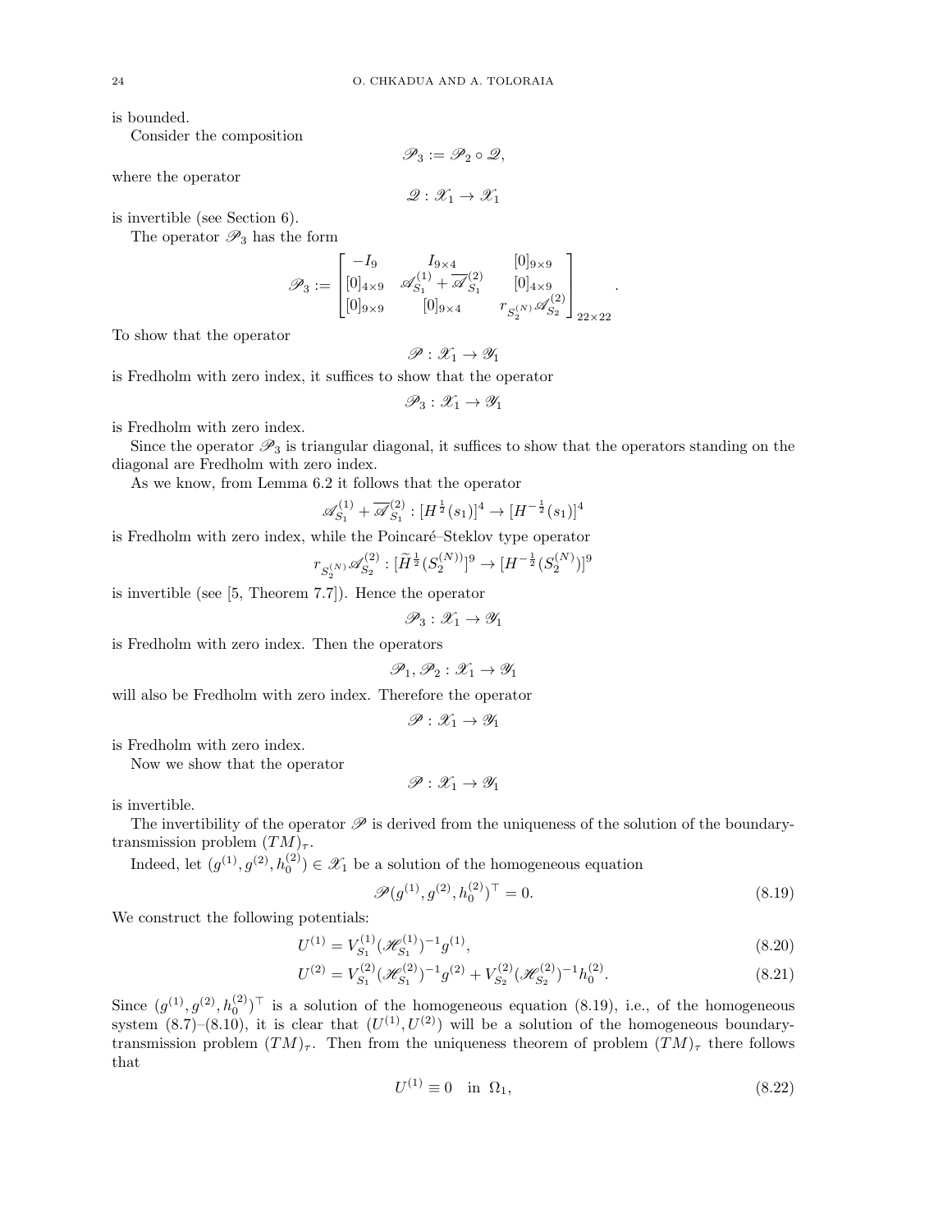is bounded.

Consider the composition

$$\mathscr{P}_3 := \mathscr{P}_2 \circ \mathscr{Q},$$

where the operator

$$\mathscr{Q} : \mathscr{X}_1 \to \mathscr{X}_1$$

is invertible (see Section 6).

The operator $\mathscr{P}_3$ has the form

$$\mathscr{P}_3 := \begin{bmatrix} -I_9 & I_{9\times 4} & [0]_{9\times 9} \\ [0]_{4\times 9} & \mathscr{A}^{(1)}_{S_1} + \overline{\mathscr{A}}^{(2)}_{S_1} & [0]_{4\times 9} \\ [0]_{9\times 9} & [0]_{9\times 4} & r_{S_2^{(N)}} \mathscr{A}^{(2)}_{S_2} \end{bmatrix}_{22\times 22}.$$

To show that the operator

$$\mathscr{P} : \mathscr{X}_1 \to \mathscr{Y}_1$$

is Fredholm with zero index, it suffices to show that the operator

$$\mathscr{P}_3 : \mathscr{X}_1 \to \mathscr{Y}_1$$

is Fredholm with zero index.

Since the operator $\mathscr{P}_3$ is triangular diagonal, it suffices to show that the operators standing on the diagonal are Fredholm with zero index.

As we know, from Lemma 6.2 it follows that the operator

$$\mathscr{A}^{(1)}_{S_1} + \overline{\mathscr{A}}^{(2)}_{S_1} : [H^{\frac{1}{2}}(s_1)]^4 \to [H^{-\frac{1}{2}}(s_1)]^4$$

is Fredholm with zero index, while the Poincaré–Steklov type operator

$$r_{S_2^{(N)}} \mathscr{A}^{(2)}_{S_2} : [\widetilde{H}^{\frac{1}{2}}(S_2^{(N)})]^9 \to [H^{-\frac{1}{2}}(S_2^{(N)})]^9$$

is invertible (see [5, Theorem 7.7]). Hence the operator

$$\mathscr{P}_3 : \mathscr{X}_1 \to \mathscr{Y}_1$$

is Fredholm with zero index. Then the operators

$$\mathscr{P}_1, \mathscr{P}_2 : \mathscr{X}_1 \to \mathscr{Y}_1$$

will also be Fredholm with zero index. Therefore the operator

$$\mathscr{P} : \mathscr{X}_1 \to \mathscr{Y}_1$$

is Fredholm with zero index.

Now we show that the operator

$$\mathscr{P} : \mathscr{X}_1 \to \mathscr{Y}_1$$

is invertible.

The invertibility of the operator $\mathscr{P}$ is derived from the uniqueness of the solution of the boundary-transmission problem $(TM)_\tau$.

Indeed, let $(g^{(1)}, g^{(2)}, h_0^{(2)}) \in \mathscr{X}_1$ be a solution of the homogeneous equation

$$\mathscr{P}(g^{(1)}, g^{(2)}, h_0^{(2)})^\top = 0. \tag{8.19}$$

We construct the following potentials:

$$U^{(1)} = V^{(1)}_{S_1} (\mathscr{H}^{(1)}_{S_1})^{-1} g^{(1)}, \tag{8.20}$$

$$U^{(2)} = V^{(2)}_{S_1} (\mathscr{H}^{(2)}_{S_1})^{-1} g^{(2)} + V^{(2)}_{S_2} (\mathscr{H}^{(2)}_{S_2})^{-1} h_0^{(2)}. \tag{8.21}$$

Since $(g^{(1)}, g^{(2)}, h_0^{(2)})^\top$ is a solution of the homogeneous equation (8.19), i.e., of the homogeneous system (8.7)–(8.10), it is clear that $(U^{(1)}, U^{(2)})$ will be a solution of the homogeneous boundary-transmission problem $(TM)_\tau$. Then from the uniqueness theorem of problem $(TM)_\tau$ there follows that

$$U^{(1)} \equiv 0 \quad \text{in } \Omega_1, \tag{8.22}$$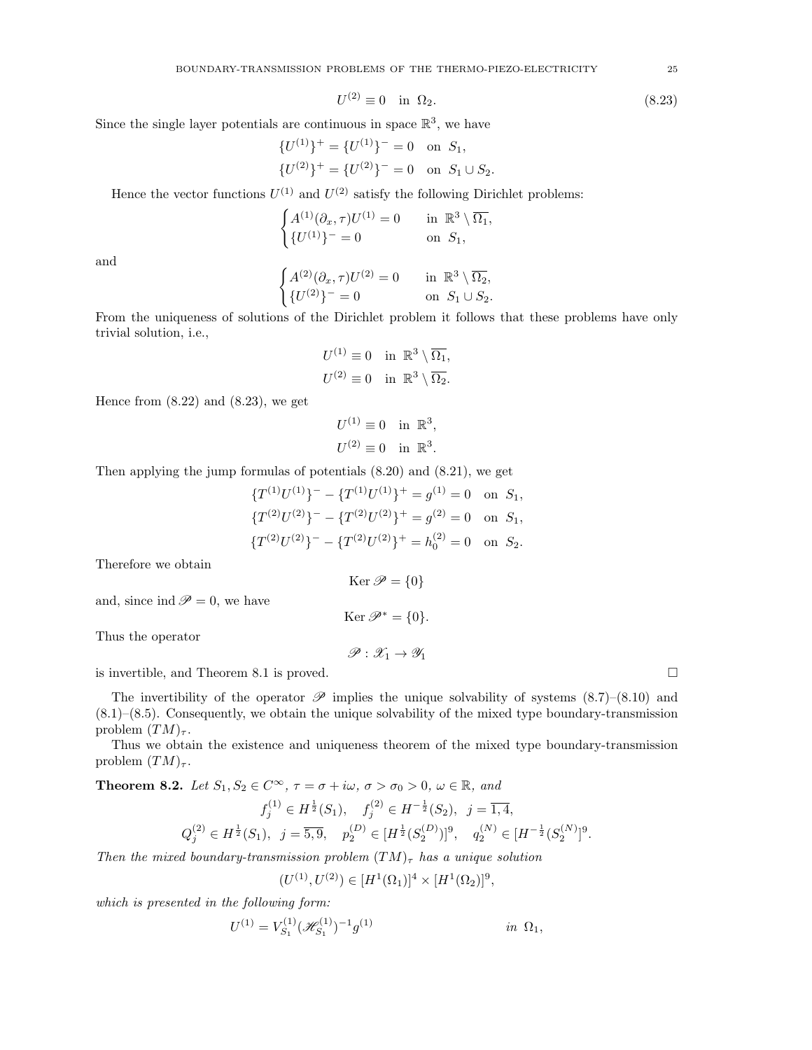$$U^{(2)} \equiv 0 \quad \text{in } \Omega_2. \tag{8.23}$$

Since the single layer potentials are continuous in space $\mathbb{R}^3$, we have

$$\{U^{(1)}\}^+ = \{U^{(1)}\}^- = 0 \quad \text{on } S_1,$$
$$\{U^{(2)}\}^+ = \{U^{(2)}\}^- = 0 \quad \text{on } S_1 \cup S_2.$$

Hence the vector functions $U^{(1)}$ and $U^{(2)}$ satisfy the following Dirichlet problems:

$$\begin{cases} A^{(1)}(\partial_x, \tau)U^{(1)} = 0 & \text{in } \mathbb{R}^3 \setminus \overline{\Omega_1}, \\ \{U^{(1)}\}^- = 0 & \text{on } S_1, \end{cases}$$

and

$$\begin{cases} A^{(2)}(\partial_x, \tau)U^{(2)} = 0 & \text{in } \mathbb{R}^3 \setminus \overline{\Omega_2}, \\ \{U^{(2)}\}^- = 0 & \text{on } S_1 \cup S_2. \end{cases}$$

From the uniqueness of solutions of the Dirichlet problem it follows that these problems have only trivial solution, i.e.,

$$U^{(1)} \equiv 0 \quad \text{in } \mathbb{R}^3 \setminus \overline{\Omega_1},$$
$$U^{(2)} \equiv 0 \quad \text{in } \mathbb{R}^3 \setminus \overline{\Omega_2}.$$

Hence from (8.22) and (8.23), we get

$$U^{(1)} \equiv 0 \quad \text{in } \mathbb{R}^3,$$
$$U^{(2)} \equiv 0 \quad \text{in } \mathbb{R}^3.$$

Then applying the jump formulas of potentials (8.20) and (8.21), we get

$$\{T^{(1)}U^{(1)}\}^- - \{T^{(1)}U^{(1)}\}^+ = g^{(1)} = 0 \quad \text{on } S_1,$$
$$\{T^{(2)}U^{(2)}\}^- - \{T^{(2)}U^{(2)}\}^+ = g^{(2)} = 0 \quad \text{on } S_1,$$
$$\{T^{(2)}U^{(2)}\}^- - \{T^{(2)}U^{(2)}\}^+ = h_0^{(2)} = 0 \quad \text{on } S_2.$$

Therefore we obtain

$$\operatorname{Ker} \mathscr{P} = \{0\}$$

and, since $\operatorname{ind} \mathscr{P} = 0$, we have

$$\operatorname{Ker} \mathscr{P}^* = \{0\}.$$

Thus the operator

$$\mathscr{P} : \mathscr{X}_1 \to \mathscr{Y}_1$$

is invertible, and Theorem 8.1 is proved. □

The invertibility of the operator $\mathscr{P}$ implies the unique solvability of systems (8.7)–(8.10) and (8.1)–(8.5). Consequently, we obtain the unique solvability of the mixed type boundary-transmission problem $(TM)_\tau$.

Thus we obtain the existence and uniqueness theorem of the mixed type boundary-transmission problem $(TM)_\tau$.

**Theorem 8.2.** *Let $S_1, S_2 \in C^\infty$, $\tau = \sigma + i\omega$, $\sigma > \sigma_0 > 0$, $\omega \in \mathbb{R}$, and*

$$f_j^{(1)} \in H^{\frac{1}{2}}(S_1), \quad f_j^{(2)} \in H^{-\frac{1}{2}}(S_2), \quad j = \overline{1,4},$$
$$Q_j^{(2)} \in H^{\frac{1}{2}}(S_1), \quad j = \overline{5,9}, \quad p_2^{(D)} \in [H^{\frac{1}{2}}(S_2^{(D)})]^9, \quad q_2^{(N)} \in [H^{-\frac{1}{2}}(S_2^{(N)})]^9.$$

*Then the mixed boundary-transmission problem $(TM)_\tau$ has a unique solution*

$$(U^{(1)}, U^{(2)}) \in [H^1(\Omega_1)]^4 \times [H^1(\Omega_2)]^9,$$

*which is presented in the following form:*

$$U^{(1)} = V_{S_1}^{(1)} (\mathscr{H}_{S_1}^{(1)})^{-1} g^{(1)} \qquad \text{in } \Omega_1,$$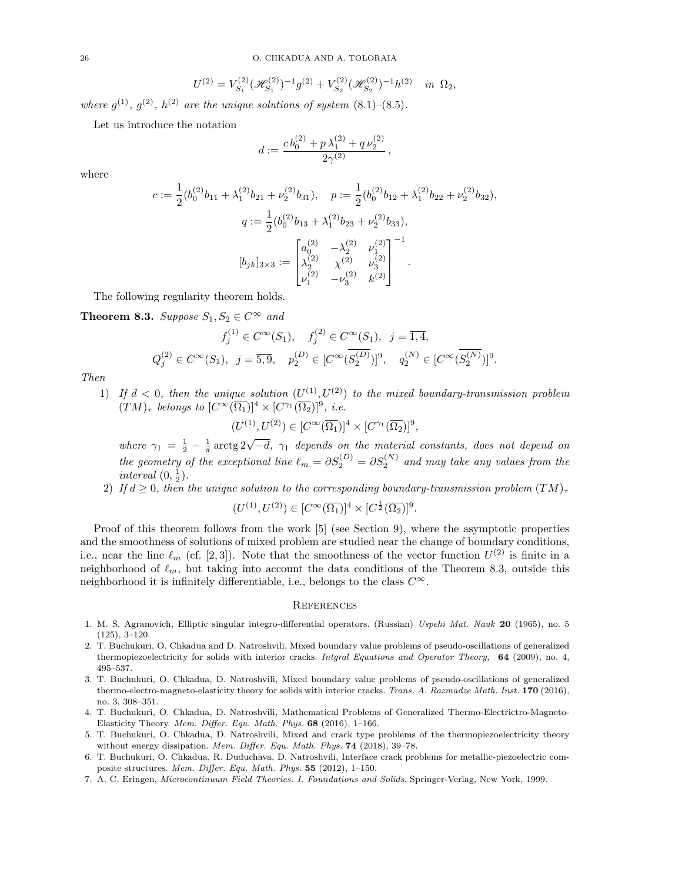$$U^{(2)} = V^{(2)}_{S_1}(\mathscr{H}^{(2)}_{S_1})^{-1}g^{(2)} + V^{(2)}_{S_2}(\mathscr{H}^{(2)}_{S_2})^{-1}h^{(2)} \quad \textit{in } \Omega_2,$$

*where* $g^{(1)}$, $g^{(2)}$, $h^{(2)}$ *are the unique solutions of system* (8.1)–(8.5).

Let us introduce the notation

$$d := \frac{c\, b_0^{(2)} + p\, \lambda_1^{(2)} + q\, \nu_2^{(2)}}{2\gamma^{(2)}}\,,$$

where

$$c := \frac{1}{2}(b_0^{(2)}b_{11} + \lambda_1^{(2)}b_{21} + \nu_2^{(2)}b_{31}), \quad p := \frac{1}{2}(b_0^{(2)}b_{12} + \lambda_1^{(2)}b_{22} + \nu_2^{(2)}b_{32}),$$

$$q := \frac{1}{2}(b_0^{(2)}b_{13} + \lambda_1^{(2)}b_{23} + \nu_2^{(2)}b_{33}),$$

$$[b_{jk}]_{3\times 3} := \begin{bmatrix} a_0^{(2)} & -\lambda_2^{(2)} & \nu_1^{(2)} \\ \lambda_2^{(2)} & \chi^{(2)} & \nu_3^{(2)} \\ \nu_1^{(2)} & -\nu_3^{(2)} & k^{(2)} \end{bmatrix}^{-1}.$$

The following regularity theorem holds.

**Theorem 8.3.** *Suppose* $S_1, S_2 \in C^\infty$ *and*

$$f_j^{(1)} \in C^\infty(S_1), \quad f_j^{(2)} \in C^\infty(S_1), \quad j = \overline{1,4},$$

$$Q_j^{(2)} \in C^\infty(S_1), \quad j = \overline{5,9}, \quad p_2^{(D)} \in [C^\infty(\overline{S_2^{(D)}})]^9, \quad q_2^{(N)} \in [C^\infty(\overline{S_2^{(N)}})]^9.$$

*Then*

1) *If* $d < 0$, *then the unique solution* $(U^{(1)}, U^{(2)})$ *to the mixed boundary-transmission problem* $(TM)_\tau$ *belongs to* $[C^\infty(\overline{\Omega_1})]^4 \times [C^{\gamma_1}(\overline{\Omega_2})]^9$, *i.e.*

$$(U^{(1)}, U^{(2)}) \in [C^\infty(\overline{\Omega_1})]^4 \times [C^{\gamma_1}(\overline{\Omega_2})]^9,$$

*where* $\gamma_1 = \frac{1}{2} - \frac{1}{\pi}\operatorname{arctg} 2\sqrt{-d}$, $\gamma_1$ *depends on the material constants, does not depend on the geometry of the exceptional line* $\ell_m = \partial S_2^{(D)} = \partial S_2^{(N)}$ *and may take any values from the interval* $(0, \frac{1}{2})$.

2) *If* $d \geq 0$, *then the unique solution to the corresponding boundary-transmission problem* $(TM)_\tau$

$$(U^{(1)}, U^{(2)}) \in [C^\infty(\overline{\Omega_1})]^4 \times [C^{\frac{1}{2}}(\overline{\Omega_2})]^9.$$

Proof of this theorem follows from the work [5] (see Section 9), where the asymptotic properties and the smoothness of solutions of mixed problem are studied near the change of boundary conditions, i.e., near the line $\ell_m$ (cf. [2,3]). Note that the smoothness of the vector function $U^{(2)}$ is finite in a neighborhood of $\ell_m$, but taking into account the data conditions of the Theorem 8.3, outside this neighborhood it is infinitely differentiable, i.e., belongs to the class $C^\infty$.

## References

1. M. S. Agranovich, Elliptic singular integro-differential operators. (Russian) *Uspehi Mat. Nauk* **20** (1965), no. 5 (125), 3–120.
2. T. Buchukuri, O. Chkadua and D. Natroshvili, Mixed boundary value problems of pseudo-oscillations of generalized thermopiezoelectricity for solids with interior cracks. *Intgral Equations and Operator Theory,* **64** (2009), no. 4, 495–537.
3. T. Buchukuri, O. Chkadua, D. Natroshvili, Mixed boundary value problems of pseudo-oscillations of generalized thermo-electro-magneto-elasticity theory for solids with interior cracks. *Trans. A. Razmadze Math. Inst.* **170** (2016), no. 3, 308–351.
4. T. Buchukuri, O. Chkadua, D. Natroshvili, Mathematical Problems of Generalized Thermo-Electrictro-Magneto-Elasticity Theory. *Mem. Differ. Equ. Math. Phys.* **68** (2016), 1–166.
5. T. Buchukuri, O. Chkadua, D. Natroshvili, Mixed and crack type problems of the thermopiezoelectricity theory without energy dissipation. *Mem. Differ. Equ. Math. Phys.* **74** (2018), 39–78.
6. T. Buchukuri, O. Chkadua, R. Duduchava, D. Natroshvili, Interface crack problems for metallic-piezoelectric composite structures. *Mem. Differ. Equ. Math. Phys.* **55** (2012), 1–150.
7. A. C. Eringen, *Microcontinuum Field Theories. I. Foundations and Solids*. Springer-Verlag, New York, 1999.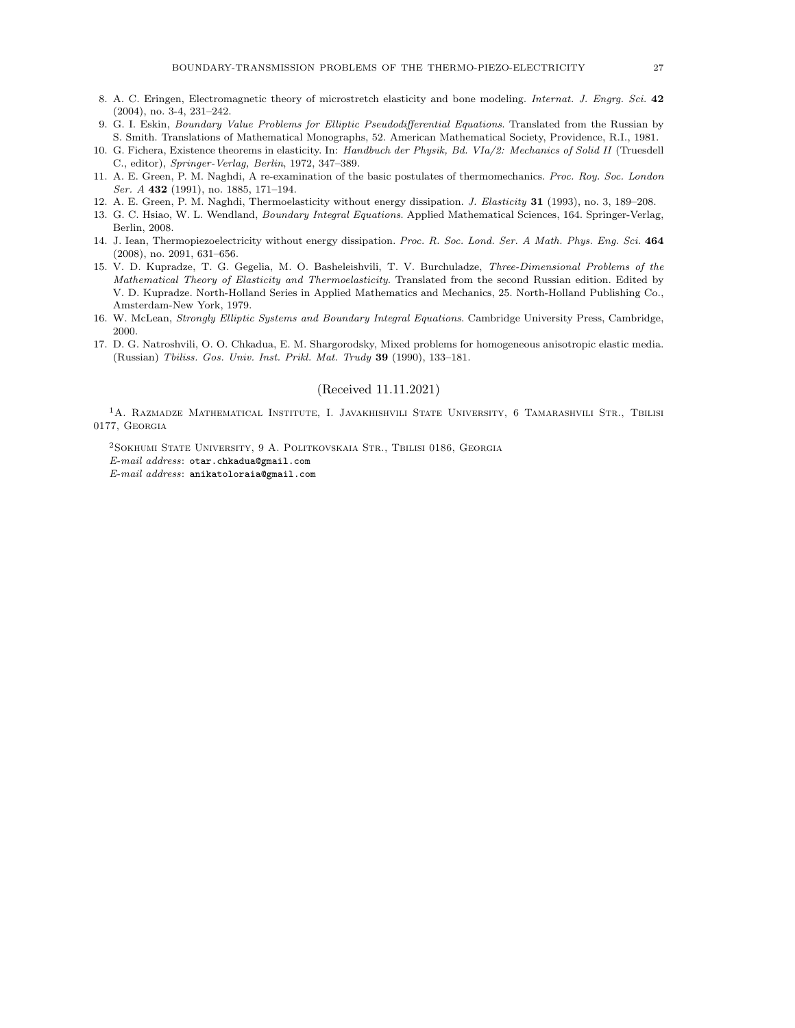8. A. C. Eringen, Electromagnetic theory of microstretch elasticity and bone modeling. *Internat. J. Engrg. Sci.* **42** (2004), no. 3-4, 231–242.
9. G. I. Eskin, *Boundary Value Problems for Elliptic Pseudodifferential Equations*. Translated from the Russian by S. Smith. Translations of Mathematical Monographs, 52. American Mathematical Society, Providence, R.I., 1981.
10. G. Fichera, Existence theorems in elasticity. In: *Handbuch der Physik, Bd. VIa/2: Mechanics of Solid II* (Truesdell C., editor), *Springer-Verlag, Berlin*, 1972, 347–389.
11. A. E. Green, P. M. Naghdi, A re-examination of the basic postulates of thermomechanics. *Proc. Roy. Soc. London Ser. A* **432** (1991), no. 1885, 171–194.
12. A. E. Green, P. M. Naghdi, Thermoelasticity without energy dissipation. *J. Elasticity* **31** (1993), no. 3, 189–208.
13. G. C. Hsiao, W. L. Wendland, *Boundary Integral Equations*. Applied Mathematical Sciences, 164. Springer-Verlag, Berlin, 2008.
14. J. Iean, Thermopiezoelectricity without energy dissipation. *Proc. R. Soc. Lond. Ser. A Math. Phys. Eng. Sci.* **464** (2008), no. 2091, 631–656.
15. V. D. Kupradze, T. G. Gegelia, M. O. Basheleishvili, T. V. Burchuladze, *Three-Dimensional Problems of the Mathematical Theory of Elasticity and Thermoelasticity*. Translated from the second Russian edition. Edited by V. D. Kupradze. North-Holland Series in Applied Mathematics and Mechanics, 25. North-Holland Publishing Co., Amsterdam-New York, 1979.
16. W. McLean, *Strongly Elliptic Systems and Boundary Integral Equations*. Cambridge University Press, Cambridge, 2000.
17. D. G. Natroshvili, O. O. Chkadua, E. M. Shargorodsky, Mixed problems for homogeneous anisotropic elastic media. (Russian) *Tbiliss. Gos. Univ. Inst. Prikl. Mat. Trudy* **39** (1990), 133–181.

(Received 11.11.2021)

[1]A. Razmadze Mathematical Institute, I. Javakhishvili State University, 6 Tamarashvili Str., Tbilisi 0177, Georgia

[2]Sokhumi State University, 9 A. Politkovskaia Str., Tbilisi 0186, Georgia

*E-mail address*: otar.chkadua@gmail.com

*E-mail address*: anikatoloraia@gmail.com